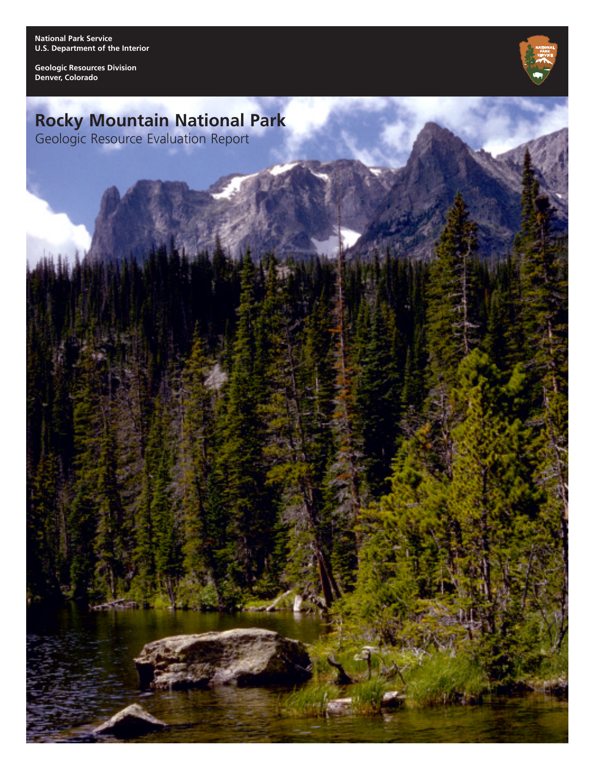National Park Service
U.S. Department of the Interior

Geologic Resources Division
Denver, Colorado

# Rocky Mountain National Park

Geologic Resource Evaluation Report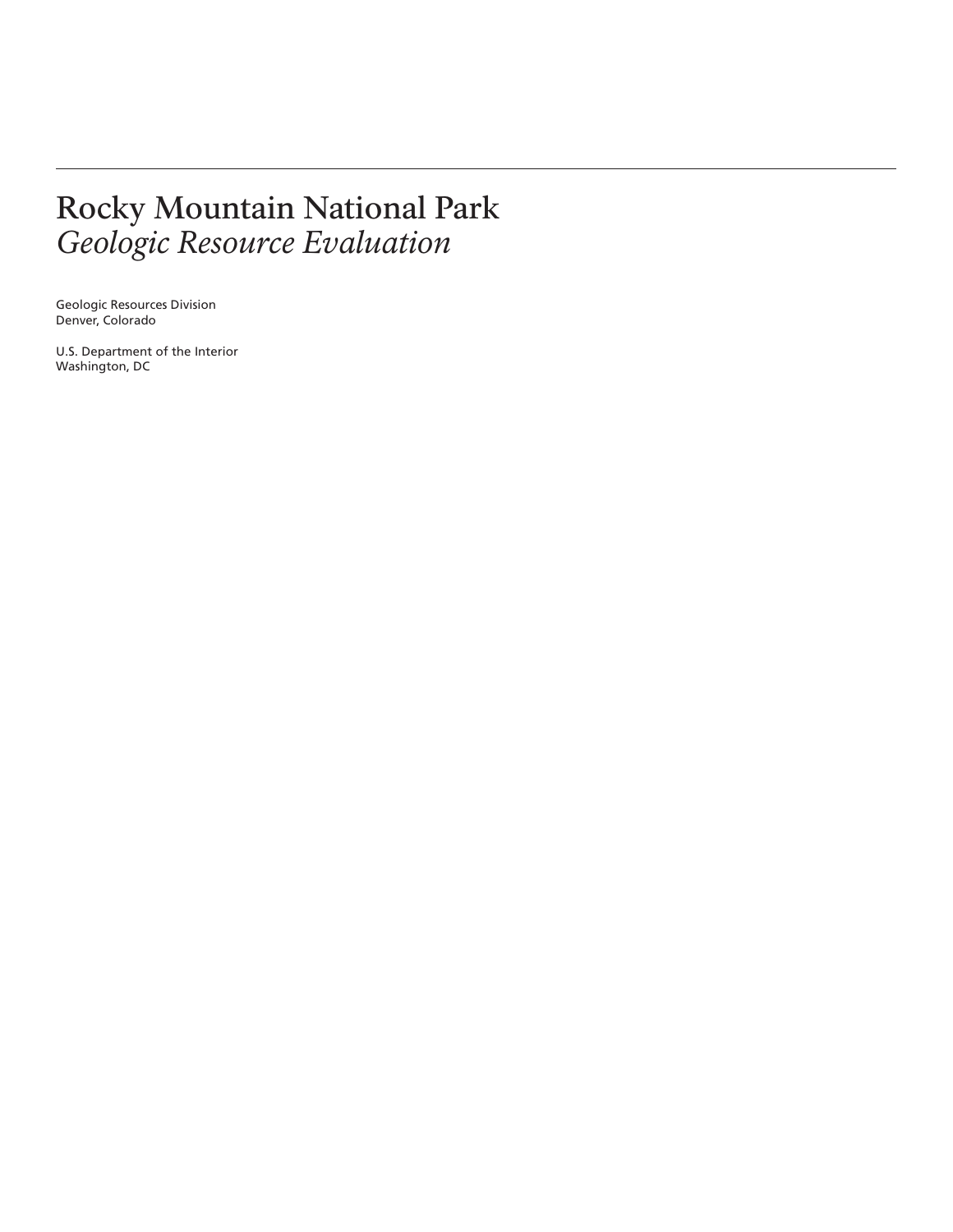# Rocky Mountain National Park
## *Geologic Resource Evaluation*

Geologic Resources Division
Denver, Colorado

U.S. Department of the Interior
Washington, DC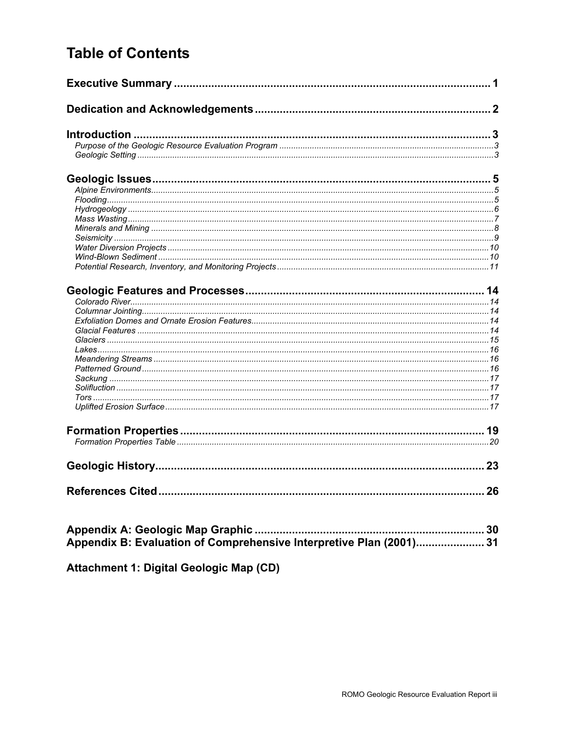# Table of Contents

**Executive Summary** ........................................................ 1

**Dedication and Acknowledgements** ........................................ 2

**Introduction** ................................................................ 3

*Purpose of the Geologic Resource Evaluation Program* ........................ 3
*Geologic Setting* ............................................................ 3

**Geologic Issues** ............................................................ 5

*Alpine Environments* ........................................................ 5
*Flooding* .................................................................... 5
*Hydrogeology* ................................................................ 6
*Mass Wasting* ................................................................ 7
*Minerals and Mining* ......................................................... 8
*Seismicity* .................................................................. 9
*Water Diversion Projects* ................................................... 10
*Wind-Blown Sediment* ........................................................ 10
*Potential Research, Inventory, and Monitoring Projects* ..................... 11

**Geologic Features and Processes** ........................................... 14

*Colorado River* ............................................................. 14
*Columnar Jointing* .......................................................... 14
*Exfoliation Domes and Ornate Erosion Features* .............................. 14
*Glacial Features* ........................................................... 14
*Glaciers* ................................................................... 15
*Lakes* ...................................................................... 16
*Meandering Streams* ......................................................... 16
*Patterned Ground* ........................................................... 16
*Sackung* .................................................................... 17
*Solifluction* ............................................................... 17
*Tors* ....................................................................... 17
*Uplifted Erosion Surface* ................................................... 17

**Formation Properties** ...................................................... 19

*Formation Properties Table* ................................................. 20

**Geologic History** .......................................................... 23

**References Cited** .......................................................... 26

**Appendix A: Geologic Map Graphic** .......................................... 30
**Appendix B: Evaluation of Comprehensive Interpretive Plan (2001)** ........... 31

**Attachment 1: Digital Geologic Map (CD)**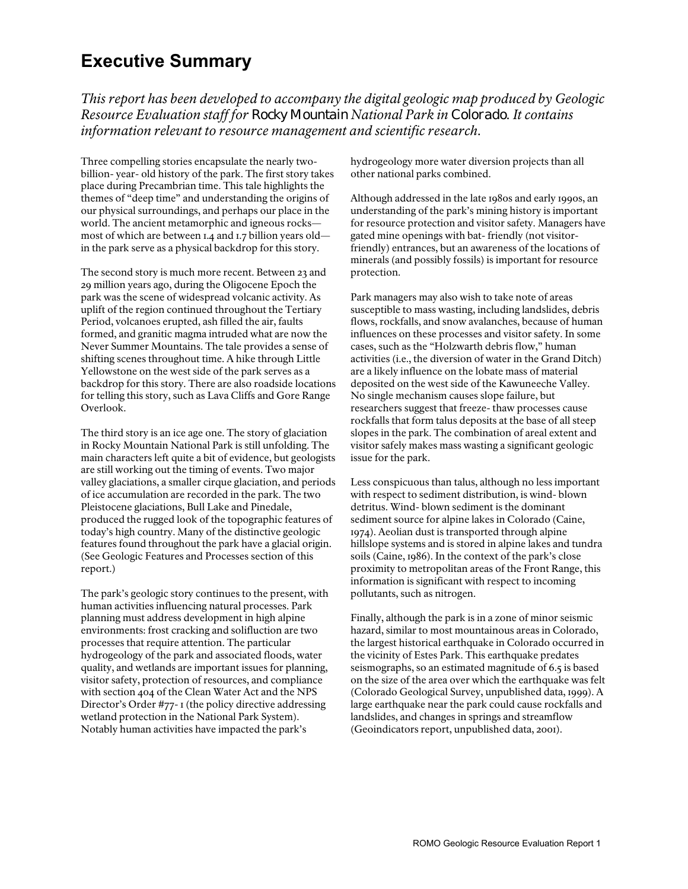# Executive Summary

*This report has been developed to accompany the digital geologic map produced by Geologic Resource Evaluation staff for Rocky Mountain National Park in Colorado. It contains information relevant to resource management and scientific research.*

Three compelling stories encapsulate the nearly two-billion- year- old history of the park. The first story takes place during Precambrian time. This tale highlights the themes of "deep time" and understanding the origins of our physical surroundings, and perhaps our place in the world. The ancient metamorphic and igneous rocks—most of which are between 1.4 and 1.7 billion years old—in the park serve as a physical backdrop for this story.

The second story is much more recent. Between 23 and 29 million years ago, during the Oligocene Epoch the park was the scene of widespread volcanic activity. As uplift of the region continued throughout the Tertiary Period, volcanoes erupted, ash filled the air, faults formed, and granitic magma intruded what are now the Never Summer Mountains. The tale provides a sense of shifting scenes throughout time. A hike through Little Yellowstone on the west side of the park serves as a backdrop for this story. There are also roadside locations for telling this story, such as Lava Cliffs and Gore Range Overlook.

The third story is an ice age one. The story of glaciation in Rocky Mountain National Park is still unfolding. The main characters left quite a bit of evidence, but geologists are still working out the timing of events. Two major valley glaciations, a smaller cirque glaciation, and periods of ice accumulation are recorded in the park. The two Pleistocene glaciations, Bull Lake and Pinedale, produced the rugged look of the topographic features of today's high country. Many of the distinctive geologic features found throughout the park have a glacial origin. (See Geologic Features and Processes section of this report.)

The park's geologic story continues to the present, with human activities influencing natural processes. Park planning must address development in high alpine environments: frost cracking and solifluction are two processes that require attention. The particular hydrogeology of the park and associated floods, water quality, and wetlands are important issues for planning, visitor safety, protection of resources, and compliance with section 404 of the Clean Water Act and the NPS Director's Order #77- 1 (the policy directive addressing wetland protection in the National Park System). Notably human activities have impacted the park's hydrogeology more water diversion projects than all other national parks combined.

Although addressed in the late 1980s and early 1990s, an understanding of the park's mining history is important for resource protection and visitor safety. Managers have gated mine openings with bat- friendly (not visitor-friendly) entrances, but an awareness of the locations of minerals (and possibly fossils) is important for resource protection.

Park managers may also wish to take note of areas susceptible to mass wasting, including landslides, debris flows, rockfalls, and snow avalanches, because of human influences on these processes and visitor safety. In some cases, such as the "Holzwarth debris flow," human activities (i.e., the diversion of water in the Grand Ditch) are a likely influence on the lobate mass of material deposited on the west side of the Kawuneeche Valley. No single mechanism causes slope failure, but researchers suggest that freeze- thaw processes cause rockfalls that form talus deposits at the base of all steep slopes in the park. The combination of areal extent and visitor safely makes mass wasting a significant geologic issue for the park.

Less conspicuous than talus, although no less important with respect to sediment distribution, is wind- blown detritus. Wind- blown sediment is the dominant sediment source for alpine lakes in Colorado (Caine, 1974). Aeolian dust is transported through alpine hillslope systems and is stored in alpine lakes and tundra soils (Caine, 1986). In the context of the park's close proximity to metropolitan areas of the Front Range, this information is significant with respect to incoming pollutants, such as nitrogen.

Finally, although the park is in a zone of minor seismic hazard, similar to most mountainous areas in Colorado, the largest historical earthquake in Colorado occurred in the vicinity of Estes Park. This earthquake predates seismographs, so an estimated magnitude of 6.5 is based on the size of the area over which the earthquake was felt (Colorado Geological Survey, unpublished data, 1999). A large earthquake near the park could cause rockfalls and landslides, and changes in springs and streamflow (Geoindicators report, unpublished data, 2001).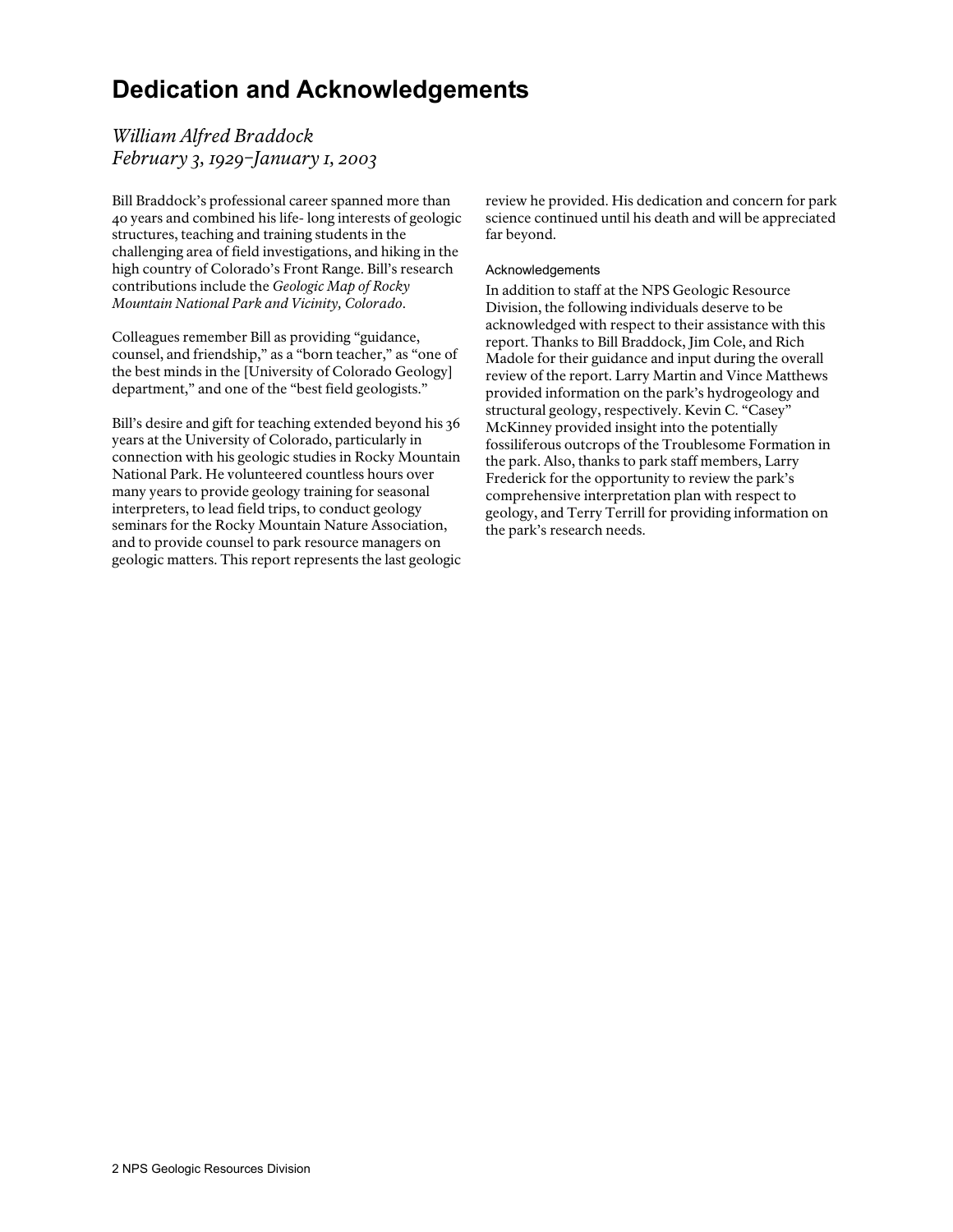# Dedication and Acknowledgements

*William Alfred Braddock*
*February 3, 1929–January 1, 2003*

Bill Braddock's professional career spanned more than 40 years and combined his life- long interests of geologic structures, teaching and training students in the challenging area of field investigations, and hiking in the high country of Colorado's Front Range. Bill's research contributions include the *Geologic Map of Rocky Mountain National Park and Vicinity, Colorado*.

Colleagues remember Bill as providing "guidance, counsel, and friendship," as a "born teacher," as "one of the best minds in the [University of Colorado Geology] department," and one of the "best field geologists."

Bill's desire and gift for teaching extended beyond his 36 years at the University of Colorado, particularly in connection with his geologic studies in Rocky Mountain National Park. He volunteered countless hours over many years to provide geology training for seasonal interpreters, to lead field trips, to conduct geology seminars for the Rocky Mountain Nature Association, and to provide counsel to park resource managers on geologic matters. This report represents the last geologic review he provided. His dedication and concern for park science continued until his death and will be appreciated far beyond.

## Acknowledgements

In addition to staff at the NPS Geologic Resource Division, the following individuals deserve to be acknowledged with respect to their assistance with this report. Thanks to Bill Braddock, Jim Cole, and Rich Madole for their guidance and input during the overall review of the report. Larry Martin and Vince Matthews provided information on the park's hydrogeology and structural geology, respectively. Kevin C. "Casey" McKinney provided insight into the potentially fossiliferous outcrops of the Troublesome Formation in the park. Also, thanks to park staff members, Larry Frederick for the opportunity to review the park's comprehensive interpretation plan with respect to geology, and Terry Terrill for providing information on the park's research needs.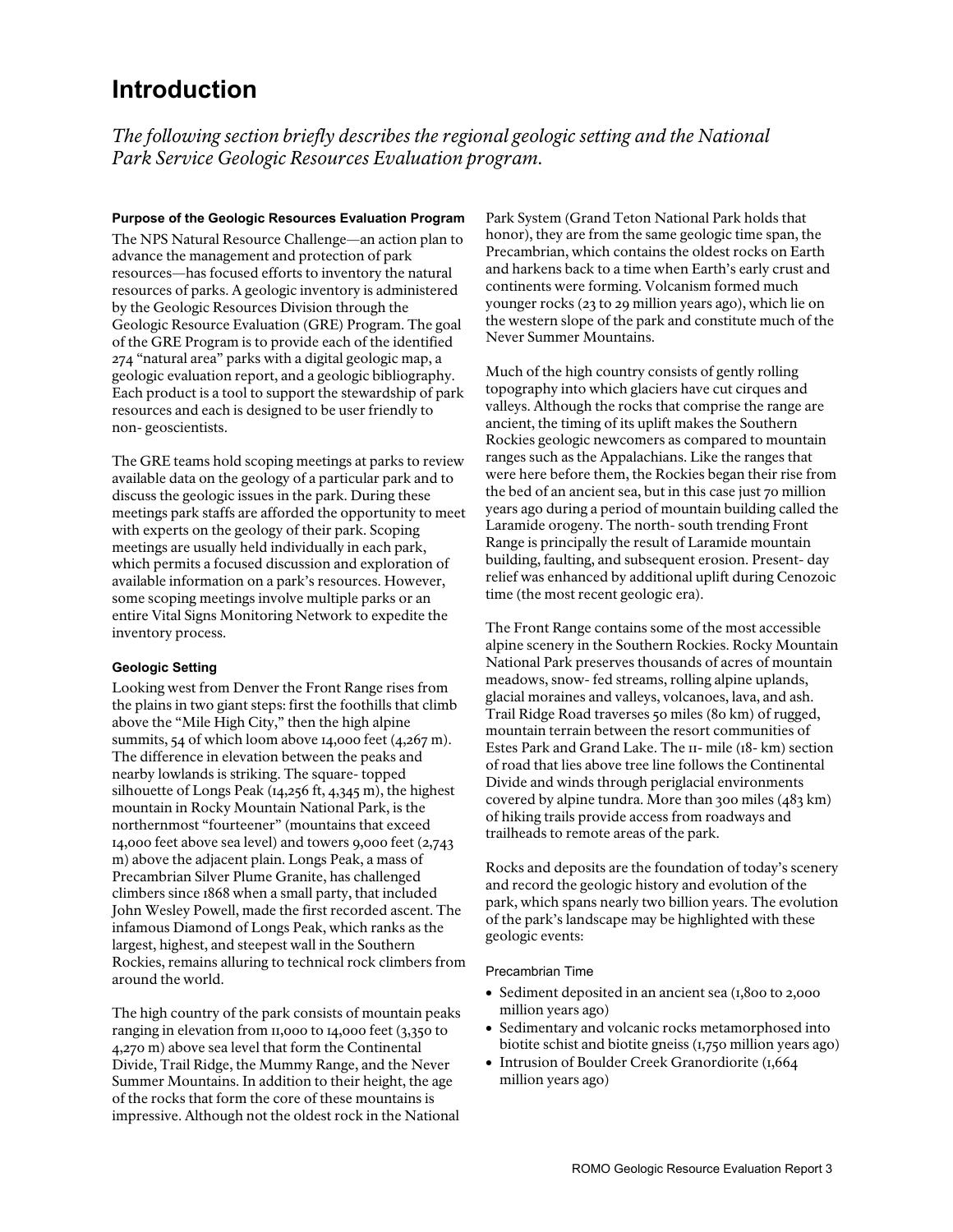# Introduction

*The following section briefly describes the regional geologic setting and the National Park Service Geologic Resources Evaluation program.*

### Purpose of the Geologic Resources Evaluation Program

The NPS Natural Resource Challenge—an action plan to advance the management and protection of park resources—has focused efforts to inventory the natural resources of parks. A geologic inventory is administered by the Geologic Resources Division through the Geologic Resource Evaluation (GRE) Program. The goal of the GRE Program is to provide each of the identified 274 "natural area" parks with a digital geologic map, a geologic evaluation report, and a geologic bibliography. Each product is a tool to support the stewardship of park resources and each is designed to be user friendly to non- geoscientists.

The GRE teams hold scoping meetings at parks to review available data on the geology of a particular park and to discuss the geologic issues in the park. During these meetings park staffs are afforded the opportunity to meet with experts on the geology of their park. Scoping meetings are usually held individually in each park, which permits a focused discussion and exploration of available information on a park's resources. However, some scoping meetings involve multiple parks or an entire Vital Signs Monitoring Network to expedite the inventory process.

### Geologic Setting

Looking west from Denver the Front Range rises from the plains in two giant steps: first the foothills that climb above the "Mile High City," then the high alpine summits, 54 of which loom above 14,000 feet (4,267 m). The difference in elevation between the peaks and nearby lowlands is striking. The square- topped silhouette of Longs Peak (14,256 ft, 4,345 m), the highest mountain in Rocky Mountain National Park, is the northernmost "fourteener" (mountains that exceed 14,000 feet above sea level) and towers 9,000 feet (2,743 m) above the adjacent plain. Longs Peak, a mass of Precambrian Silver Plume Granite, has challenged climbers since 1868 when a small party, that included John Wesley Powell, made the first recorded ascent. The infamous Diamond of Longs Peak, which ranks as the largest, highest, and steepest wall in the Southern Rockies, remains alluring to technical rock climbers from around the world.

The high country of the park consists of mountain peaks ranging in elevation from 11,000 to 14,000 feet (3,350 to 4,270 m) above sea level that form the Continental Divide, Trail Ridge, the Mummy Range, and the Never Summer Mountains. In addition to their height, the age of the rocks that form the core of these mountains is impressive. Although not the oldest rock in the National Park System (Grand Teton National Park holds that honor), they are from the same geologic time span, the Precambrian, which contains the oldest rocks on Earth and harkens back to a time when Earth's early crust and continents were forming. Volcanism formed much younger rocks (23 to 29 million years ago), which lie on the western slope of the park and constitute much of the Never Summer Mountains.

Much of the high country consists of gently rolling topography into which glaciers have cut cirques and valleys. Although the rocks that comprise the range are ancient, the timing of its uplift makes the Southern Rockies geologic newcomers as compared to mountain ranges such as the Appalachians. Like the ranges that were here before them, the Rockies began their rise from the bed of an ancient sea, but in this case just 70 million years ago during a period of mountain building called the Laramide orogeny. The north- south trending Front Range is principally the result of Laramide mountain building, faulting, and subsequent erosion. Present- day relief was enhanced by additional uplift during Cenozoic time (the most recent geologic era).

The Front Range contains some of the most accessible alpine scenery in the Southern Rockies. Rocky Mountain National Park preserves thousands of acres of mountain meadows, snow- fed streams, rolling alpine uplands, glacial moraines and valleys, volcanoes, lava, and ash. Trail Ridge Road traverses 50 miles (80 km) of rugged, mountain terrain between the resort communities of Estes Park and Grand Lake. The 11- mile (18- km) section of road that lies above tree line follows the Continental Divide and winds through periglacial environments covered by alpine tundra. More than 300 miles (483 km) of hiking trails provide access from roadways and trailheads to remote areas of the park.

Rocks and deposits are the foundation of today's scenery and record the geologic history and evolution of the park, which spans nearly two billion years. The evolution of the park's landscape may be highlighted with these geologic events:

#### Precambrian Time

- Sediment deposited in an ancient sea (1,800 to 2,000 million years ago)
- Sedimentary and volcanic rocks metamorphosed into biotite schist and biotite gneiss (1,750 million years ago)
- Intrusion of Boulder Creek Granordiorite (1,664 million years ago)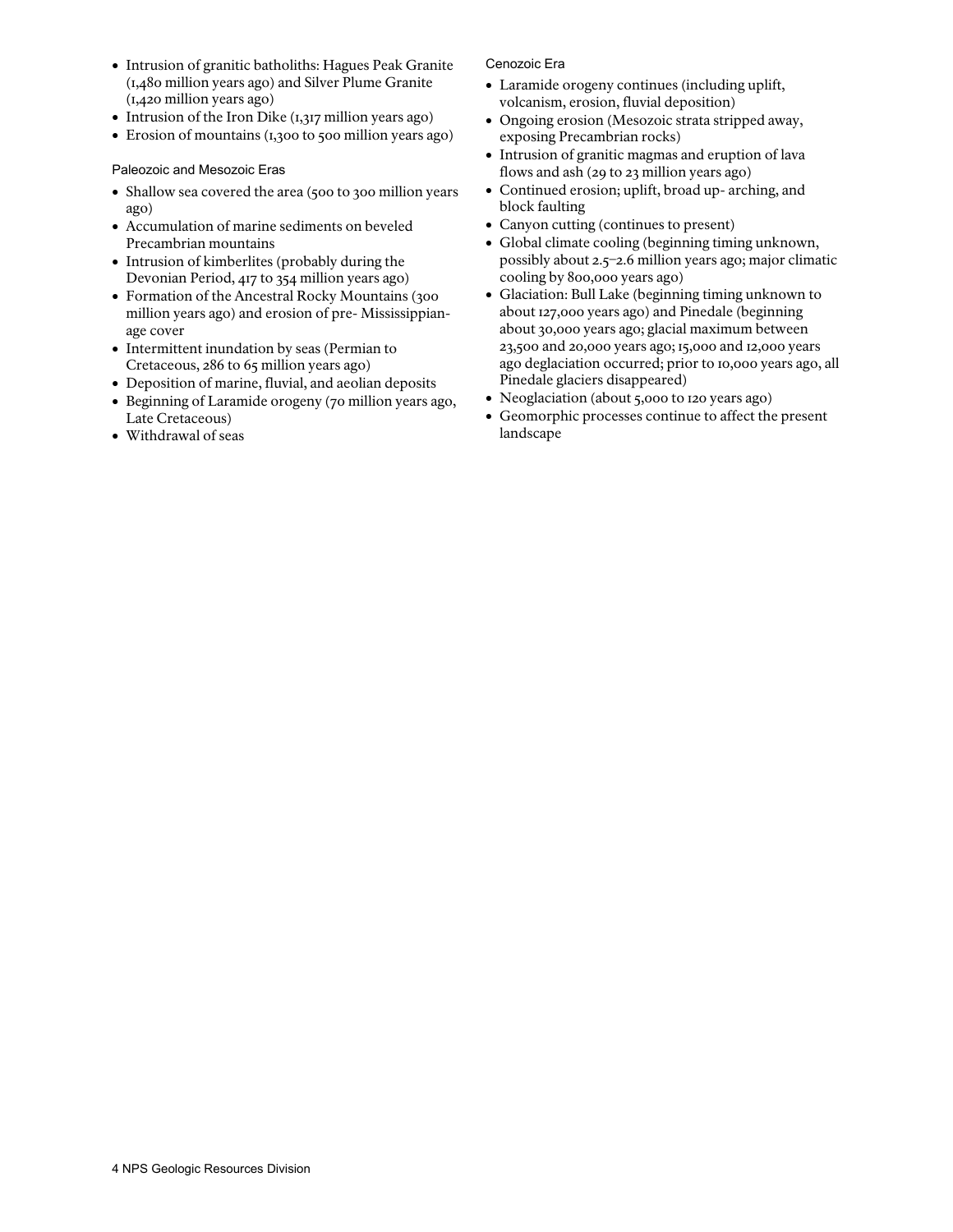- Intrusion of granitic batholiths: Hagues Peak Granite (1,480 million years ago) and Silver Plume Granite (1,420 million years ago)
- Intrusion of the Iron Dike (1,317 million years ago)
- Erosion of mountains (1,300 to 500 million years ago)

### Paleozoic and Mesozoic Eras

- Shallow sea covered the area (500 to 300 million years ago)
- Accumulation of marine sediments on beveled Precambrian mountains
- Intrusion of kimberlites (probably during the Devonian Period, 417 to 354 million years ago)
- Formation of the Ancestral Rocky Mountains (300 million years ago) and erosion of pre- Mississippian-age cover
- Intermittent inundation by seas (Permian to Cretaceous, 286 to 65 million years ago)
- Deposition of marine, fluvial, and aeolian deposits
- Beginning of Laramide orogeny (70 million years ago, Late Cretaceous)
- Withdrawal of seas

### Cenozoic Era

- Laramide orogeny continues (including uplift, volcanism, erosion, fluvial deposition)
- Ongoing erosion (Mesozoic strata stripped away, exposing Precambrian rocks)
- Intrusion of granitic magmas and eruption of lava flows and ash (29 to 23 million years ago)
- Continued erosion; uplift, broad up- arching, and block faulting
- Canyon cutting (continues to present)
- Global climate cooling (beginning timing unknown, possibly about 2.5–2.6 million years ago; major climatic cooling by 800,000 years ago)
- Glaciation: Bull Lake (beginning timing unknown to about 127,000 years ago) and Pinedale (beginning about 30,000 years ago; glacial maximum between 23,500 and 20,000 years ago; 15,000 and 12,000 years ago deglaciation occurred; prior to 10,000 years ago, all Pinedale glaciers disappeared)
- Neoglaciation (about 5,000 to 120 years ago)
- Geomorphic processes continue to affect the present landscape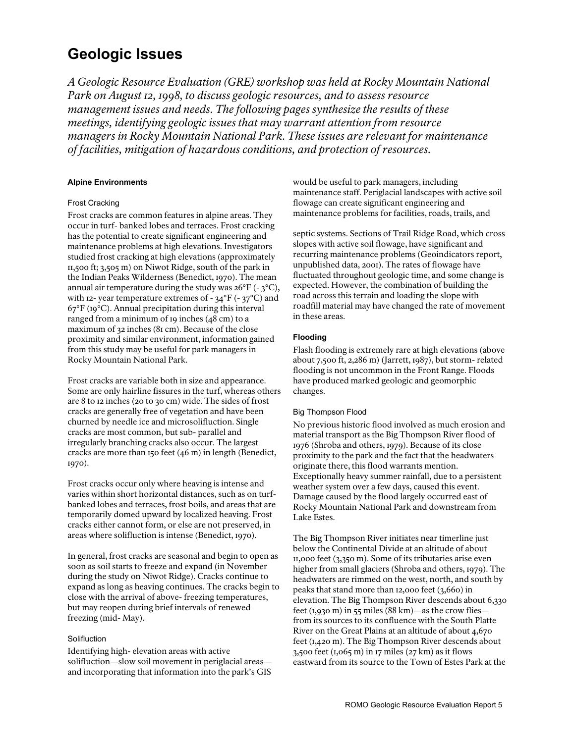# Geologic Issues

*A Geologic Resource Evaluation (GRE) workshop was held at Rocky Mountain National Park on August 12, 1998, to discuss geologic resources, and to assess resource management issues and needs. The following pages synthesize the results of these meetings, identifying geologic issues that may warrant attention from resource managers in Rocky Mountain National Park. These issues are relevant for maintenance of facilities, mitigation of hazardous conditions, and protection of resources.*

### Alpine Environments

#### Frost Cracking

Frost cracks are common features in alpine areas. They occur in turf- banked lobes and terraces. Frost cracking has the potential to create significant engineering and maintenance problems at high elevations. Investigators studied frost cracking at high elevations (approximately 11,500 ft; 3,505 m) on Niwot Ridge, south of the park in the Indian Peaks Wilderness (Benedict, 1970). The mean annual air temperature during the study was 26°F (- 3°C), with 12- year temperature extremes of - 34°F (- 37°C) and 67°F (19°C). Annual precipitation during this interval ranged from a minimum of 19 inches (48 cm) to a maximum of 32 inches (81 cm). Because of the close proximity and similar environment, information gained from this study may be useful for park managers in Rocky Mountain National Park.

Frost cracks are variable both in size and appearance. Some are only hairline fissures in the turf, whereas others are 8 to 12 inches (20 to 30 cm) wide. The sides of frost cracks are generally free of vegetation and have been churned by needle ice and microsolifluction. Single cracks are most common, but sub- parallel and irregularly branching cracks also occur. The largest cracks are more than 150 feet (46 m) in length (Benedict, 1970).

Frost cracks occur only where heaving is intense and varies within short horizontal distances, such as on turf- banked lobes and terraces, frost boils, and areas that are temporarily domed upward by localized heaving. Frost cracks either cannot form, or else are not preserved, in areas where solifluction is intense (Benedict, 1970).

In general, frost cracks are seasonal and begin to open as soon as soil starts to freeze and expand (in November during the study on Niwot Ridge). Cracks continue to expand as long as heaving continues. The cracks begin to close with the arrival of above- freezing temperatures, but may reopen during brief intervals of renewed freezing (mid- May).

#### Solifluction

Identifying high- elevation areas with active solifluction—slow soil movement in periglacial areas—and incorporating that information into the park's GIS would be useful to park managers, including maintenance staff. Periglacial landscapes with active soil flowage can create significant engineering and maintenance problems for facilities, roads, trails, and septic systems. Sections of Trail Ridge Road, which cross slopes with active soil flowage, have significant and recurring maintenance problems (Geoindicators report, unpublished data, 2001). The rates of flowage have fluctuated throughout geologic time, and some change is expected. However, the combination of building the road across this terrain and loading the slope with roadfill material may have changed the rate of movement in these areas.

### Flooding

Flash flooding is extremely rare at high elevations (above about 7,500 ft, 2,286 m) (Jarrett, 1987), but storm- related flooding is not uncommon in the Front Range. Floods have produced marked geologic and geomorphic changes.

#### Big Thompson Flood

No previous historic flood involved as much erosion and material transport as the Big Thompson River flood of 1976 (Shroba and others, 1979). Because of its close proximity to the park and the fact that the headwaters originate there, this flood warrants mention. Exceptionally heavy summer rainfall, due to a persistent weather system over a few days, caused this event. Damage caused by the flood largely occurred east of Rocky Mountain National Park and downstream from Lake Estes.

The Big Thompson River initiates near timerline just below the Continental Divide at an altitude of about 11,000 feet (3,350 m). Some of its tributaries arise even higher from small glaciers (Shroba and others, 1979). The headwaters are rimmed on the west, north, and south by peaks that stand more than 12,000 feet (3,660) in elevation. The Big Thompson River descends about 6,330 feet (1,930 m) in 55 miles (88 km)—as the crow flies—from its sources to its confluence with the South Platte River on the Great Plains at an altitude of about 4,670 feet (1,420 m). The Big Thompson River descends about 3,500 feet (1,065 m) in 17 miles (27 km) as it flows eastward from its source to the Town of Estes Park at the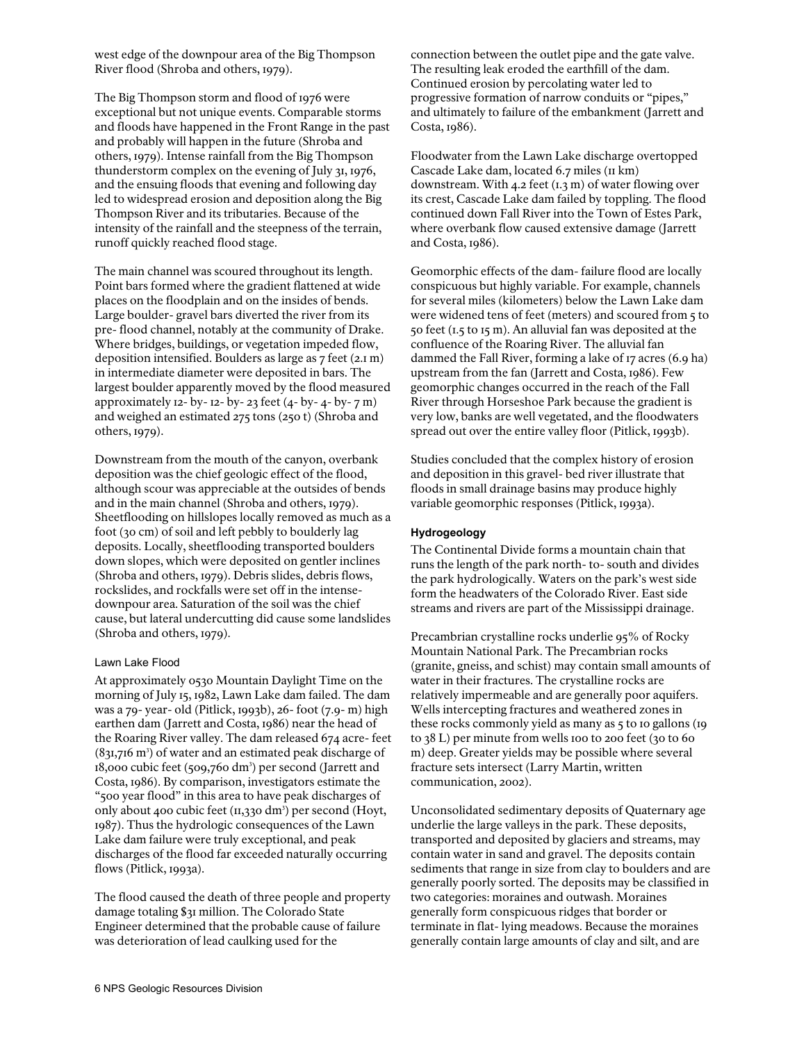west edge of the downpour area of the Big Thompson River flood (Shroba and others, 1979).

The Big Thompson storm and flood of 1976 were exceptional but not unique events. Comparable storms and floods have happened in the Front Range in the past and probably will happen in the future (Shroba and others, 1979). Intense rainfall from the Big Thompson thunderstorm complex on the evening of July 31, 1976, and the ensuing floods that evening and following day led to widespread erosion and deposition along the Big Thompson River and its tributaries. Because of the intensity of the rainfall and the steepness of the terrain, runoff quickly reached flood stage.

The main channel was scoured throughout its length. Point bars formed where the gradient flattened at wide places on the floodplain and on the insides of bends. Large boulder- gravel bars diverted the river from its pre- flood channel, notably at the community of Drake. Where bridges, buildings, or vegetation impeded flow, deposition intensified. Boulders as large as 7 feet (2.1 m) in intermediate diameter were deposited in bars. The largest boulder apparently moved by the flood measured approximately 12- by- 12- by- 23 feet (4- by- 4- by- 7 m) and weighed an estimated 275 tons (250 t) (Shroba and others, 1979).

Downstream from the mouth of the canyon, overbank deposition was the chief geologic effect of the flood, although scour was appreciable at the outsides of bends and in the main channel (Shroba and others, 1979). Sheetflooding on hillslopes locally removed as much as a foot (30 cm) of soil and left pebbly to boulderly lag deposits. Locally, sheetflooding transported boulders down slopes, which were deposited on gentler inclines (Shroba and others, 1979). Debris slides, debris flows, rockslides, and rockfalls were set off in the intense-downpour area. Saturation of the soil was the chief cause, but lateral undercutting did cause some landslides (Shroba and others, 1979).

#### Lawn Lake Flood

At approximately 0530 Mountain Daylight Time on the morning of July 15, 1982, Lawn Lake dam failed. The dam was a 79- year- old (Pitlick, 1993b), 26- foot (7.9- m) high earthen dam (Jarrett and Costa, 1986) near the head of the Roaring River valley. The dam released 674 acre- feet (831,716 m$^3$) of water and an estimated peak discharge of 18,000 cubic feet (509,760 dm$^3$) per second (Jarrett and Costa, 1986). By comparison, investigators estimate the "500 year flood" in this area to have peak discharges of only about 400 cubic feet (11,330 dm$^3$) per second (Hoyt, 1987). Thus the hydrologic consequences of the Lawn Lake dam failure were truly exceptional, and peak discharges of the flood far exceeded naturally occurring flows (Pitlick, 1993a).

The flood caused the death of three people and property damage totaling $31 million. The Colorado State Engineer determined that the probable cause of failure was deterioration of lead caulking used for the connection between the outlet pipe and the gate valve. The resulting leak eroded the earthfill of the dam. Continued erosion by percolating water led to progressive formation of narrow conduits or "pipes," and ultimately to failure of the embankment (Jarrett and Costa, 1986).

Floodwater from the Lawn Lake discharge overtopped Cascade Lake dam, located 6.7 miles (11 km) downstream. With 4.2 feet (1.3 m) of water flowing over its crest, Cascade Lake dam failed by toppling. The flood continued down Fall River into the Town of Estes Park, where overbank flow caused extensive damage (Jarrett and Costa, 1986).

Geomorphic effects of the dam- failure flood are locally conspicuous but highly variable. For example, channels for several miles (kilometers) below the Lawn Lake dam were widened tens of feet (meters) and scoured from 5 to 50 feet (1.5 to 15 m). An alluvial fan was deposited at the confluence of the Roaring River. The alluvial fan dammed the Fall River, forming a lake of 17 acres (6.9 ha) upstream from the fan (Jarrett and Costa, 1986). Few geomorphic changes occurred in the reach of the Fall River through Horseshoe Park because the gradient is very low, banks are well vegetated, and the floodwaters spread out over the entire valley floor (Pitlick, 1993b).

Studies concluded that the complex history of erosion and deposition in this gravel- bed river illustrate that floods in small drainage basins may produce highly variable geomorphic responses (Pitlick, 1993a).

### Hydrogeology

The Continental Divide forms a mountain chain that runs the length of the park north- to- south and divides the park hydrologically. Waters on the park's west side form the headwaters of the Colorado River. East side streams and rivers are part of the Mississippi drainage.

Precambrian crystalline rocks underlie 95% of Rocky Mountain National Park. The Precambrian rocks (granite, gneiss, and schist) may contain small amounts of water in their fractures. The crystalline rocks are relatively impermeable and are generally poor aquifers. Wells intercepting fractures and weathered zones in these rocks commonly yield as many as 5 to 10 gallons (19 to 38 L) per minute from wells 100 to 200 feet (30 to 60 m) deep. Greater yields may be possible where several fracture sets intersect (Larry Martin, written communication, 2002).

Unconsolidated sedimentary deposits of Quaternary age underlie the large valleys in the park. These deposits, transported and deposited by glaciers and streams, may contain water in sand and gravel. The deposits contain sediments that range in size from clay to boulders and are generally poorly sorted. The deposits may be classified in two categories: moraines and outwash. Moraines generally form conspicuous ridges that border or terminate in flat- lying meadows. Because the moraines generally contain large amounts of clay and silt, and are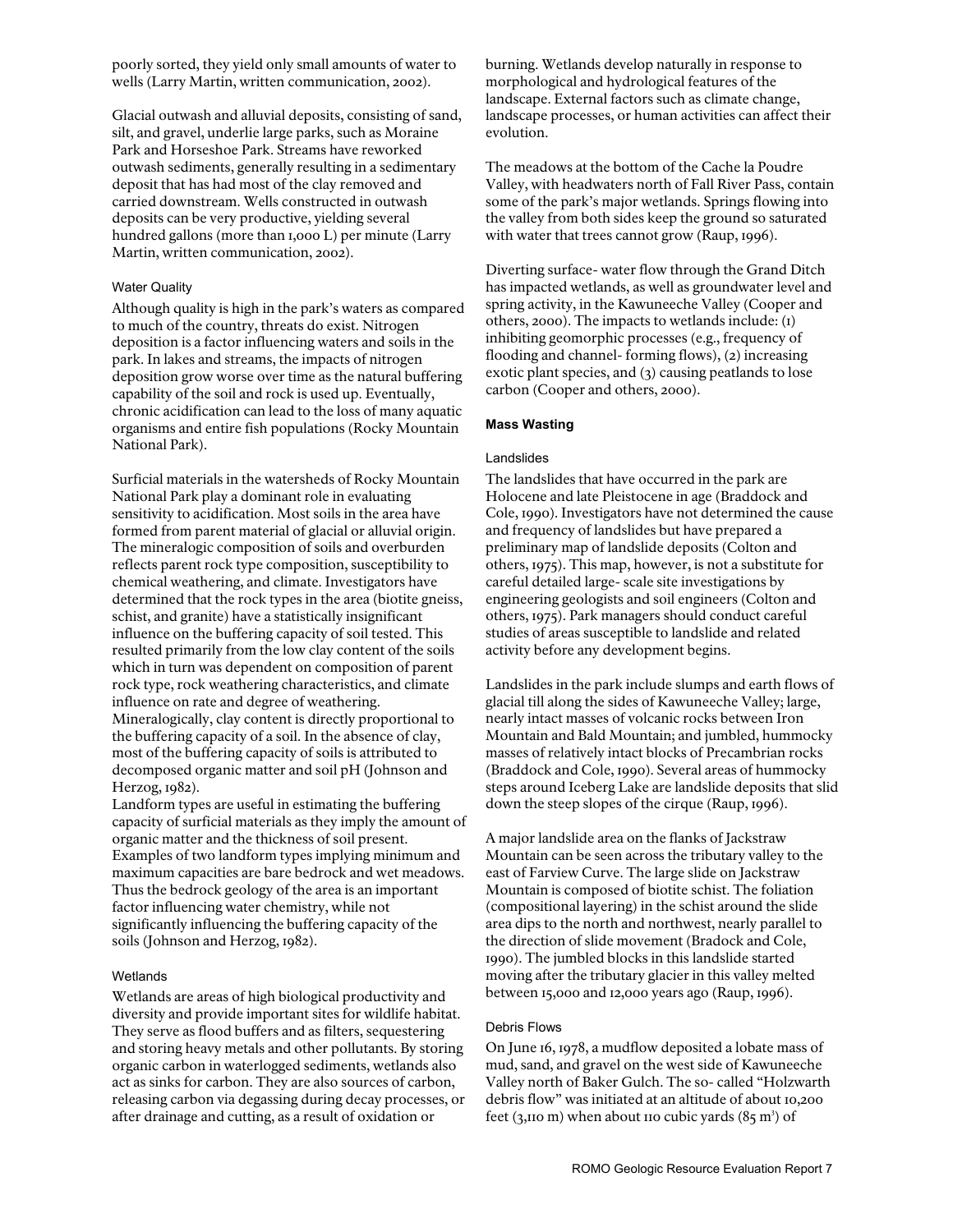poorly sorted, they yield only small amounts of water to wells (Larry Martin, written communication, 2002).

Glacial outwash and alluvial deposits, consisting of sand, silt, and gravel, underlie large parks, such as Moraine Park and Horseshoe Park. Streams have reworked outwash sediments, generally resulting in a sedimentary deposit that has had most of the clay removed and carried downstream. Wells constructed in outwash deposits can be very productive, yielding several hundred gallons (more than 1,000 L) per minute (Larry Martin, written communication, 2002).

#### Water Quality

Although quality is high in the park's waters as compared to much of the country, threats do exist. Nitrogen deposition is a factor influencing waters and soils in the park. In lakes and streams, the impacts of nitrogen deposition grow worse over time as the natural buffering capability of the soil and rock is used up. Eventually, chronic acidification can lead to the loss of many aquatic organisms and entire fish populations (Rocky Mountain National Park).

Surficial materials in the watersheds of Rocky Mountain National Park play a dominant role in evaluating sensitivity to acidification. Most soils in the area have formed from parent material of glacial or alluvial origin. The mineralogic composition of soils and overburden reflects parent rock type composition, susceptibility to chemical weathering, and climate. Investigators have determined that the rock types in the area (biotite gneiss, schist, and granite) have a statistically insignificant influence on the buffering capacity of soil tested. This resulted primarily from the low clay content of the soils which in turn was dependent on composition of parent rock type, rock weathering characteristics, and climate influence on rate and degree of weathering. Mineralogically, clay content is directly proportional to the buffering capacity of a soil. In the absence of clay, most of the buffering capacity of soils is attributed to decomposed organic matter and soil pH (Johnson and Herzog, 1982).

Landform types are useful in estimating the buffering capacity of surficial materials as they imply the amount of organic matter and the thickness of soil present. Examples of two landform types implying minimum and maximum capacities are bare bedrock and wet meadows. Thus the bedrock geology of the area is an important factor influencing water chemistry, while not significantly influencing the buffering capacity of the soils (Johnson and Herzog, 1982).

#### Wetlands

Wetlands are areas of high biological productivity and diversity and provide important sites for wildlife habitat. They serve as flood buffers and as filters, sequestering and storing heavy metals and other pollutants. By storing organic carbon in waterlogged sediments, wetlands also act as sinks for carbon. They are also sources of carbon, releasing carbon via degassing during decay processes, or after drainage and cutting, as a result of oxidation or burning. Wetlands develop naturally in response to morphological and hydrological features of the landscape. External factors such as climate change, landscape processes, or human activities can affect their evolution.

The meadows at the bottom of the Cache la Poudre Valley, with headwaters north of Fall River Pass, contain some of the park's major wetlands. Springs flowing into the valley from both sides keep the ground so saturated with water that trees cannot grow (Raup, 1996).

Diverting surface- water flow through the Grand Ditch has impacted wetlands, as well as groundwater level and spring activity, in the Kawuneeche Valley (Cooper and others, 2000). The impacts to wetlands include: (1) inhibiting geomorphic processes (e.g., frequency of flooding and channel- forming flows), (2) increasing exotic plant species, and (3) causing peatlands to lose carbon (Cooper and others, 2000).

### Mass Wasting

#### Landslides

The landslides that have occurred in the park are Holocene and late Pleistocene in age (Braddock and Cole, 1990). Investigators have not determined the cause and frequency of landslides but have prepared a preliminary map of landslide deposits (Colton and others, 1975). This map, however, is not a substitute for careful detailed large- scale site investigations by engineering geologists and soil engineers (Colton and others, 1975). Park managers should conduct careful studies of areas susceptible to landslide and related activity before any development begins.

Landslides in the park include slumps and earth flows of glacial till along the sides of Kawuneeche Valley; large, nearly intact masses of volcanic rocks between Iron Mountain and Bald Mountain; and jumbled, hummocky masses of relatively intact blocks of Precambrian rocks (Braddock and Cole, 1990). Several areas of hummocky steps around Iceberg Lake are landslide deposits that slid down the steep slopes of the cirque (Raup, 1996).

A major landslide area on the flanks of Jackstraw Mountain can be seen across the tributary valley to the east of Farview Curve. The large slide on Jackstraw Mountain is composed of biotite schist. The foliation (compositional layering) in the schist around the slide area dips to the north and northwest, nearly parallel to the direction of slide movement (Bradock and Cole, 1990). The jumbled blocks in this landslide started moving after the tributary glacier in this valley melted between 15,000 and 12,000 years ago (Raup, 1996).

#### Debris Flows

On June 16, 1978, a mudflow deposited a lobate mass of mud, sand, and gravel on the west side of Kawuneeche Valley north of Baker Gulch. The so- called "Holzwarth debris flow" was initiated at an altitude of about 10,200 feet (3,110 m) when about 110 cubic yards (85 $m^3$) of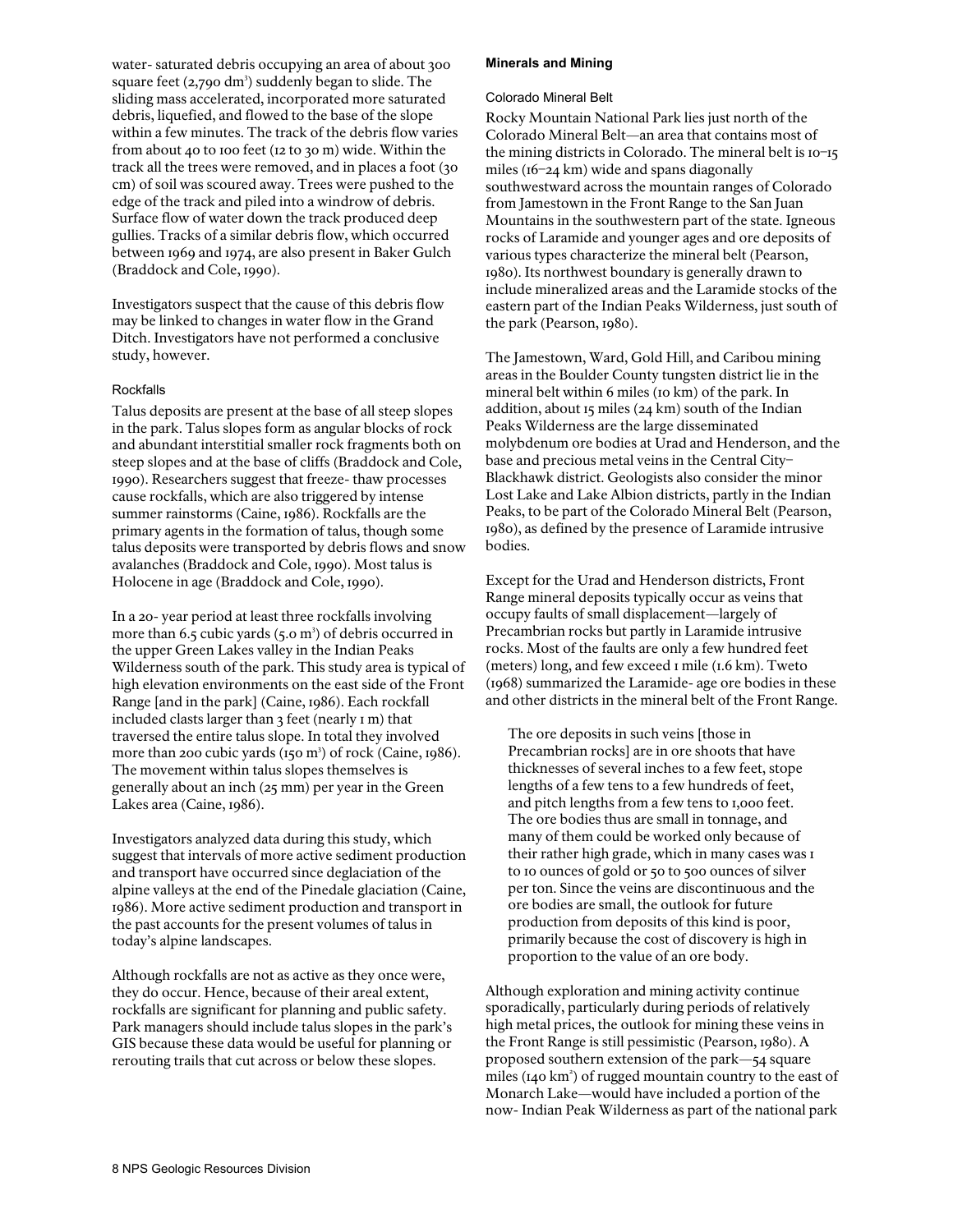water- saturated debris occupying an area of about 300 square feet (2,790 dm$^2$) suddenly began to slide. The sliding mass accelerated, incorporated more saturated debris, liquefied, and flowed to the base of the slope within a few minutes. The track of the debris flow varies from about 40 to 100 feet (12 to 30 m) wide. Within the track all the trees were removed, and in places a foot (30 cm) of soil was scoured away. Trees were pushed to the edge of the track and piled into a windrow of debris. Surface flow of water down the track produced deep gullies. Tracks of a similar debris flow, which occurred between 1969 and 1974, are also present in Baker Gulch (Braddock and Cole, 1990).

Investigators suspect that the cause of this debris flow may be linked to changes in water flow in the Grand Ditch. Investigators have not performed a conclusive study, however.

#### Rockfalls

Talus deposits are present at the base of all steep slopes in the park. Talus slopes form as angular blocks of rock and abundant interstitial smaller rock fragments both on steep slopes and at the base of cliffs (Braddock and Cole, 1990). Researchers suggest that freeze- thaw processes cause rockfalls, which are also triggered by intense summer rainstorms (Caine, 1986). Rockfalls are the primary agents in the formation of talus, though some talus deposits were transported by debris flows and snow avalanches (Braddock and Cole, 1990). Most talus is Holocene in age (Braddock and Cole, 1990).

In a 20- year period at least three rockfalls involving more than 6.5 cubic yards (5.0 m$^3$) of debris occurred in the upper Green Lakes valley in the Indian Peaks Wilderness south of the park. This study area is typical of high elevation environments on the east side of the Front Range [and in the park] (Caine, 1986). Each rockfall included clasts larger than 3 feet (nearly 1 m) that traversed the entire talus slope. In total they involved more than 200 cubic yards (150 m$^3$) of rock (Caine, 1986). The movement within talus slopes themselves is generally about an inch (25 mm) per year in the Green Lakes area (Caine, 1986).

Investigators analyzed data during this study, which suggest that intervals of more active sediment production and transport have occurred since deglaciation of the alpine valleys at the end of the Pinedale glaciation (Caine, 1986). More active sediment production and transport in the past accounts for the present volumes of talus in today's alpine landscapes.

Although rockfalls are not as active as they once were, they do occur. Hence, because of their areal extent, rockfalls are significant for planning and public safety. Park managers should include talus slopes in the park's GIS because these data would be useful for planning or rerouting trails that cut across or below these slopes.

### Minerals and Mining

#### Colorado Mineral Belt

Rocky Mountain National Park lies just north of the Colorado Mineral Belt—an area that contains most of the mining districts in Colorado. The mineral belt is 10–15 miles (16–24 km) wide and spans diagonally southwestward across the mountain ranges of Colorado from Jamestown in the Front Range to the San Juan Mountains in the southwestern part of the state. Igneous rocks of Laramide and younger ages and ore deposits of various types characterize the mineral belt (Pearson, 1980). Its northwest boundary is generally drawn to include mineralized areas and the Laramide stocks of the eastern part of the Indian Peaks Wilderness, just south of the park (Pearson, 1980).

The Jamestown, Ward, Gold Hill, and Caribou mining areas in the Boulder County tungsten district lie in the mineral belt within 6 miles (10 km) of the park. In addition, about 15 miles (24 km) south of the Indian Peaks Wilderness are the large disseminated molybdenum ore bodies at Urad and Henderson, and the base and precious metal veins in the Central City–Blackhawk district. Geologists also consider the minor Lost Lake and Lake Albion districts, partly in the Indian Peaks, to be part of the Colorado Mineral Belt (Pearson, 1980), as defined by the presence of Laramide intrusive bodies.

Except for the Urad and Henderson districts, Front Range mineral deposits typically occur as veins that occupy faults of small displacement—largely of Precambrian rocks but partly in Laramide intrusive rocks. Most of the faults are only a few hundred feet (meters) long, and few exceed 1 mile (1.6 km). Tweto (1968) summarized the Laramide- age ore bodies in these and other districts in the mineral belt of the Front Range.

> The ore deposits in such veins [those in Precambrian rocks] are in ore shoots that have thicknesses of several inches to a few feet, stope lengths of a few tens to a few hundreds of feet, and pitch lengths from a few tens to 1,000 feet. The ore bodies thus are small in tonnage, and many of them could be worked only because of their rather high grade, which in many cases was 1 to 10 ounces of gold or 50 to 500 ounces of silver per ton. Since the veins are discontinuous and the ore bodies are small, the outlook for future production from deposits of this kind is poor, primarily because the cost of discovery is high in proportion to the value of an ore body.

Although exploration and mining activity continue sporadically, particularly during periods of relatively high metal prices, the outlook for mining these veins in the Front Range is still pessimistic (Pearson, 1980). A proposed southern extension of the park—54 square miles (140 km$^2$) of rugged mountain country to the east of Monarch Lake—would have included a portion of the now- Indian Peak Wilderness as part of the national park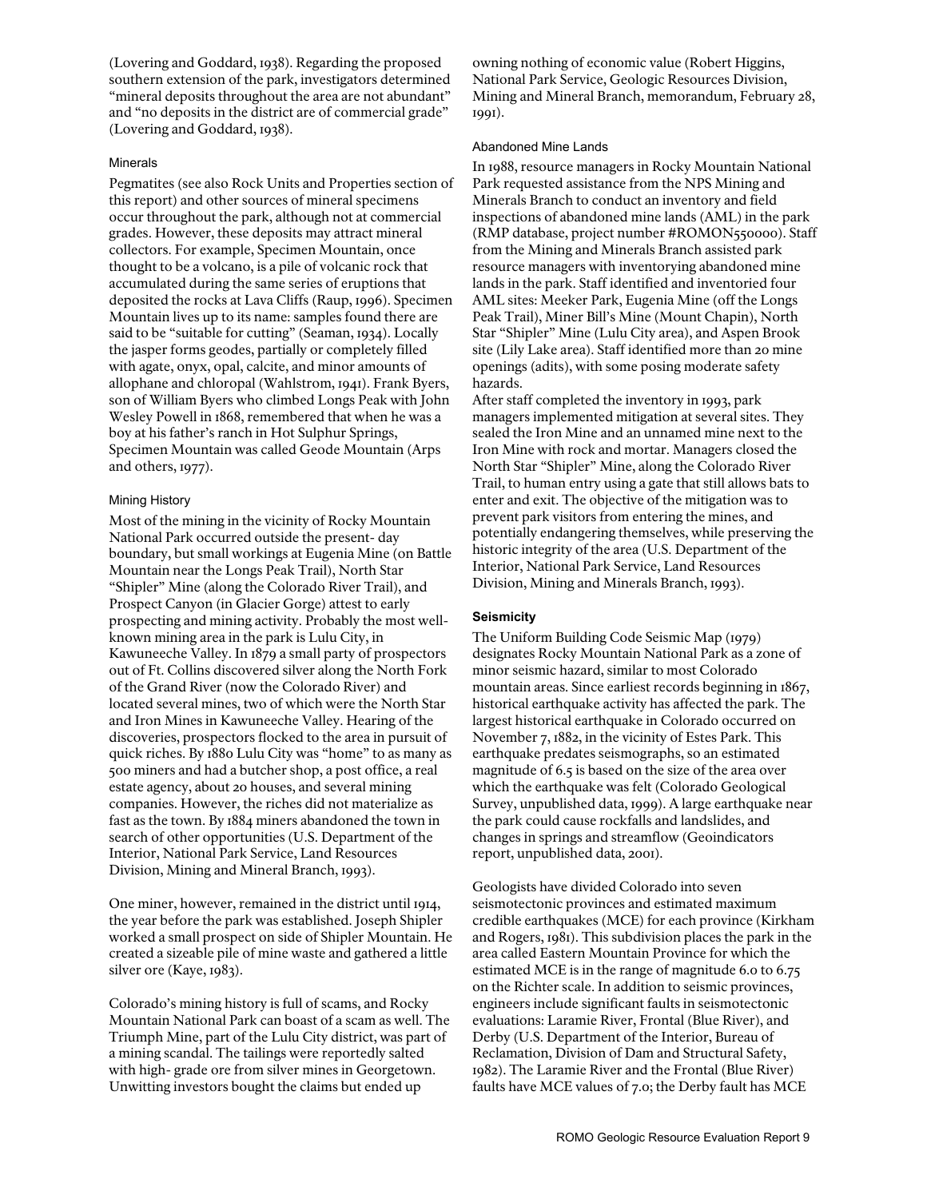(Lovering and Goddard, 1938). Regarding the proposed southern extension of the park, investigators determined "mineral deposits throughout the area are not abundant" and "no deposits in the district are of commercial grade" (Lovering and Goddard, 1938).

#### Minerals

Pegmatites (see also Rock Units and Properties section of this report) and other sources of mineral specimens occur throughout the park, although not at commercial grades. However, these deposits may attract mineral collectors. For example, Specimen Mountain, once thought to be a volcano, is a pile of volcanic rock that accumulated during the same series of eruptions that deposited the rocks at Lava Cliffs (Raup, 1996). Specimen Mountain lives up to its name: samples found there are said to be "suitable for cutting" (Seaman, 1934). Locally the jasper forms geodes, partially or completely filled with agate, onyx, opal, calcite, and minor amounts of allophane and chloropal (Wahlstrom, 1941). Frank Byers, son of William Byers who climbed Longs Peak with John Wesley Powell in 1868, remembered that when he was a boy at his father's ranch in Hot Sulphur Springs, Specimen Mountain was called Geode Mountain (Arps and others, 1977).

#### Mining History

Most of the mining in the vicinity of Rocky Mountain National Park occurred outside the present- day boundary, but small workings at Eugenia Mine (on Battle Mountain near the Longs Peak Trail), North Star "Shipler" Mine (along the Colorado River Trail), and Prospect Canyon (in Glacier Gorge) attest to early prospecting and mining activity. Probably the most well-known mining area in the park is Lulu City, in Kawuneeche Valley. In 1879 a small party of prospectors out of Ft. Collins discovered silver along the North Fork of the Grand River (now the Colorado River) and located several mines, two of which were the North Star and Iron Mines in Kawuneeche Valley. Hearing of the discoveries, prospectors flocked to the area in pursuit of quick riches. By 1880 Lulu City was "home" to as many as 500 miners and had a butcher shop, a post office, a real estate agency, about 20 houses, and several mining companies. However, the riches did not materialize as fast as the town. By 1884 miners abandoned the town in search of other opportunities (U.S. Department of the Interior, National Park Service, Land Resources Division, Mining and Mineral Branch, 1993).

One miner, however, remained in the district until 1914, the year before the park was established. Joseph Shipler worked a small prospect on side of Shipler Mountain. He created a sizeable pile of mine waste and gathered a little silver ore (Kaye, 1983).

Colorado's mining history is full of scams, and Rocky Mountain National Park can boast of a scam as well. The Triumph Mine, part of the Lulu City district, was part of a mining scandal. The tailings were reportedly salted with high- grade ore from silver mines in Georgetown. Unwitting investors bought the claims but ended up owning nothing of economic value (Robert Higgins, National Park Service, Geologic Resources Division, Mining and Mineral Branch, memorandum, February 28, 1991).

#### Abandoned Mine Lands

In 1988, resource managers in Rocky Mountain National Park requested assistance from the NPS Mining and Minerals Branch to conduct an inventory and field inspections of abandoned mine lands (AML) in the park (RMP database, project number #ROMON550000). Staff from the Mining and Minerals Branch assisted park resource managers with inventorying abandoned mine lands in the park. Staff identified and inventoried four AML sites: Meeker Park, Eugenia Mine (off the Longs Peak Trail), Miner Bill's Mine (Mount Chapin), North Star "Shipler" Mine (Lulu City area), and Aspen Brook site (Lily Lake area). Staff identified more than 20 mine openings (adits), with some posing moderate safety hazards.
After staff completed the inventory in 1993, park managers implemented mitigation at several sites. They sealed the Iron Mine and an unnamed mine next to the Iron Mine with rock and mortar. Managers closed the North Star "Shipler" Mine, along the Colorado River Trail, to human entry using a gate that still allows bats to enter and exit. The objective of the mitigation was to prevent park visitors from entering the mines, and potentially endangering themselves, while preserving the historic integrity of the area (U.S. Department of the Interior, National Park Service, Land Resources Division, Mining and Minerals Branch, 1993).

### Seismicity

The Uniform Building Code Seismic Map (1979) designates Rocky Mountain National Park as a zone of minor seismic hazard, similar to most Colorado mountain areas. Since earliest records beginning in 1867, historical earthquake activity has affected the park. The largest historical earthquake in Colorado occurred on November 7, 1882, in the vicinity of Estes Park. This earthquake predates seismographs, so an estimated magnitude of 6.5 is based on the size of the area over which the earthquake was felt (Colorado Geological Survey, unpublished data, 1999). A large earthquake near the park could cause rockfalls and landslides, and changes in springs and streamflow (Geoindicators report, unpublished data, 2001).

Geologists have divided Colorado into seven seismotectonic provinces and estimated maximum credible earthquakes (MCE) for each province (Kirkham and Rogers, 1981). This subdivision places the park in the area called Eastern Mountain Province for which the estimated MCE is in the range of magnitude 6.0 to 6.75 on the Richter scale. In addition to seismic provinces, engineers include significant faults in seismotectonic evaluations: Laramie River, Frontal (Blue River), and Derby (U.S. Department of the Interior, Bureau of Reclamation, Division of Dam and Structural Safety, 1982). The Laramie River and the Frontal (Blue River) faults have MCE values of 7.0; the Derby fault has MCE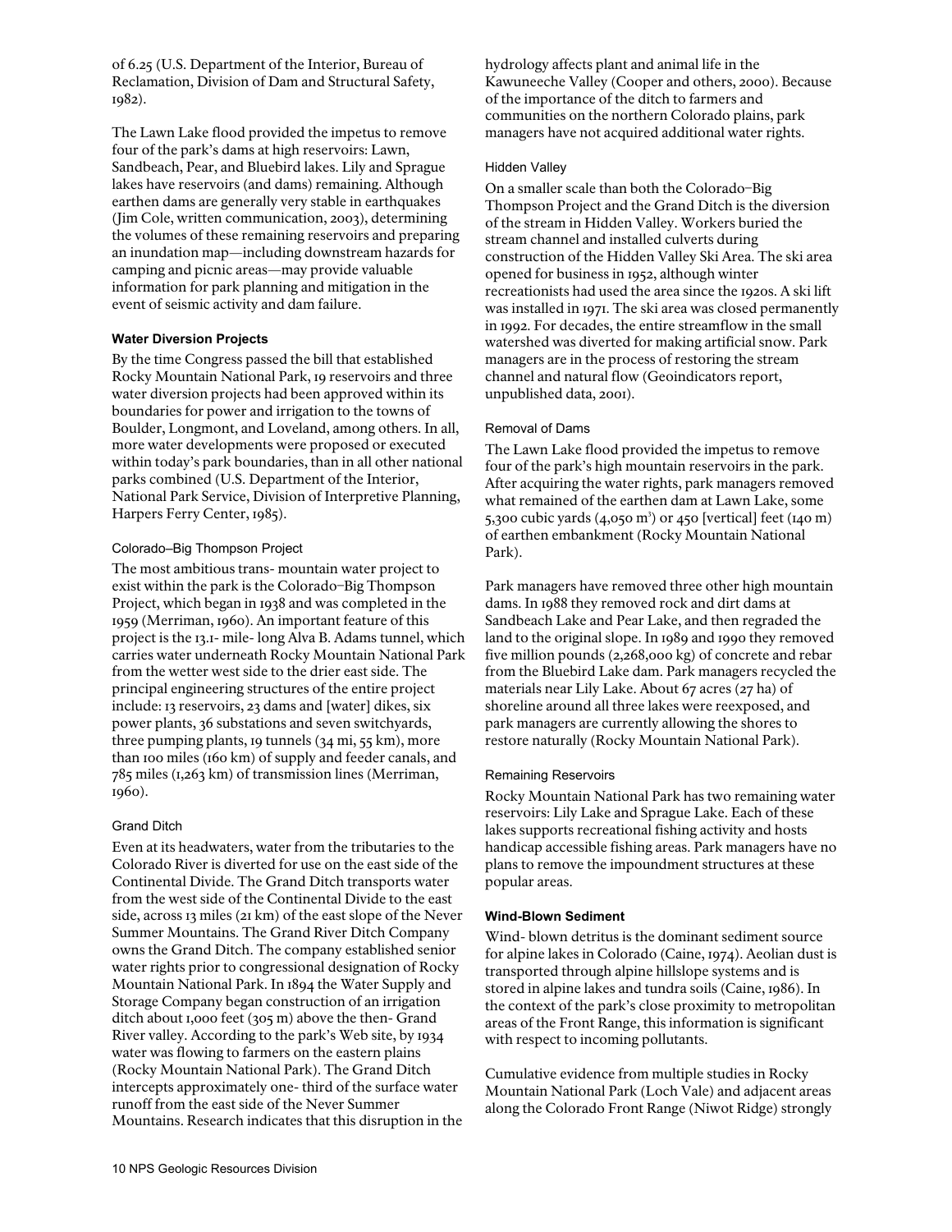of 6.25 (U.S. Department of the Interior, Bureau of Reclamation, Division of Dam and Structural Safety, 1982).

The Lawn Lake flood provided the impetus to remove four of the park's dams at high reservoirs: Lawn, Sandbeach, Pear, and Bluebird lakes. Lily and Sprague lakes have reservoirs (and dams) remaining. Although earthen dams are generally very stable in earthquakes (Jim Cole, written communication, 2003), determining the volumes of these remaining reservoirs and preparing an inundation map—including downstream hazards for camping and picnic areas—may provide valuable information for park planning and mitigation in the event of seismic activity and dam failure.

#### Water Diversion Projects

By the time Congress passed the bill that established Rocky Mountain National Park, 19 reservoirs and three water diversion projects had been approved within its boundaries for power and irrigation to the towns of Boulder, Longmont, and Loveland, among others. In all, more water developments were proposed or executed within today's park boundaries, than in all other national parks combined (U.S. Department of the Interior, National Park Service, Division of Interpretive Planning, Harpers Ferry Center, 1985).

##### Colorado–Big Thompson Project

The most ambitious trans- mountain water project to exist within the park is the Colorado–Big Thompson Project, which began in 1938 and was completed in the 1959 (Merriman, 1960). An important feature of this project is the 13.1- mile- long Alva B. Adams tunnel, which carries water underneath Rocky Mountain National Park from the wetter west side to the drier east side. The principal engineering structures of the entire project include: 13 reservoirs, 23 dams and [water] dikes, six power plants, 36 substations and seven switchyards, three pumping plants, 19 tunnels (34 mi, 55 km), more than 100 miles (160 km) of supply and feeder canals, and 785 miles (1,263 km) of transmission lines (Merriman, 1960).

##### Grand Ditch

Even at its headwaters, water from the tributaries to the Colorado River is diverted for use on the east side of the Continental Divide. The Grand Ditch transports water from the west side of the Continental Divide to the east side, across 13 miles (21 km) of the east slope of the Never Summer Mountains. The Grand River Ditch Company owns the Grand Ditch. The company established senior water rights prior to congressional designation of Rocky Mountain National Park. In 1894 the Water Supply and Storage Company began construction of an irrigation ditch about 1,000 feet (305 m) above the then- Grand River valley. According to the park's Web site, by 1934 water was flowing to farmers on the eastern plains (Rocky Mountain National Park). The Grand Ditch intercepts approximately one- third of the surface water runoff from the east side of the Never Summer Mountains. Research indicates that this disruption in the hydrology affects plant and animal life in the Kawuneeche Valley (Cooper and others, 2000). Because of the importance of the ditch to farmers and communities on the northern Colorado plains, park managers have not acquired additional water rights.

##### Hidden Valley

On a smaller scale than both the Colorado–Big Thompson Project and the Grand Ditch is the diversion of the stream in Hidden Valley. Workers buried the stream channel and installed culverts during construction of the Hidden Valley Ski Area. The ski area opened for business in 1952, although winter recreationists had used the area since the 1920s. A ski lift was installed in 1971. The ski area was closed permanently in 1992. For decades, the entire streamflow in the small watershed was diverted for making artificial snow. Park managers are in the process of restoring the stream channel and natural flow (Geoindicators report, unpublished data, 2001).

##### Removal of Dams

The Lawn Lake flood provided the impetus to remove four of the park's high mountain reservoirs in the park. After acquiring the water rights, park managers removed what remained of the earthen dam at Lawn Lake, some 5,300 cubic yards (4,050 $m^3$) or 450 [vertical] feet (140 m) of earthen embankment (Rocky Mountain National Park).

Park managers have removed three other high mountain dams. In 1988 they removed rock and dirt dams at Sandbeach Lake and Pear Lake, and then regraded the land to the original slope. In 1989 and 1990 they removed five million pounds (2,268,000 kg) of concrete and rebar from the Bluebird Lake dam. Park managers recycled the materials near Lily Lake. About 67 acres (27 ha) of shoreline around all three lakes were reexposed, and park managers are currently allowing the shores to restore naturally (Rocky Mountain National Park).

##### Remaining Reservoirs

Rocky Mountain National Park has two remaining water reservoirs: Lily Lake and Sprague Lake. Each of these lakes supports recreational fishing activity and hosts handicap accessible fishing areas. Park managers have no plans to remove the impoundment structures at these popular areas.

#### Wind-Blown Sediment

Wind- blown detritus is the dominant sediment source for alpine lakes in Colorado (Caine, 1974). Aeolian dust is transported through alpine hillslope systems and is stored in alpine lakes and tundra soils (Caine, 1986). In the context of the park's close proximity to metropolitan areas of the Front Range, this information is significant with respect to incoming pollutants.

Cumulative evidence from multiple studies in Rocky Mountain National Park (Loch Vale) and adjacent areas along the Colorado Front Range (Niwot Ridge) strongly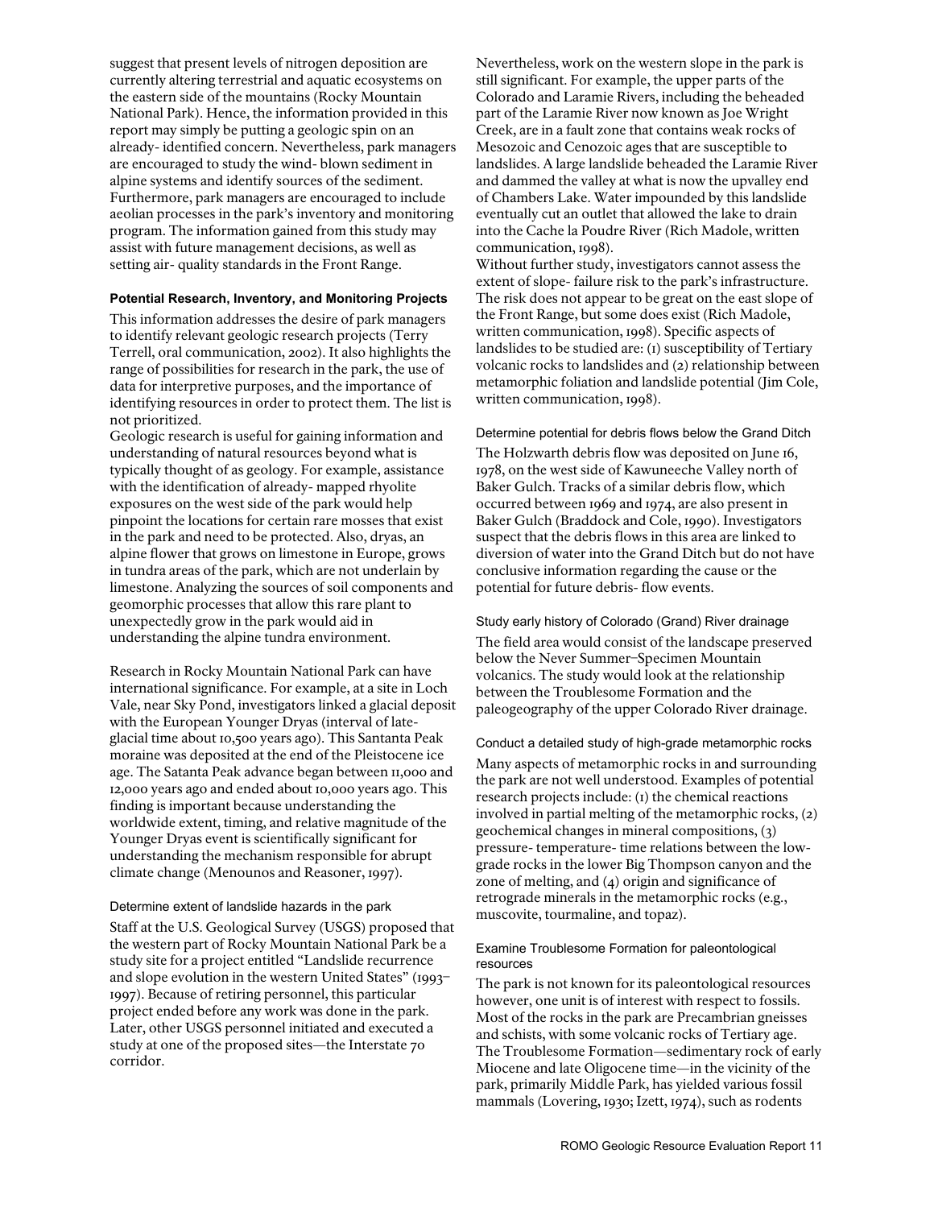suggest that present levels of nitrogen deposition are currently altering terrestrial and aquatic ecosystems on the eastern side of the mountains (Rocky Mountain National Park). Hence, the information provided in this report may simply be putting a geologic spin on an already- identified concern. Nevertheless, park managers are encouraged to study the wind- blown sediment in alpine systems and identify sources of the sediment. Furthermore, park managers are encouraged to include aeolian processes in the park's inventory and monitoring program. The information gained from this study may assist with future management decisions, as well as setting air- quality standards in the Front Range.

#### Potential Research, Inventory, and Monitoring Projects

This information addresses the desire of park managers to identify relevant geologic research projects (Terry Terrell, oral communication, 2002). It also highlights the range of possibilities for research in the park, the use of data for interpretive purposes, and the importance of identifying resources in order to protect them. The list is not prioritized.

Geologic research is useful for gaining information and understanding of natural resources beyond what is typically thought of as geology. For example, assistance with the identification of already- mapped rhyolite exposures on the west side of the park would help pinpoint the locations for certain rare mosses that exist in the park and need to be protected. Also, dryas, an alpine flower that grows on limestone in Europe, grows in tundra areas of the park, which are not underlain by limestone. Analyzing the sources of soil components and geomorphic processes that allow this rare plant to unexpectedly grow in the park would aid in understanding the alpine tundra environment.

Research in Rocky Mountain National Park can have international significance. For example, at a site in Loch Vale, near Sky Pond, investigators linked a glacial deposit with the European Younger Dryas (interval of late- glacial time about 10,500 years ago). This Santanta Peak moraine was deposited at the end of the Pleistocene ice age. The Satanta Peak advance began between 11,000 and 12,000 years ago and ended about 10,000 years ago. This finding is important because understanding the worldwide extent, timing, and relative magnitude of the Younger Dryas event is scientifically significant for understanding the mechanism responsible for abrupt climate change (Menounos and Reasoner, 1997).

##### Determine extent of landslide hazards in the park

Staff at the U.S. Geological Survey (USGS) proposed that the western part of Rocky Mountain National Park be a study site for a project entitled "Landslide recurrence and slope evolution in the western United States" (1993–1997). Because of retiring personnel, this particular project ended before any work was done in the park. Later, other USGS personnel initiated and executed a study at one of the proposed sites—the Interstate 70 corridor.

Nevertheless, work on the western slope in the park is still significant. For example, the upper parts of the Colorado and Laramie Rivers, including the beheaded part of the Laramie River now known as Joe Wright Creek, are in a fault zone that contains weak rocks of Mesozoic and Cenozoic ages that are susceptible to landslides. A large landslide beheaded the Laramie River and dammed the valley at what is now the upvalley end of Chambers Lake. Water impounded by this landslide eventually cut an outlet that allowed the lake to drain into the Cache la Poudre River (Rich Madole, written communication, 1998).

Without further study, investigators cannot assess the extent of slope- failure risk to the park's infrastructure. The risk does not appear to be great on the east slope of the Front Range, but some does exist (Rich Madole, written communication, 1998). Specific aspects of landslides to be studied are: (1) susceptibility of Tertiary volcanic rocks to landslides and (2) relationship between metamorphic foliation and landslide potential (Jim Cole, written communication, 1998).

##### Determine potential for debris flows below the Grand Ditch

The Holzwarth debris flow was deposited on June 16, 1978, on the west side of Kawuneeche Valley north of Baker Gulch. Tracks of a similar debris flow, which occurred between 1969 and 1974, are also present in Baker Gulch (Braddock and Cole, 1990). Investigators suspect that the debris flows in this area are linked to diversion of water into the Grand Ditch but do not have conclusive information regarding the cause or the potential for future debris- flow events.

##### Study early history of Colorado (Grand) River drainage

The field area would consist of the landscape preserved below the Never Summer–Specimen Mountain volcanics. The study would look at the relationship between the Troublesome Formation and the paleogeography of the upper Colorado River drainage.

##### Conduct a detailed study of high-grade metamorphic rocks

Many aspects of metamorphic rocks in and surrounding the park are not well understood. Examples of potential research projects include: (1) the chemical reactions involved in partial melting of the metamorphic rocks, (2) geochemical changes in mineral compositions, (3) pressure- temperature- time relations between the low- grade rocks in the lower Big Thompson canyon and the zone of melting, and (4) origin and significance of retrograde minerals in the metamorphic rocks (e.g., muscovite, tourmaline, and topaz).

##### Examine Troublesome Formation for paleontological resources

The park is not known for its paleontological resources however, one unit is of interest with respect to fossils. Most of the rocks in the park are Precambrian gneisses and schists, with some volcanic rocks of Tertiary age. The Troublesome Formation—sedimentary rock of early Miocene and late Oligocene time—in the vicinity of the park, primarily Middle Park, has yielded various fossil mammals (Lovering, 1930; Izett, 1974), such as rodents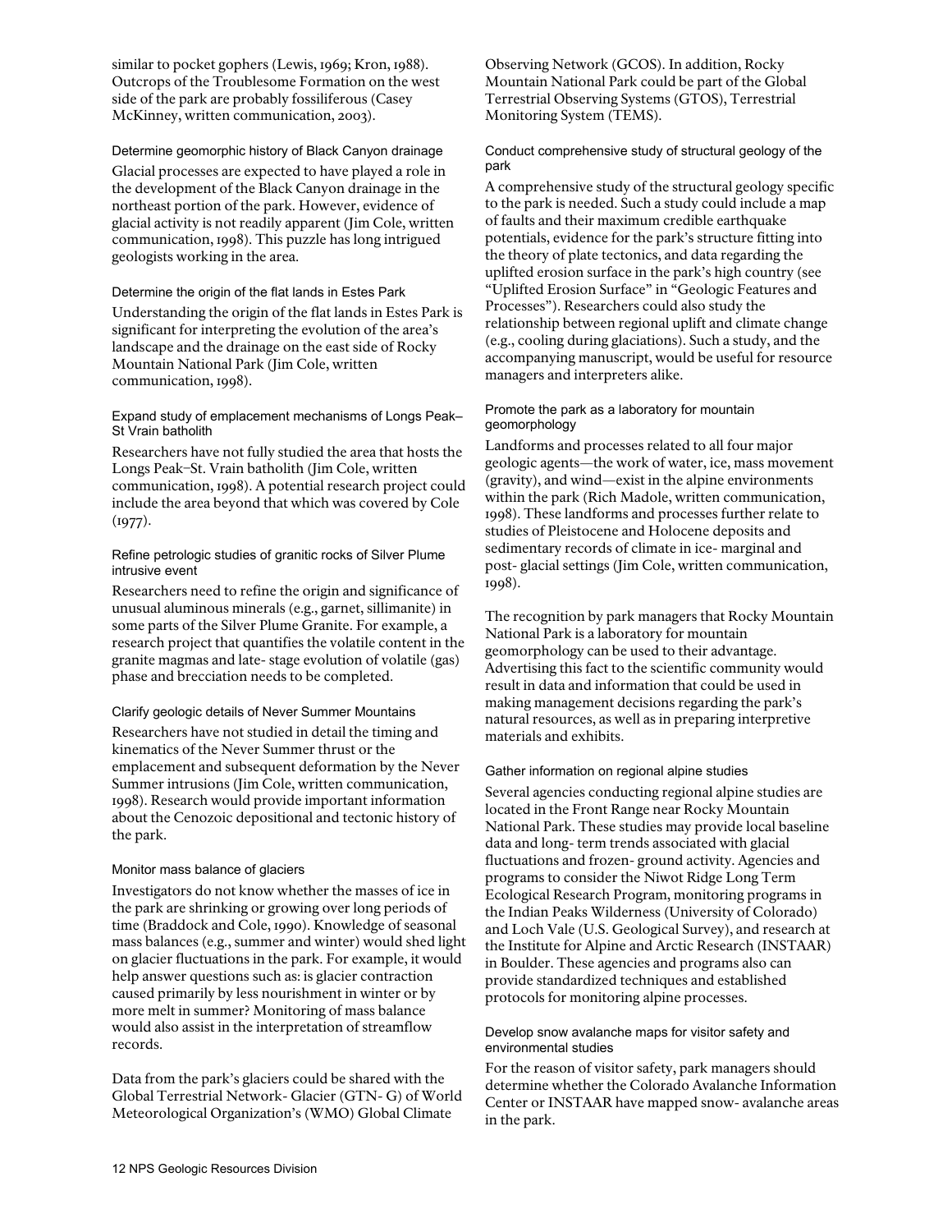similar to pocket gophers (Lewis, 1969; Kron, 1988). Outcrops of the Troublesome Formation on the west side of the park are probably fossiliferous (Casey McKinney, written communication, 2003).

#### Determine geomorphic history of Black Canyon drainage

Glacial processes are expected to have played a role in the development of the Black Canyon drainage in the northeast portion of the park. However, evidence of glacial activity is not readily apparent (Jim Cole, written communication, 1998). This puzzle has long intrigued geologists working in the area.

#### Determine the origin of the flat lands in Estes Park

Understanding the origin of the flat lands in Estes Park is significant for interpreting the evolution of the area's landscape and the drainage on the east side of Rocky Mountain National Park (Jim Cole, written communication, 1998).

#### Expand study of emplacement mechanisms of Longs Peak–St Vrain batholith

Researchers have not fully studied the area that hosts the Longs Peak–St. Vrain batholith (Jim Cole, written communication, 1998). A potential research project could include the area beyond that which was covered by Cole (1977).

#### Refine petrologic studies of granitic rocks of Silver Plume intrusive event

Researchers need to refine the origin and significance of unusual aluminous minerals (e.g., garnet, sillimanite) in some parts of the Silver Plume Granite. For example, a research project that quantifies the volatile content in the granite magmas and late-stage evolution of volatile (gas) phase and brecciation needs to be completed.

#### Clarify geologic details of Never Summer Mountains

Researchers have not studied in detail the timing and kinematics of the Never Summer thrust or the emplacement and subsequent deformation by the Never Summer intrusions (Jim Cole, written communication, 1998). Research would provide important information about the Cenozoic depositional and tectonic history of the park.

#### Monitor mass balance of glaciers

Investigators do not know whether the masses of ice in the park are shrinking or growing over long periods of time (Braddock and Cole, 1990). Knowledge of seasonal mass balances (e.g., summer and winter) would shed light on glacier fluctuations in the park. For example, it would help answer questions such as: is glacier contraction caused primarily by less nourishment in winter or by more melt in summer? Monitoring of mass balance would also assist in the interpretation of streamflow records.

Data from the park's glaciers could be shared with the Global Terrestrial Network-Glacier (GTN-G) of World Meteorological Organization's (WMO) Global Climate Observing Network (GCOS). In addition, Rocky Mountain National Park could be part of the Global Terrestrial Observing Systems (GTOS), Terrestrial Monitoring System (TEMS).

#### Conduct comprehensive study of structural geology of the park

A comprehensive study of the structural geology specific to the park is needed. Such a study could include a map of faults and their maximum credible earthquake potentials, evidence for the park's structure fitting into the theory of plate tectonics, and data regarding the uplifted erosion surface in the park's high country (see "Uplifted Erosion Surface" in "Geologic Features and Processes"). Researchers could also study the relationship between regional uplift and climate change (e.g., cooling during glaciations). Such a study, and the accompanying manuscript, would be useful for resource managers and interpreters alike.

#### Promote the park as a laboratory for mountain geomorphology

Landforms and processes related to all four major geologic agents—the work of water, ice, mass movement (gravity), and wind—exist in the alpine environments within the park (Rich Madole, written communication, 1998). These landforms and processes further relate to studies of Pleistocene and Holocene deposits and sedimentary records of climate in ice-marginal and post-glacial settings (Jim Cole, written communication, 1998).

The recognition by park managers that Rocky Mountain National Park is a laboratory for mountain geomorphology can be used to their advantage. Advertising this fact to the scientific community would result in data and information that could be used in making management decisions regarding the park's natural resources, as well as in preparing interpretive materials and exhibits.

#### Gather information on regional alpine studies

Several agencies conducting regional alpine studies are located in the Front Range near Rocky Mountain National Park. These studies may provide local baseline data and long-term trends associated with glacial fluctuations and frozen-ground activity. Agencies and programs to consider the Niwot Ridge Long Term Ecological Research Program, monitoring programs in the Indian Peaks Wilderness (University of Colorado) and Loch Vale (U.S. Geological Survey), and research at the Institute for Alpine and Arctic Research (INSTAAR) in Boulder. These agencies and programs also can provide standardized techniques and established protocols for monitoring alpine processes.

#### Develop snow avalanche maps for visitor safety and environmental studies

For the reason of visitor safety, park managers should determine whether the Colorado Avalanche Information Center or INSTAAR have mapped snow-avalanche areas in the park.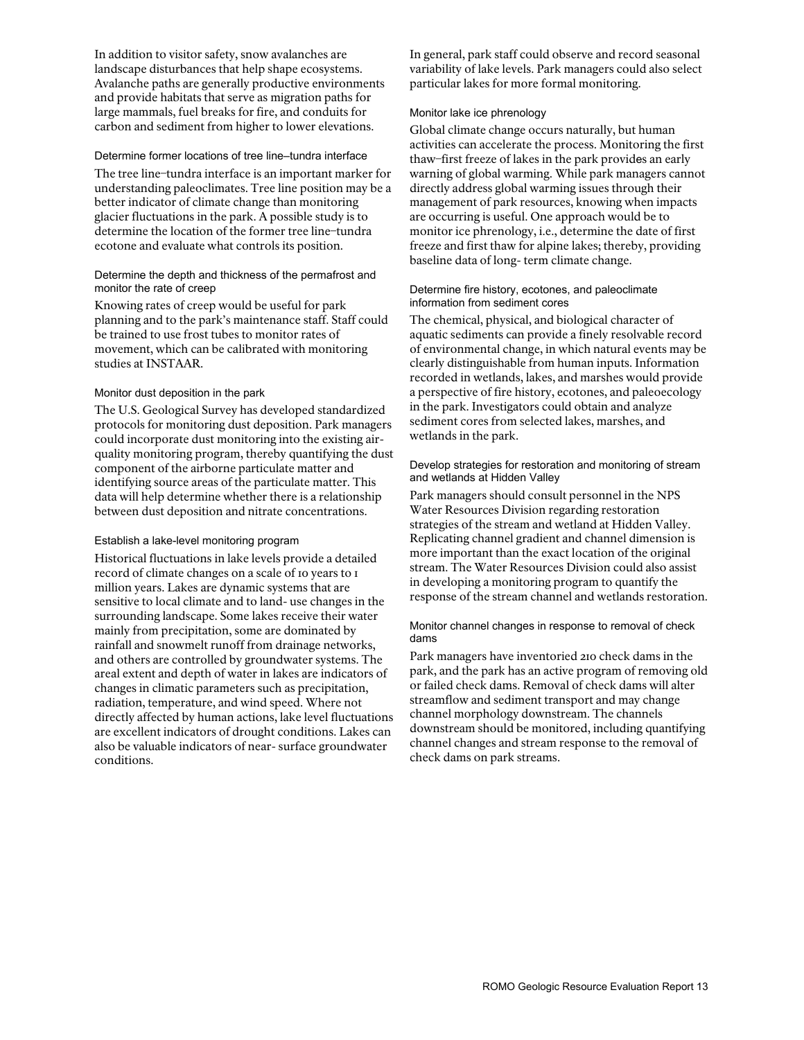In addition to visitor safety, snow avalanches are landscape disturbances that help shape ecosystems. Avalanche paths are generally productive environments and provide habitats that serve as migration paths for large mammals, fuel breaks for fire, and conduits for carbon and sediment from higher to lower elevations.

#### Determine former locations of tree line–tundra interface

The tree line–tundra interface is an important marker for understanding paleoclimates. Tree line position may be a better indicator of climate change than monitoring glacier fluctuations in the park. A possible study is to determine the location of the former tree line–tundra ecotone and evaluate what controls its position.

#### Determine the depth and thickness of the permafrost and monitor the rate of creep

Knowing rates of creep would be useful for park planning and to the park's maintenance staff. Staff could be trained to use frost tubes to monitor rates of movement, which can be calibrated with monitoring studies at INSTAAR.

#### Monitor dust deposition in the park

The U.S. Geological Survey has developed standardized protocols for monitoring dust deposition. Park managers could incorporate dust monitoring into the existing air-quality monitoring program, thereby quantifying the dust component of the airborne particulate matter and identifying source areas of the particulate matter. This data will help determine whether there is a relationship between dust deposition and nitrate concentrations.

#### Establish a lake-level monitoring program

Historical fluctuations in lake levels provide a detailed record of climate changes on a scale of 10 years to 1 million years. Lakes are dynamic systems that are sensitive to local climate and to land- use changes in the surrounding landscape. Some lakes receive their water mainly from precipitation, some are dominated by rainfall and snowmelt runoff from drainage networks, and others are controlled by groundwater systems. The areal extent and depth of water in lakes are indicators of changes in climatic parameters such as precipitation, radiation, temperature, and wind speed. Where not directly affected by human actions, lake level fluctuations are excellent indicators of drought conditions. Lakes can also be valuable indicators of near- surface groundwater conditions.

In general, park staff could observe and record seasonal variability of lake levels. Park managers could also select particular lakes for more formal monitoring.

#### Monitor lake ice phrenology

Global climate change occurs naturally, but human activities can accelerate the process. Monitoring the first thaw–first freeze of lakes in the park provides an early warning of global warming. While park managers cannot directly address global warming issues through their management of park resources, knowing when impacts are occurring is useful. One approach would be to monitor ice phrenology, i.e., determine the date of first freeze and first thaw for alpine lakes; thereby, providing baseline data of long- term climate change.

#### Determine fire history, ecotones, and paleoclimate information from sediment cores

The chemical, physical, and biological character of aquatic sediments can provide a finely resolvable record of environmental change, in which natural events may be clearly distinguishable from human inputs. Information recorded in wetlands, lakes, and marshes would provide a perspective of fire history, ecotones, and paleoecology in the park. Investigators could obtain and analyze sediment cores from selected lakes, marshes, and wetlands in the park.

#### Develop strategies for restoration and monitoring of stream and wetlands at Hidden Valley

Park managers should consult personnel in the NPS Water Resources Division regarding restoration strategies of the stream and wetland at Hidden Valley. Replicating channel gradient and channel dimension is more important than the exact location of the original stream. The Water Resources Division could also assist in developing a monitoring program to quantify the response of the stream channel and wetlands restoration.

#### Monitor channel changes in response to removal of check dams

Park managers have inventoried 210 check dams in the park, and the park has an active program of removing old or failed check dams. Removal of check dams will alter streamflow and sediment transport and may change channel morphology downstream. The channels downstream should be monitored, including quantifying channel changes and stream response to the removal of check dams on park streams.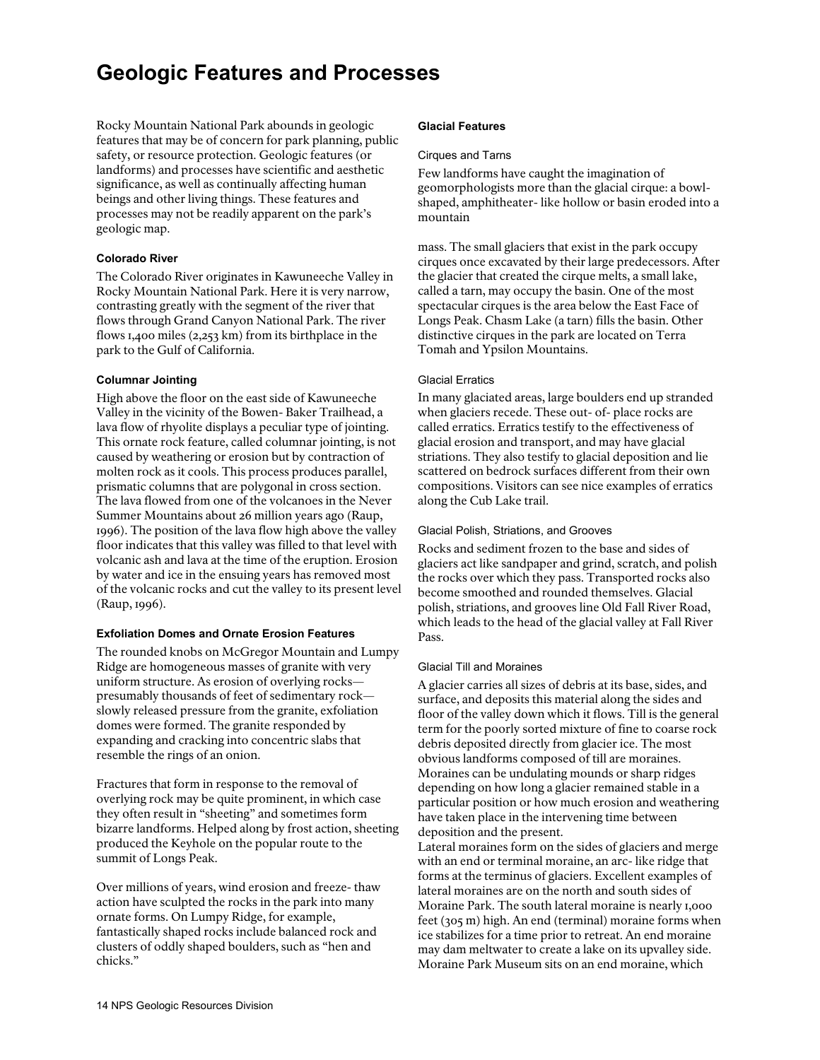# Geologic Features and Processes

Rocky Mountain National Park abounds in geologic features that may be of concern for park planning, public safety, or resource protection. Geologic features (or landforms) and processes have scientific and aesthetic significance, as well as continually affecting human beings and other living things. These features and processes may not be readily apparent on the park's geologic map.

### Colorado River

The Colorado River originates in Kawuneeche Valley in Rocky Mountain National Park. Here it is very narrow, contrasting greatly with the segment of the river that flows through Grand Canyon National Park. The river flows 1,400 miles (2,253 km) from its birthplace in the park to the Gulf of California.

### Columnar Jointing

High above the floor on the east side of Kawuneeche Valley in the vicinity of the Bowen- Baker Trailhead, a lava flow of rhyolite displays a peculiar type of jointing. This ornate rock feature, called columnar jointing, is not caused by weathering or erosion but by contraction of molten rock as it cools. This process produces parallel, prismatic columns that are polygonal in cross section. The lava flowed from one of the volcanoes in the Never Summer Mountains about 26 million years ago (Raup, 1996). The position of the lava flow high above the valley floor indicates that this valley was filled to that level with volcanic ash and lava at the time of the eruption. Erosion by water and ice in the ensuing years has removed most of the volcanic rocks and cut the valley to its present level (Raup, 1996).

### Exfoliation Domes and Ornate Erosion Features

The rounded knobs on McGregor Mountain and Lumpy Ridge are homogeneous masses of granite with very uniform structure. As erosion of overlying rocks—presumably thousands of feet of sedimentary rock—slowly released pressure from the granite, exfoliation domes were formed. The granite responded by expanding and cracking into concentric slabs that resemble the rings of an onion.

Fractures that form in response to the removal of overlying rock may be quite prominent, in which case they often result in "sheeting" and sometimes form bizarre landforms. Helped along by frost action, sheeting produced the Keyhole on the popular route to the summit of Longs Peak.

Over millions of years, wind erosion and freeze- thaw action have sculpted the rocks in the park into many ornate forms. On Lumpy Ridge, for example, fantastically shaped rocks include balanced rock and clusters of oddly shaped boulders, such as "hen and chicks."

### Glacial Features

#### Cirques and Tarns

Few landforms have caught the imagination of geomorphologists more than the glacial cirque: a bowl-shaped, amphitheater- like hollow or basin eroded into a mountain mass. The small glaciers that exist in the park occupy cirques once excavated by their large predecessors. After the glacier that created the cirque melts, a small lake, called a tarn, may occupy the basin. One of the most spectacular cirques is the area below the East Face of Longs Peak. Chasm Lake (a tarn) fills the basin. Other distinctive cirques in the park are located on Terra Tomah and Ypsilon Mountains.

#### Glacial Erratics

In many glaciated areas, large boulders end up stranded when glaciers recede. These out- of- place rocks are called erratics. Erratics testify to the effectiveness of glacial erosion and transport, and may have glacial striations. They also testify to glacial deposition and lie scattered on bedrock surfaces different from their own compositions. Visitors can see nice examples of erratics along the Cub Lake trail.

#### Glacial Polish, Striations, and Grooves

Rocks and sediment frozen to the base and sides of glaciers act like sandpaper and grind, scratch, and polish the rocks over which they pass. Transported rocks also become smoothed and rounded themselves. Glacial polish, striations, and grooves line Old Fall River Road, which leads to the head of the glacial valley at Fall River Pass.

#### Glacial Till and Moraines

A glacier carries all sizes of debris at its base, sides, and surface, and deposits this material along the sides and floor of the valley down which it flows. Till is the general term for the poorly sorted mixture of fine to coarse rock debris deposited directly from glacier ice. The most obvious landforms composed of till are moraines. Moraines can be undulating mounds or sharp ridges depending on how long a glacier remained stable in a particular position or how much erosion and weathering have taken place in the intervening time between deposition and the present.

Lateral moraines form on the sides of glaciers and merge with an end or terminal moraine, an arc- like ridge that forms at the terminus of glaciers. Excellent examples of lateral moraines are on the north and south sides of Moraine Park. The south lateral moraine is nearly 1,000 feet (305 m) high. An end (terminal) moraine forms when ice stabilizes for a time prior to retreat. An end moraine may dam meltwater to create a lake on its upvalley side. Moraine Park Museum sits on an end moraine, which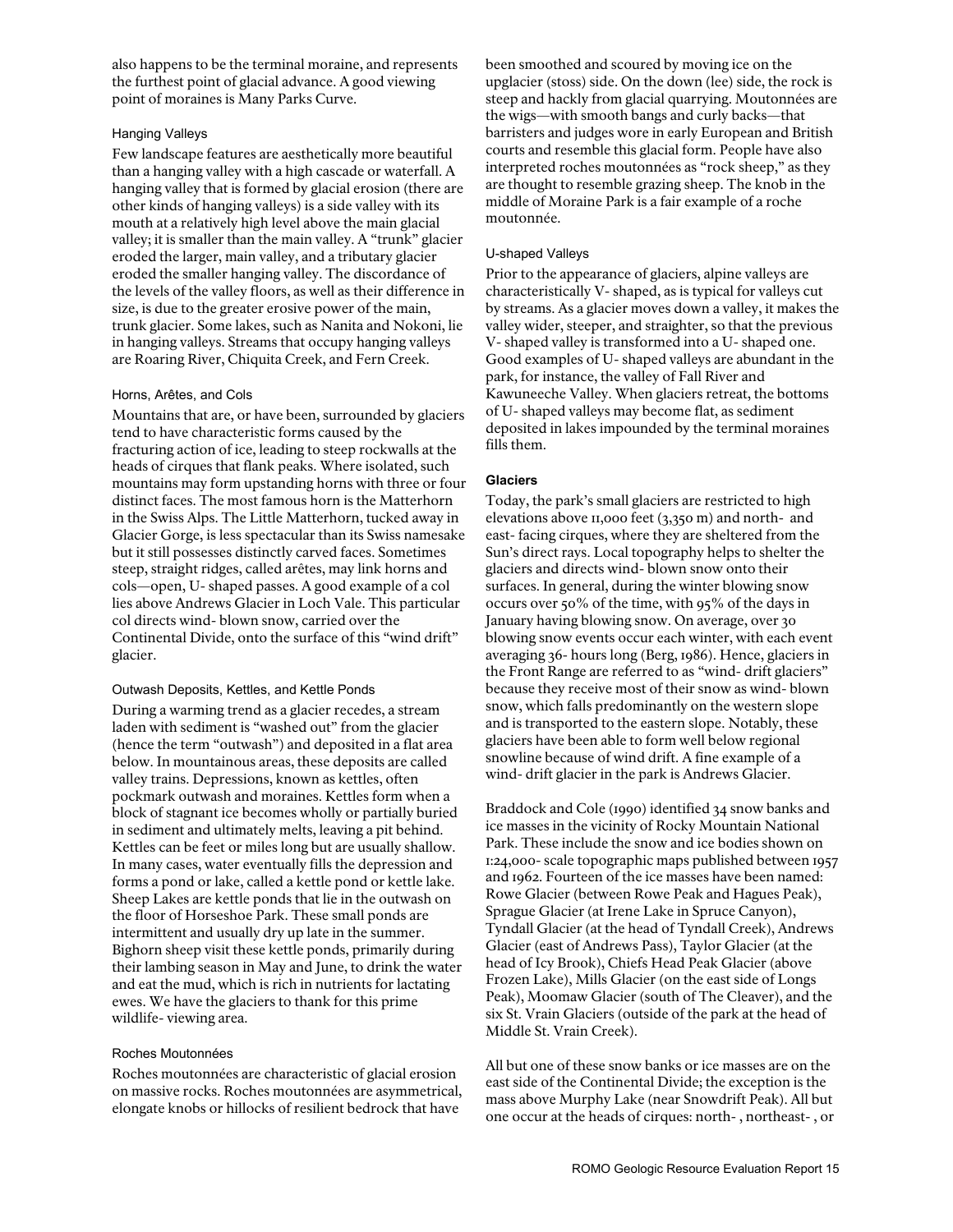also happens to be the terminal moraine, and represents the furthest point of glacial advance. A good viewing point of moraines is Many Parks Curve.

#### Hanging Valleys

Few landscape features are aesthetically more beautiful than a hanging valley with a high cascade or waterfall. A hanging valley that is formed by glacial erosion (there are other kinds of hanging valleys) is a side valley with its mouth at a relatively high level above the main glacial valley; it is smaller than the main valley. A "trunk" glacier eroded the larger, main valley, and a tributary glacier eroded the smaller hanging valley. The discordance of the levels of the valley floors, as well as their difference in size, is due to the greater erosive power of the main, trunk glacier. Some lakes, such as Nanita and Nokoni, lie in hanging valleys. Streams that occupy hanging valleys are Roaring River, Chiquita Creek, and Fern Creek.

#### Horns, Arêtes, and Cols

Mountains that are, or have been, surrounded by glaciers tend to have characteristic forms caused by the fracturing action of ice, leading to steep rockwalls at the heads of cirques that flank peaks. Where isolated, such mountains may form upstanding horns with three or four distinct faces. The most famous horn is the Matterhorn in the Swiss Alps. The Little Matterhorn, tucked away in Glacier Gorge, is less spectacular than its Swiss namesake but it still possesses distinctly carved faces. Sometimes steep, straight ridges, called arêtes, may link horns and cols—open, U- shaped passes. A good example of a col lies above Andrews Glacier in Loch Vale. This particular col directs wind- blown snow, carried over the Continental Divide, onto the surface of this "wind drift" glacier.

#### Outwash Deposits, Kettles, and Kettle Ponds

During a warming trend as a glacier recedes, a stream laden with sediment is "washed out" from the glacier (hence the term "outwash") and deposited in a flat area below. In mountainous areas, these deposits are called valley trains. Depressions, known as kettles, often pockmark outwash and moraines. Kettles form when a block of stagnant ice becomes wholly or partially buried in sediment and ultimately melts, leaving a pit behind. Kettles can be feet or miles long but are usually shallow. In many cases, water eventually fills the depression and forms a pond or lake, called a kettle pond or kettle lake. Sheep Lakes are kettle ponds that lie in the outwash on the floor of Horseshoe Park. These small ponds are intermittent and usually dry up late in the summer. Bighorn sheep visit these kettle ponds, primarily during their lambing season in May and June, to drink the water and eat the mud, which is rich in nutrients for lactating ewes. We have the glaciers to thank for this prime wildlife- viewing area.

#### Roches Moutonnées

Roches moutonnées are characteristic of glacial erosion on massive rocks. Roches moutonnées are asymmetrical, elongate knobs or hillocks of resilient bedrock that have been smoothed and scoured by moving ice on the upglacier (stoss) side. On the down (lee) side, the rock is steep and hackly from glacial quarrying. Moutonnées are the wigs—with smooth bangs and curly backs—that barristers and judges wore in early European and British courts and resemble this glacial form. People have also interpreted roches moutonnées as "rock sheep," as they are thought to resemble grazing sheep. The knob in the middle of Moraine Park is a fair example of a roche moutonnée.

#### U-shaped Valleys

Prior to the appearance of glaciers, alpine valleys are characteristically V- shaped, as is typical for valleys cut by streams. As a glacier moves down a valley, it makes the valley wider, steeper, and straighter, so that the previous V- shaped valley is transformed into a U- shaped one. Good examples of U- shaped valleys are abundant in the park, for instance, the valley of Fall River and Kawuneeche Valley. When glaciers retreat, the bottoms of U- shaped valleys may become flat, as sediment deposited in lakes impounded by the terminal moraines fills them.

### Glaciers

Today, the park's small glaciers are restricted to high elevations above 11,000 feet (3,350 m) and north- and east- facing cirques, where they are sheltered from the Sun's direct rays. Local topography helps to shelter the glaciers and directs wind- blown snow onto their surfaces. In general, during the winter blowing snow occurs over 50% of the time, with 95% of the days in January having blowing snow. On average, over 30 blowing snow events occur each winter, with each event averaging 36- hours long (Berg, 1986). Hence, glaciers in the Front Range are referred to as "wind- drift glaciers" because they receive most of their snow as wind- blown snow, which falls predominantly on the western slope and is transported to the eastern slope. Notably, these glaciers have been able to form well below regional snowline because of wind drift. A fine example of a wind- drift glacier in the park is Andrews Glacier.

Braddock and Cole (1990) identified 34 snow banks and ice masses in the vicinity of Rocky Mountain National Park. These include the snow and ice bodies shown on 1:24,000- scale topographic maps published between 1957 and 1962. Fourteen of the ice masses have been named: Rowe Glacier (between Rowe Peak and Hagues Peak), Sprague Glacier (at Irene Lake in Spruce Canyon), Tyndall Glacier (at the head of Tyndall Creek), Andrews Glacier (east of Andrews Pass), Taylor Glacier (at the head of Icy Brook), Chiefs Head Peak Glacier (above Frozen Lake), Mills Glacier (on the east side of Longs Peak), Moomaw Glacier (south of The Cleaver), and the six St. Vrain Glaciers (outside of the park at the head of Middle St. Vrain Creek).

All but one of these snow banks or ice masses are on the east side of the Continental Divide; the exception is the mass above Murphy Lake (near Snowdrift Peak). All but one occur at the heads of cirques: north- , northeast- , or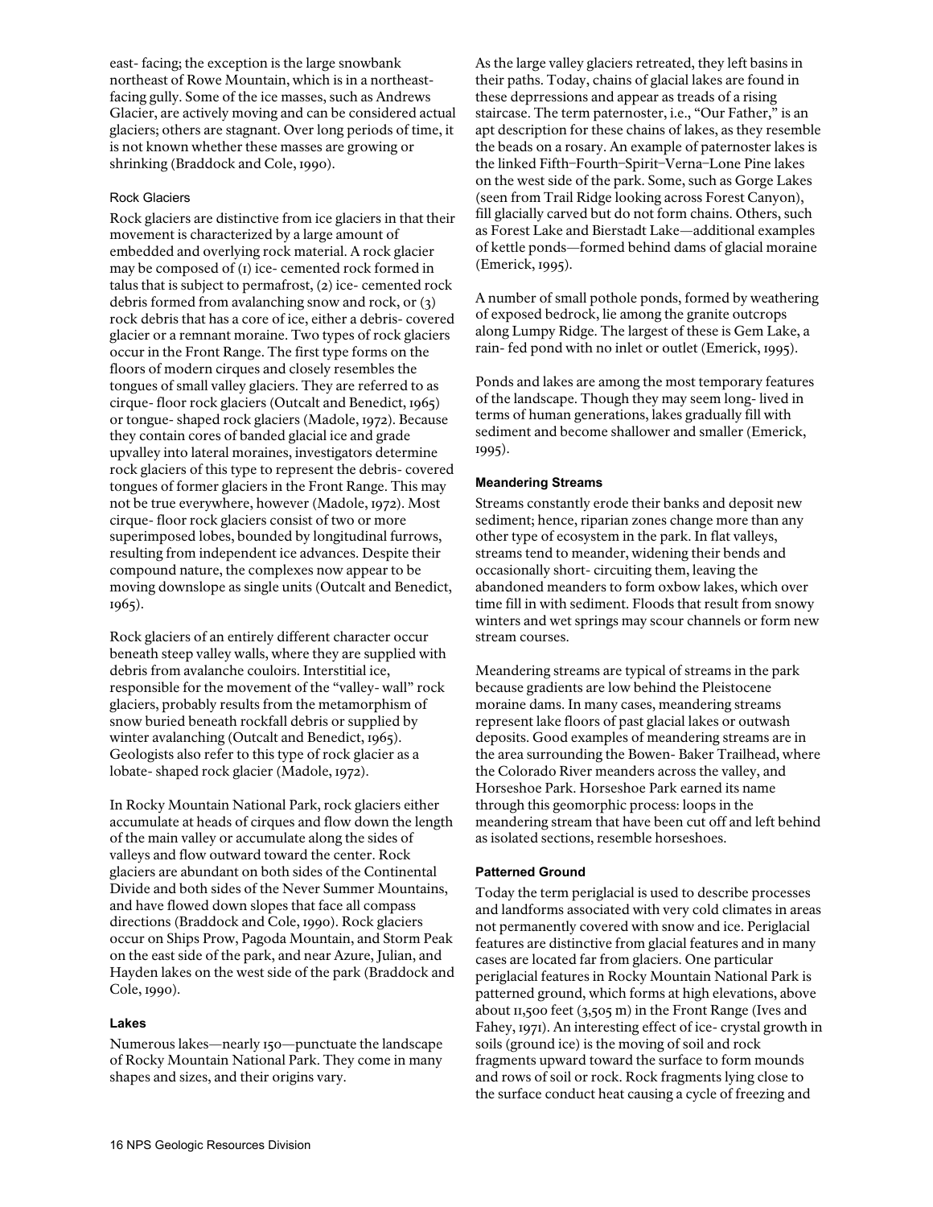east- facing; the exception is the large snowbank northeast of Rowe Mountain, which is in a northeast-facing gully. Some of the ice masses, such as Andrews Glacier, are actively moving and can be considered actual glaciers; others are stagnant. Over long periods of time, it is not known whether these masses are growing or shrinking (Braddock and Cole, 1990).

#### Rock Glaciers

Rock glaciers are distinctive from ice glaciers in that their movement is characterized by a large amount of embedded and overlying rock material. A rock glacier may be composed of (1) ice- cemented rock formed in talus that is subject to permafrost, (2) ice- cemented rock debris formed from avalanching snow and rock, or (3) rock debris that has a core of ice, either a debris- covered glacier or a remnant moraine. Two types of rock glaciers occur in the Front Range. The first type forms on the floors of modern cirques and closely resembles the tongues of small valley glaciers. They are referred to as cirque- floor rock glaciers (Outcalt and Benedict, 1965) or tongue- shaped rock glaciers (Madole, 1972). Because they contain cores of banded glacial ice and grade upvalley into lateral moraines, investigators determine rock glaciers of this type to represent the debris- covered tongues of former glaciers in the Front Range. This may not be true everywhere, however (Madole, 1972). Most cirque- floor rock glaciers consist of two or more superimposed lobes, bounded by longitudinal furrows, resulting from independent ice advances. Despite their compound nature, the complexes now appear to be moving downslope as single units (Outcalt and Benedict, 1965).

Rock glaciers of an entirely different character occur beneath steep valley walls, where they are supplied with debris from avalanche couloirs. Interstitial ice, responsible for the movement of the "valley- wall" rock glaciers, probably results from the metamorphism of snow buried beneath rockfall debris or supplied by winter avalanching (Outcalt and Benedict, 1965). Geologists also refer to this type of rock glacier as a lobate- shaped rock glacier (Madole, 1972).

In Rocky Mountain National Park, rock glaciers either accumulate at heads of cirques and flow down the length of the main valley or accumulate along the sides of valleys and flow outward toward the center. Rock glaciers are abundant on both sides of the Continental Divide and both sides of the Never Summer Mountains, and have flowed down slopes that face all compass directions (Braddock and Cole, 1990). Rock glaciers occur on Ships Prow, Pagoda Mountain, and Storm Peak on the east side of the park, and near Azure, Julian, and Hayden lakes on the west side of the park (Braddock and Cole, 1990).

### Lakes

Numerous lakes—nearly 150—punctuate the landscape of Rocky Mountain National Park. They come in many shapes and sizes, and their origins vary.

As the large valley glaciers retreated, they left basins in their paths. Today, chains of glacial lakes are found in these deprressions and appear as treads of a rising staircase. The term paternoster, i.e., "Our Father," is an apt description for these chains of lakes, as they resemble the beads on a rosary. An example of paternoster lakes is the linked Fifth–Fourth–Spirit–Verna–Lone Pine lakes on the west side of the park. Some, such as Gorge Lakes (seen from Trail Ridge looking across Forest Canyon), fill glacially carved but do not form chains. Others, such as Forest Lake and Bierstadt Lake—additional examples of kettle ponds—formed behind dams of glacial moraine (Emerick, 1995).

A number of small pothole ponds, formed by weathering of exposed bedrock, lie among the granite outcrops along Lumpy Ridge. The largest of these is Gem Lake, a rain- fed pond with no inlet or outlet (Emerick, 1995).

Ponds and lakes are among the most temporary features of the landscape. Though they may seem long- lived in terms of human generations, lakes gradually fill with sediment and become shallower and smaller (Emerick, 1995).

### Meandering Streams

Streams constantly erode their banks and deposit new sediment; hence, riparian zones change more than any other type of ecosystem in the park. In flat valleys, streams tend to meander, widening their bends and occasionally short- circuiting them, leaving the abandoned meanders to form oxbow lakes, which over time fill in with sediment. Floods that result from snowy winters and wet springs may scour channels or form new stream courses.

Meandering streams are typical of streams in the park because gradients are low behind the Pleistocene moraine dams. In many cases, meandering streams represent lake floors of past glacial lakes or outwash deposits. Good examples of meandering streams are in the area surrounding the Bowen- Baker Trailhead, where the Colorado River meanders across the valley, and Horseshoe Park. Horseshoe Park earned its name through this geomorphic process: loops in the meandering stream that have been cut off and left behind as isolated sections, resemble horseshoes.

### Patterned Ground

Today the term periglacial is used to describe processes and landforms associated with very cold climates in areas not permanently covered with snow and ice. Periglacial features are distinctive from glacial features and in many cases are located far from glaciers. One particular periglacial features in Rocky Mountain National Park is patterned ground, which forms at high elevations, above about 11,500 feet (3,505 m) in the Front Range (Ives and Fahey, 1971). An interesting effect of ice- crystal growth in soils (ground ice) is the moving of soil and rock fragments upward toward the surface to form mounds and rows of soil or rock. Rock fragments lying close to the surface conduct heat causing a cycle of freezing and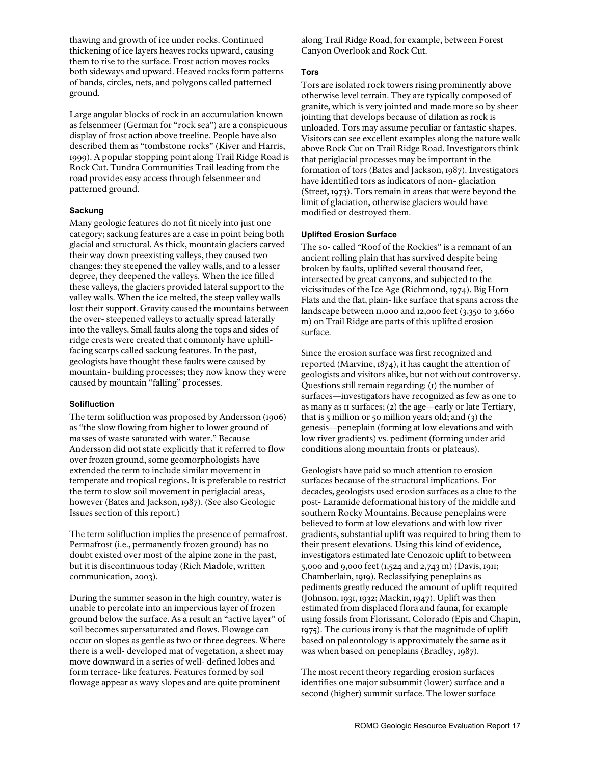thawing and growth of ice under rocks. Continued thickening of ice layers heaves rocks upward, causing them to rise to the surface. Frost action moves rocks both sideways and upward. Heaved rocks form patterns of bands, circles, nets, and polygons called patterned ground.

Large angular blocks of rock in an accumulation known as felsenmeer (German for "rock sea") are a conspicuous display of frost action above treeline. People have also described them as "tombstone rocks" (Kiver and Harris, 1999). A popular stopping point along Trail Ridge Road is Rock Cut. Tundra Communities Trail leading from the road provides easy access through felsenmeer and patterned ground.

#### Sackung

Many geologic features do not fit nicely into just one category; sackung features are a case in point being both glacial and structural. As thick, mountain glaciers carved their way down preexisting valleys, they caused two changes: they steepened the valley walls, and to a lesser degree, they deepened the valleys. When the ice filled these valleys, the glaciers provided lateral support to the valley walls. When the ice melted, the steep valley walls lost their support. Gravity caused the mountains between the over- steepened valleys to actually spread laterally into the valleys. Small faults along the tops and sides of ridge crests were created that commonly have uphill-facing scarps called sackung features. In the past, geologists have thought these faults were caused by mountain- building processes; they now know they were caused by mountain "falling" processes.

#### Solifluction

The term solifluction was proposed by Andersson (1906) as "the slow flowing from higher to lower ground of masses of waste saturated with water." Because Andersson did not state explicitly that it referred to flow over frozen ground, some geomorphologists have extended the term to include similar movement in temperate and tropical regions. It is preferable to restrict the term to slow soil movement in periglacial areas, however (Bates and Jackson, 1987). (See also Geologic Issues section of this report.)

The term solifluction implies the presence of permafrost. Permafrost (i.e., permanently frozen ground) has no doubt existed over most of the alpine zone in the past, but it is discontinuous today (Rich Madole, written communication, 2003).

During the summer season in the high country, water is unable to percolate into an impervious layer of frozen ground below the surface. As a result an "active layer" of soil becomes supersaturated and flows. Flowage can occur on slopes as gentle as two or three degrees. Where there is a well- developed mat of vegetation, a sheet may move downward in a series of well- defined lobes and form terrace- like features. Features formed by soil flowage appear as wavy slopes and are quite prominent along Trail Ridge Road, for example, between Forest Canyon Overlook and Rock Cut.

#### Tors

Tors are isolated rock towers rising prominently above otherwise level terrain. They are typically composed of granite, which is very jointed and made more so by sheer jointing that develops because of dilation as rock is unloaded. Tors may assume peculiar or fantastic shapes. Visitors can see excellent examples along the nature walk above Rock Cut on Trail Ridge Road. Investigators think that periglacial processes may be important in the formation of tors (Bates and Jackson, 1987). Investigators have identified tors as indicators of non- glaciation (Street, 1973). Tors remain in areas that were beyond the limit of glaciation, otherwise glaciers would have modified or destroyed them.

#### Uplifted Erosion Surface

The so- called "Roof of the Rockies" is a remnant of an ancient rolling plain that has survived despite being broken by faults, uplifted several thousand feet, intersected by great canyons, and subjected to the vicissitudes of the Ice Age (Richmond, 1974). Big Horn Flats and the flat, plain- like surface that spans across the landscape between 11,000 and 12,000 feet (3,350 to 3,660 m) on Trail Ridge are parts of this uplifted erosion surface.

Since the erosion surface was first recognized and reported (Marvine, 1874), it has caught the attention of geologists and visitors alike, but not without controversy. Questions still remain regarding: (1) the number of surfaces—investigators have recognized as few as one to as many as 11 surfaces; (2) the age—early or late Tertiary, that is 5 million or 50 million years old; and (3) the genesis—peneplain (forming at low elevations and with low river gradients) vs. pediment (forming under arid conditions along mountain fronts or plateaus).

Geologists have paid so much attention to erosion surfaces because of the structural implications. For decades, geologists used erosion surfaces as a clue to the post- Laramide deformational history of the middle and southern Rocky Mountains. Because peneplains were believed to form at low elevations and with low river gradients, substantial uplift was required to bring them to their present elevations. Using this kind of evidence, investigators estimated late Cenozoic uplift to between 5,000 and 9,000 feet (1,524 and 2,743 m) (Davis, 1911; Chamberlain, 1919). Reclassifying peneplains as pediments greatly reduced the amount of uplift required (Johnson, 1931, 1932; Mackin, 1947). Uplift was then estimated from displaced flora and fauna, for example using fossils from Florissant, Colorado (Epis and Chapin, 1975). The curious irony is that the magnitude of uplift based on paleontology is approximately the same as it was when based on peneplains (Bradley, 1987).

The most recent theory regarding erosion surfaces identifies one major subsummit (lower) surface and a second (higher) summit surface. The lower surface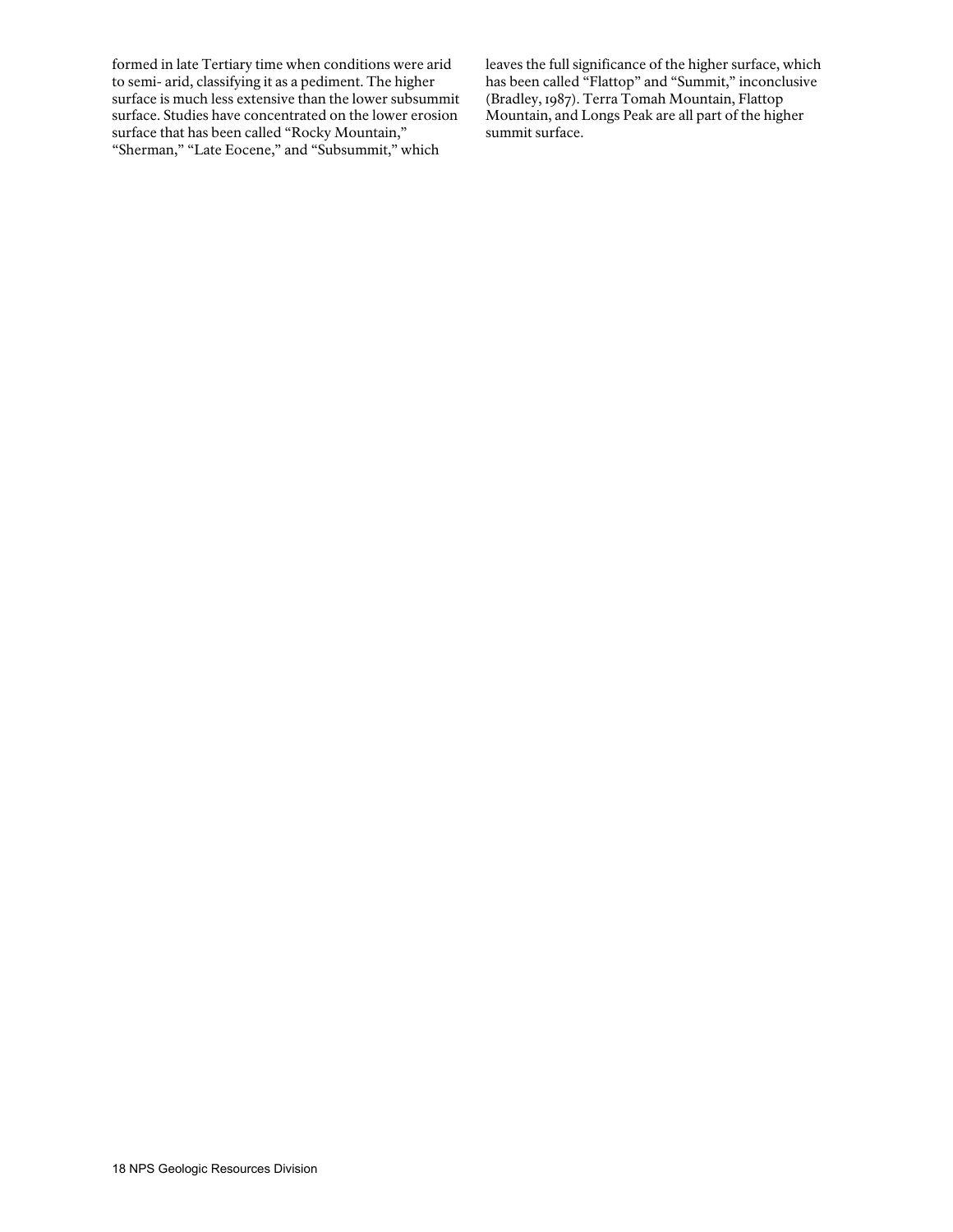formed in late Tertiary time when conditions were arid to semi- arid, classifying it as a pediment. The higher surface is much less extensive than the lower subsummit surface. Studies have concentrated on the lower erosion surface that has been called "Rocky Mountain," "Sherman," "Late Eocene," and "Subsummit," which leaves the full significance of the higher surface, which has been called "Flattop" and "Summit," inconclusive (Bradley, 1987). Terra Tomah Mountain, Flattop Mountain, and Longs Peak are all part of the higher summit surface.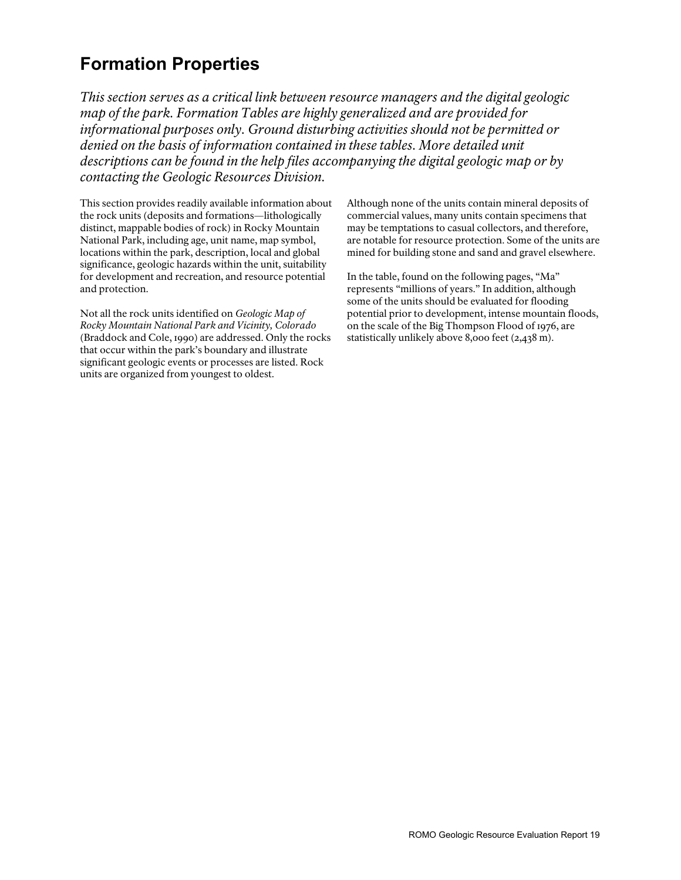# Formation Properties

*This section serves as a critical link between resource managers and the digital geologic map of the park. Formation Tables are highly generalized and are provided for informational purposes only. Ground disturbing activities should not be permitted or denied on the basis of information contained in these tables. More detailed unit descriptions can be found in the help files accompanying the digital geologic map or by contacting the Geologic Resources Division.*

This section provides readily available information about the rock units (deposits and formations—lithologically distinct, mappable bodies of rock) in Rocky Mountain National Park, including age, unit name, map symbol, locations within the park, description, local and global significance, geologic hazards within the unit, suitability for development and recreation, and resource potential and protection.

Not all the rock units identified on *Geologic Map of Rocky Mountain National Park and Vicinity, Colorado* (Braddock and Cole, 1990) are addressed. Only the rocks that occur within the park's boundary and illustrate significant geologic events or processes are listed. Rock units are organized from youngest to oldest.

Although none of the units contain mineral deposits of commercial values, many units contain specimens that may be temptations to casual collectors, and therefore, are notable for resource protection. Some of the units are mined for building stone and sand and gravel elsewhere.

In the table, found on the following pages, "Ma" represents "millions of years." In addition, although some of the units should be evaluated for flooding potential prior to development, intense mountain floods, on the scale of the Big Thompson Flood of 1976, are statistically unlikely above 8,000 feet (2,438 m).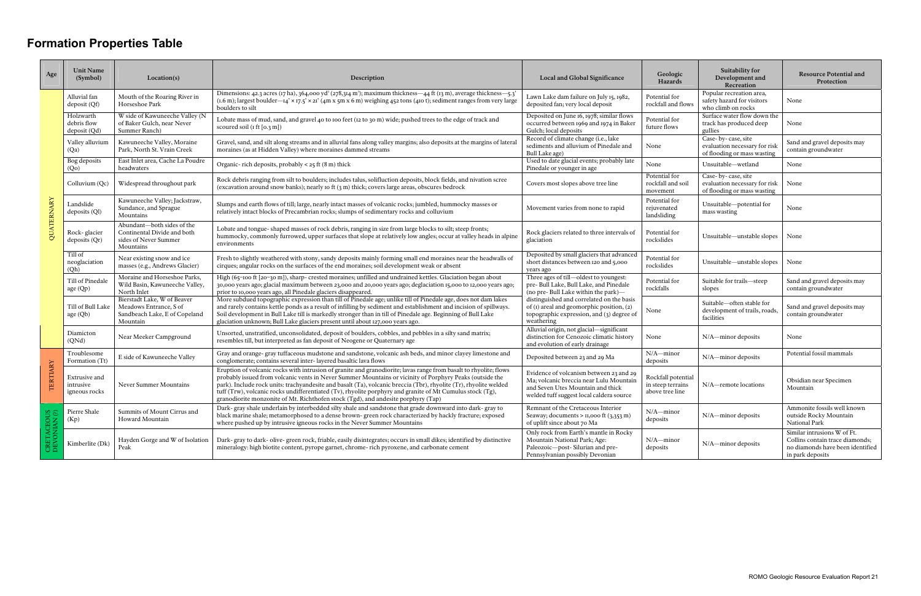# Formation Properties Table

| Age | Unit Name (Symbol) | Location(s) | Description | Local and Global Significance | Geologic Hazards | Suitability for Development and Recreation | Resource Potential and Protection |
|---|---|---|---|---|---|---|---|
| QUATERNARY | Alluvial fan deposit (Qf) | Mouth of the Roaring River in Horseshoe Park | Dimensions: 42.3 acres (17 ha), 364,000 yd³ (278,314 m³); maximum thickness—44 ft (13 m), average thickness—5.3' (1.6 m); largest boulder—14' × 17.5' × 21' (4m x 5m x 6 m) weighing 452 tons (410 t); sediment ranges from very large boulders to silt | Lawn Lake dam failure on July 15, 1982, deposited fan; very local deposit | Potential for rockfall and flows | Popular recreation area, safety hazard for visitors who climb on rocks | None |
| | Holzwarth debris flow deposit (Qd) | W side of Kawuneeche Valley (N of Baker Gulch, near Never Summer Ranch) | Lobate mass of mud, sand, and gravel 40 to 100 feet (12 to 30 m) wide; pushed trees to the edge of track and scoured soil (1 ft [0.3 m]) | Deposited on June 16, 1978; similar flows occurred between 1969 and 1974 in Baker Gulch; local deposits | Potential for future flows | Surface water flow down the track has produced deep gullies | None |
| | Valley alluvium (Qa) | Kawuneeche Valley, Moraine Park, North St. Vrain Creek | Gravel, sand, and silt along streams and in alluvial fans along valley margins; also deposits at the margins of lateral moraines (as at Hidden Valley) where moraines dammed streams | Record of climate change (i.e., lake sediments and alluvium of Pinedale and Bull Lake age) | None | Case- by- case, site evaluation necessary for risk of flooding or mass wasting | Sand and gravel deposits may contain groundwater |
| | Bog deposits (Qo) | East Inlet area, Cache La Poudre headwaters | Organic- rich deposits, probably < 25 ft (8 m) thick | Used to date glacial events; probably late Pinedale or younger in age | None | Unsuitable—wetland | None |
| | Colluvium (Qc) | Widespread throughout park | Rock debris ranging from silt to boulders; includes talus, solifluction deposits, block fields, and nivation scree (excavation around snow banks); nearly 10 ft (3 m) thick; covers large areas, obscures bedrock | Covers most slopes above tree line | Potential for rockfall and soil movement | Case- by- case, site evaluation necessary for risk of flooding or mass wasting | None |
| | Landslide deposits (Ql) | Kawuneeche Valley; Jackstraw, Sundance, and Sprague Mountains | Slumps and earth flows of till; large, nearly intact masses of volcanic rocks; jumbled, hummocky masses or relatively intact blocks of Precambrian rocks; slumps of sedimentary rocks and colluvium | Movement varies from none to rapid | Potential for rejuvenated landsliding | Unsuitable—potential for mass wasting | None |
| | Rock- glacier deposits (Qr) | Abundant—both sides of the Continental Divide and both sides of Never Summer Mountains | Lobate and tongue- shaped masses of rock debris, ranging in size from large blocks to silt; steep fronts; hummocky, commonly furrowed, upper surfaces that slope at relatively low angles; occur at valley heads in alpine environments | Rock glaciers related to three intervals of glaciation | Potential for rockslides | Unsuitable—unstable slopes | None |
| | Till of neoglaciation (Qh) | Near existing snow and ice masses (e.g., Andrews Glacier) | Fresh to slightly weathered with stony, sandy deposits mainly forming small end moraines near the headwalls of cirques; angular rocks on the surfaces of the end moraines; soil development weak or absent | Deposited by small glaciers that advanced short distances between 120 and 5,000 years ago | Potential for rockslides | Unsuitable—unstable slopes | None |
| | Till of Pinedale age (Qp) | Moraine and Horseshoe Parks, Wild Basin, Kawuneeche Valley, North Inlet | High (65–100 ft [20–30 m]), sharp- crested moraines; unfilled and undrained kettles. Glaciation began about 30,000 years ago; glacial maximum between 23,000 and 20,000 years ago; deglaciation 15,000 to 12,000 years ago; prior to 10,000 years ago, all Pinedale glaciers disappeared. | Three ages of till—oldest to youngest: pre- Bull Lake, Bull Lake, and Pinedale (no pre- Bull Lake within the park)— distinguished and correlated on the basis of (1) areal and geomorphic position, (2) topographic expression, and (3) degree of weathering | Potential for rockfalls | Suitable for trails—steep slopes | Sand and gravel deposits may contain groundwater |
| | Till of Bull Lake age (Qb) | Bierstadt Lake, W of Beaver Meadows Entrance, S of Sandbeach Lake, E of Copeland Mountain | More subdued topographic expression than till of Pinedale age; unlike till of Pinedale age, does not dam lakes and rarely contains kettle ponds as a result of infilling by sediment and establishment and incision of spillways. Soil development in Bull Lake till is markedly stronger than in till of Pinedale age. Beginning of Bull Lake glaciation unknown; Bull Lake glaciers present until about 127,000 years ago. | | None | Suitable—often stable for development of trails, roads, facilities | Sand and gravel deposits may contain groundwater |
| | Diamicton (QNd) | Near Meeker Campground | Unsorted, unstratified, unconsolidated, deposit of boulders, cobbles, and pebbles in a silty sand matrix; resembles till, but interpreted as fan deposit of Neogene or Quaternary age | Alluvial origin, not glacial—significant distinction for Cenozoic climatic history and evolution of early drainage | None | N/A—minor deposits | None |
| TERTIARY | Troublesome Formation (Tt) | E side of Kawuneeche Valley | Gray and orange- gray tuffaceous mudstone and sandstone, volcanic ash beds, and minor clayey limestone and conglomerate; contains several inter- layered basaltic lava flows | Deposited between 23 and 29 Ma | N/A—minor deposits | N/A—minor deposits | Potential fossil mammals |
| | Extrusive and intrusive igneous rocks | Never Summer Mountains | Eruption of volcanic rocks with intrusion of granite and granodiorite; lavas range from basalt to rhyolite; flows probably issued from volcanic vents in Never Summer Mountains or vicinity of Porphyry Peaks (outside the park). Include rock units: trachyandesite and basalt (Ta), volcanic breccia (Tbr), rhyolite (Tr), rhyolite welded tuff (Trw), volcanic rocks undifferentiated (Tv), rhyolite porphyry and granite of Mt Cumulus stock (Tg), granodiorite monzonite of Mt. Richthofen stock (Tgd), and andesite porphyry (Tap) | Evidence of volcanism between 23 and 29 Ma; volcanic breccia near Lulu Mountain and Seven Utes Mountain and thick welded tuff suggest local caldera source | Rockfall potential in steep terrains above tree line | N/A—remote locations | Obsidian near Specimen Mountain |
| CRETACEOUS | Pierre Shale (Kp) | Summits of Mount Cirrus and Howard Mountain | Dark- gray shale underlain by interbedded silty shale and sandstone that grade downward into dark- gray to black marine shale; metamorphosed to a dense brown- green rock characterized by hackly fracture; exposed where pushed up by intrusive igneous rocks in the Never Summer Mountains | Remnant of the Cretaceous Interior Seaway; documents > 11,000 ft (3,353 m) of uplift since about 70 Ma | N/A—minor deposits | N/A—minor deposits | Ammonite fossils well known outside Rocky Mountain National Park |
| DEVONIAN (?) | Kimberlite (Dk) | Hayden Gorge and W of Isolation Peak | Dark- gray to dark- olive- green rock, friable, easily disintegrates; occurs in small dikes; identified by distinctive mineralogy: high biotite content, pyrope garnet, chrome- rich pyroxene, and carbonate cement | Only rock from Earth's mantle in Rocky Mountain National Park; Age: Paleozoic—post- Silurian and pre- Pennsylvanian possibly Devonian | N/A—minor deposits | N/A—minor deposits | Similar intrusions W of Ft. Collins contain trace diamonds; no diamonds have been identified in park deposits |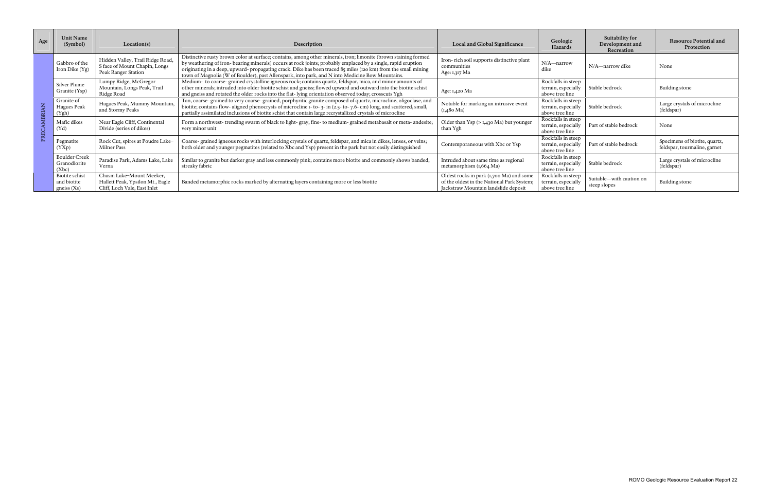| Age | Unit Name (Symbol) | Location(s) | Description | Local and Global Significance | Geologic Hazards | Suitability for Development and Recreation | Resource Potential and Protection |
|---|---|---|---|---|---|---|---|
| PRECAMBRIAN | Gabbro of the Iron Dike (Yg) | Hidden Valley, Trail Ridge Road, S face of Mount Chapin, Longs Peak Ranger Station | Distinctive rusty brown color at surface; contains, among other minerals, iron; limonite (brown staining formed by weathering of iron- bearing minerals) occurs at rock joints; probably emplaced by a single, rapid eruption originating in a deep, upward- propagating crack. Dike has been traced 85 miles (120 km) from the small mining town of Magnolia (W of Boulder), past Allenspark, into park, and N into Medicine Bow Mountains. | Iron- rich soil supports distinctive plant communities<br>Age: 1,317 Ma | N/A—narrow dike | N/A—narrow dike | None |
| | Silver Plume Granite (Ysp) | Lumpy Ridge, McGregor Mountain, Longs Peak, Trail Ridge Road | Medium- to coarse- grained crystalline igneous rock; contains quartz, feldspar, mica, and minor amounts of other minerals; intruded into older biotite schist and gneiss; flowed upward and outward into the biotite schist and gneiss and rotated the older rocks into the flat- lying orientation observed today; crosscuts Ygh | Age: 1,420 Ma | Rockfalls in steep terrain, especially above tree line | Stable bedrock | Building stone |
| | Granite of Hagues Peak (Ygh) | Hagues Peak, Mummy Mountain, and Stormy Peaks | Tan, coarse- grained to very coarse- grained, porphyritic granite composed of quartz, microcline, oligoclase, and biotite; contains flow- aligned phenocrysts of microcline 1- to- 3- in (2.5- to- 7.6- cm) long, and scattered, small, partially assimilated inclusions of biotite schist that contain large recrystallized crystals of microcline | Notable for marking an intrusive event (1,480 Ma) | Rockfalls in steep terrain, especially above tree line | Stable bedrock | Large crystals of microcline (feldspar) |
| | Mafic dikes (Yd) | Near Eagle Cliff, Continental Divide (series of dikes) | Form a northwest- trending swarm of black to light- gray, fine- to medium- grained metabasalt or meta- andesite; very minor unit | Older than Ysp (> 1,430 Ma) but younger than Ygh | Rockfalls in steep terrain, especially above tree line | Part of stable bedrock | None |
| | Pegmatite (YXp) | Rock Cut, spires at Poudre Lake–Milner Pass | Coarse- grained igneous rocks with interlocking crystals of quartz, feldspar, and mica in dikes, lenses, or veins; both older and younger pegmatites (related to Xbc and Ysp) present in the park but not easily distinguished | Contemporaneous with Xbc or Ysp | Rockfalls in steep terrain, especially above tree line | Part of stable bedrock | Specimens of biotite, quartz, feldspar, tourmaline, garnet |
| | Boulder Creek Granodiorite (Xbc) | Paradise Park, Adams Lake, Lake Verna | Similar to granite but darker gray and less commonly pink; contains more biotite and commonly shows banded, streaky fabric | Intruded about same time as regional metamorphism (1,664 Ma) | Rockfalls in steep terrain, especially above tree line | Stable bedrock | Large crystals of microcline (feldspar) |
| | Biotite schist and biotite gneiss (Xs) | Chasm Lake–Mount Meeker, Hallett Peak, Ypsilon Mt., Eagle Cliff, Loch Vale, East Inlet | Banded metamorphic rocks marked by alternating layers containing more or less biotite | Oldest rocks in park (1,700 Ma) and some of the oldest in the National Park System; Jackstraw Mountain landslide deposit | Rockfalls in steep terrain, especially above tree line | Suitable—with caution on steep slopes | Building stone |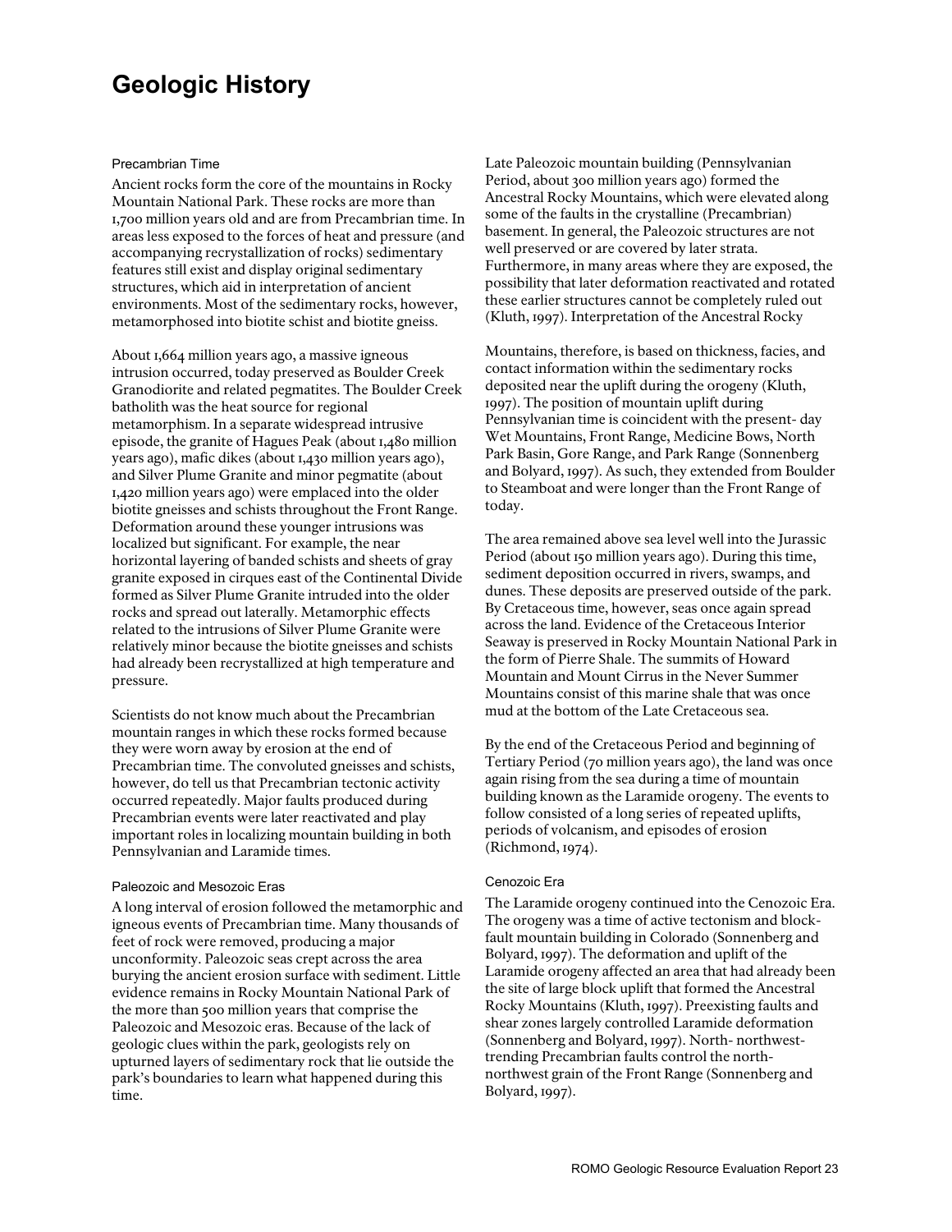# Geologic History

### Precambrian Time

Ancient rocks form the core of the mountains in Rocky Mountain National Park. These rocks are more than 1,700 million years old and are from Precambrian time. In areas less exposed to the forces of heat and pressure (and accompanying recrystallization of rocks) sedimentary features still exist and display original sedimentary structures, which aid in interpretation of ancient environments. Most of the sedimentary rocks, however, metamorphosed into biotite schist and biotite gneiss.

About 1,664 million years ago, a massive igneous intrusion occurred, today preserved as Boulder Creek Granodiorite and related pegmatites. The Boulder Creek batholith was the heat source for regional metamorphism. In a separate widespread intrusive episode, the granite of Hagues Peak (about 1,480 million years ago), mafic dikes (about 1,430 million years ago), and Silver Plume Granite and minor pegmatite (about 1,420 million years ago) were emplaced into the older biotite gneisses and schists throughout the Front Range. Deformation around these younger intrusions was localized but significant. For example, the near horizontal layering of banded schists and sheets of gray granite exposed in cirques east of the Continental Divide formed as Silver Plume Granite intruded into the older rocks and spread out laterally. Metamorphic effects related to the intrusions of Silver Plume Granite were relatively minor because the biotite gneisses and schists had already been recrystallized at high temperature and pressure.

Scientists do not know much about the Precambrian mountain ranges in which these rocks formed because they were worn away by erosion at the end of Precambrian time. The convoluted gneisses and schists, however, do tell us that Precambrian tectonic activity occurred repeatedly. Major faults produced during Precambrian events were later reactivated and play important roles in localizing mountain building in both Pennsylvanian and Laramide times.

### Paleozoic and Mesozoic Eras

A long interval of erosion followed the metamorphic and igneous events of Precambrian time. Many thousands of feet of rock were removed, producing a major unconformity. Paleozoic seas crept across the area burying the ancient erosion surface with sediment. Little evidence remains in Rocky Mountain National Park of the more than 500 million years that comprise the Paleozoic and Mesozoic eras. Because of the lack of geologic clues within the park, geologists rely on upturned layers of sedimentary rock that lie outside the park's boundaries to learn what happened during this time.

Late Paleozoic mountain building (Pennsylvanian Period, about 300 million years ago) formed the Ancestral Rocky Mountains, which were elevated along some of the faults in the crystalline (Precambrian) basement. In general, the Paleozoic structures are not well preserved or are covered by later strata. Furthermore, in many areas where they are exposed, the possibility that later deformation reactivated and rotated these earlier structures cannot be completely ruled out (Kluth, 1997). Interpretation of the Ancestral Rocky Mountains, therefore, is based on thickness, facies, and contact information within the sedimentary rocks deposited near the uplift during the orogeny (Kluth, 1997). The position of mountain uplift during Pennsylvanian time is coincident with the present- day Wet Mountains, Front Range, Medicine Bows, North Park Basin, Gore Range, and Park Range (Sonnenberg and Bolyard, 1997). As such, they extended from Boulder to Steamboat and were longer than the Front Range of today.

The area remained above sea level well into the Jurassic Period (about 150 million years ago). During this time, sediment deposition occurred in rivers, swamps, and dunes. These deposits are preserved outside of the park. By Cretaceous time, however, seas once again spread across the land. Evidence of the Cretaceous Interior Seaway is preserved in Rocky Mountain National Park in the form of Pierre Shale. The summits of Howard Mountain and Mount Cirrus in the Never Summer Mountains consist of this marine shale that was once mud at the bottom of the Late Cretaceous sea.

By the end of the Cretaceous Period and beginning of Tertiary Period (70 million years ago), the land was once again rising from the sea during a time of mountain building known as the Laramide orogeny. The events to follow consisted of a long series of repeated uplifts, periods of volcanism, and episodes of erosion (Richmond, 1974).

### Cenozoic Era

The Laramide orogeny continued into the Cenozoic Era. The orogeny was a time of active tectonism and block-fault mountain building in Colorado (Sonnenberg and Bolyard, 1997). The deformation and uplift of the Laramide orogeny affected an area that had already been the site of large block uplift that formed the Ancestral Rocky Mountains (Kluth, 1997). Preexisting faults and shear zones largely controlled Laramide deformation (Sonnenberg and Bolyard, 1997). North- northwest-trending Precambrian faults control the north-northwest grain of the Front Range (Sonnenberg and Bolyard, 1997).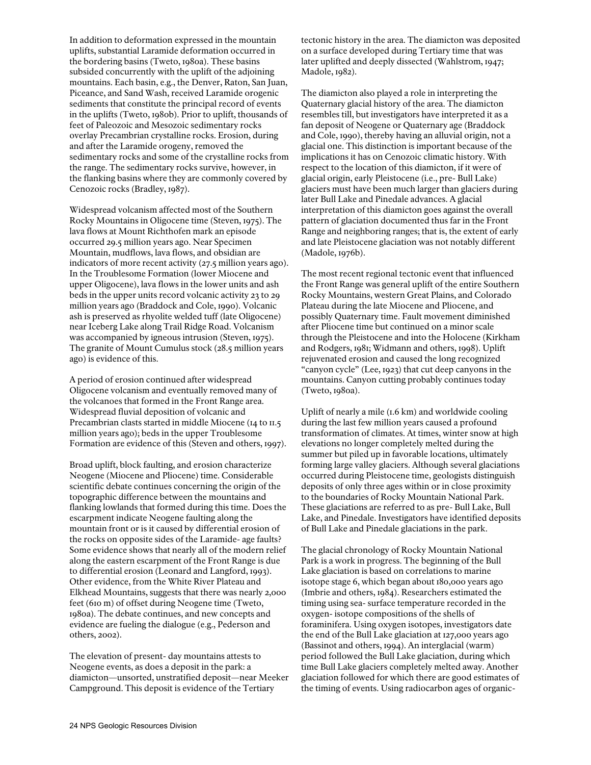In addition to deformation expressed in the mountain uplifts, substantial Laramide deformation occurred in the bordering basins (Tweto, 1980a). These basins subsided concurrently with the uplift of the adjoining mountains. Each basin, e.g., the Denver, Raton, San Juan, Piceance, and Sand Wash, received Laramide orogenic sediments that constitute the principal record of events in the uplifts (Tweto, 1980b). Prior to uplift, thousands of feet of Paleozoic and Mesozoic sedimentary rocks overlay Precambrian crystalline rocks. Erosion, during and after the Laramide orogeny, removed the sedimentary rocks and some of the crystalline rocks from the range. The sedimentary rocks survive, however, in the flanking basins where they are commonly covered by Cenozoic rocks (Bradley, 1987).

Widespread volcanism affected most of the Southern Rocky Mountains in Oligocene time (Steven, 1975). The lava flows at Mount Richthofen mark an episode occurred 29.5 million years ago. Near Specimen Mountain, mudflows, lava flows, and obsidian are indicators of more recent activity (27.5 million years ago). In the Troublesome Formation (lower Miocene and upper Oligocene), lava flows in the lower units and ash beds in the upper units record volcanic activity 23 to 29 million years ago (Braddock and Cole, 1990). Volcanic ash is preserved as rhyolite welded tuff (late Oligocene) near Iceberg Lake along Trail Ridge Road. Volcanism was accompanied by igneous intrusion (Steven, 1975). The granite of Mount Cumulus stock (28.5 million years ago) is evidence of this.

A period of erosion continued after widespread Oligocene volcanism and eventually removed many of the volcanoes that formed in the Front Range area. Widespread fluvial deposition of volcanic and Precambrian clasts started in middle Miocene (14 to 11.5 million years ago); beds in the upper Troublesome Formation are evidence of this (Steven and others, 1997).

Broad uplift, block faulting, and erosion characterize Neogene (Miocene and Pliocene) time. Considerable scientific debate continues concerning the origin of the topographic difference between the mountains and flanking lowlands that formed during this time. Does the escarpment indicate Neogene faulting along the mountain front or is it caused by differential erosion of the rocks on opposite sides of the Laramide- age faults? Some evidence shows that nearly all of the modern relief along the eastern escarpment of the Front Range is due to differential erosion (Leonard and Langford, 1993). Other evidence, from the White River Plateau and Elkhead Mountains, suggests that there was nearly 2,000 feet (610 m) of offset during Neogene time (Tweto, 1980a). The debate continues, and new concepts and evidence are fueling the dialogue (e.g., Pederson and others, 2002).

The elevation of present- day mountains attests to Neogene events, as does a deposit in the park: a diamicton—unsorted, unstratified deposit—near Meeker Campground. This deposit is evidence of the Tertiary tectonic history in the area. The diamicton was deposited on a surface developed during Tertiary time that was later uplifted and deeply dissected (Wahlstrom, 1947; Madole, 1982).

The diamicton also played a role in interpreting the Quaternary glacial history of the area. The diamicton resembles till, but investigators have interpreted it as a fan deposit of Neogene or Quaternary age (Braddock and Cole, 1990), thereby having an alluvial origin, not a glacial one. This distinction is important because of the implications it has on Cenozoic climatic history. With respect to the location of this diamicton, if it were of glacial origin, early Pleistocene (i.e., pre- Bull Lake) glaciers must have been much larger than glaciers during later Bull Lake and Pinedale advances. A glacial interpretation of this diamicton goes against the overall pattern of glaciation documented thus far in the Front Range and neighboring ranges; that is, the extent of early and late Pleistocene glaciation was not notably different (Madole, 1976b).

The most recent regional tectonic event that influenced the Front Range was general uplift of the entire Southern Rocky Mountains, western Great Plains, and Colorado Plateau during the late Miocene and Pliocene, and possibly Quaternary time. Fault movement diminished after Pliocene time but continued on a minor scale through the Pleistocene and into the Holocene (Kirkham and Rodgers, 1981; Widmann and others, 1998). Uplift rejuvenated erosion and caused the long recognized "canyon cycle" (Lee, 1923) that cut deep canyons in the mountains. Canyon cutting probably continues today (Tweto, 1980a).

Uplift of nearly a mile (1.6 km) and worldwide cooling during the last few million years caused a profound transformation of climates. At times, winter snow at high elevations no longer completely melted during the summer but piled up in favorable locations, ultimately forming large valley glaciers. Although several glaciations occurred during Pleistocene time, geologists distinguish deposits of only three ages within or in close proximity to the boundaries of Rocky Mountain National Park. These glaciations are referred to as pre- Bull Lake, Bull Lake, and Pinedale. Investigators have identified deposits of Bull Lake and Pinedale glaciations in the park.

The glacial chronology of Rocky Mountain National Park is a work in progress. The beginning of the Bull Lake glaciation is based on correlations to marine isotope stage 6, which began about 180,000 years ago (Imbrie and others, 1984). Researchers estimated the timing using sea- surface temperature recorded in the oxygen- isotope compositions of the shells of foraminifera. Using oxygen isotopes, investigators date the end of the Bull Lake glaciation at 127,000 years ago (Bassinot and others, 1994). An interglacial (warm) period followed the Bull Lake glaciation, during which time Bull Lake glaciers completely melted away. Another glaciation followed for which there are good estimates of the timing of events. Using radiocarbon ages of organic-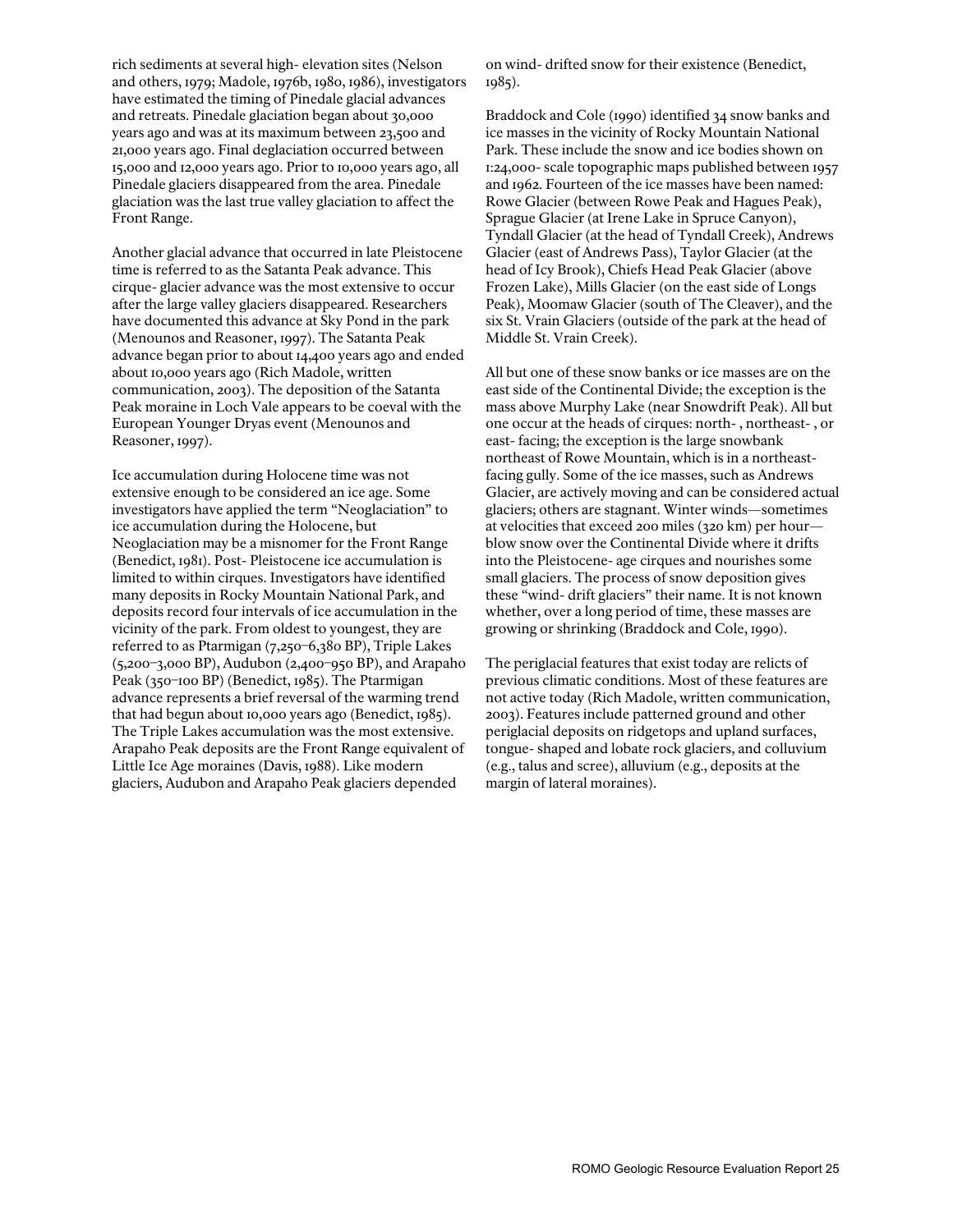rich sediments at several high- elevation sites (Nelson and others, 1979; Madole, 1976b, 1980, 1986), investigators have estimated the timing of Pinedale glacial advances and retreats. Pinedale glaciation began about 30,000 years ago and was at its maximum between 23,500 and 21,000 years ago. Final deglaciation occurred between 15,000 and 12,000 years ago. Prior to 10,000 years ago, all Pinedale glaciers disappeared from the area. Pinedale glaciation was the last true valley glaciation to affect the Front Range.

Another glacial advance that occurred in late Pleistocene time is referred to as the Satanta Peak advance. This cirque- glacier advance was the most extensive to occur after the large valley glaciers disappeared. Researchers have documented this advance at Sky Pond in the park (Menounos and Reasoner, 1997). The Satanta Peak advance began prior to about 14,400 years ago and ended about 10,000 years ago (Rich Madole, written communication, 2003). The deposition of the Satanta Peak moraine in Loch Vale appears to be coeval with the European Younger Dryas event (Menounos and Reasoner, 1997).

Ice accumulation during Holocene time was not extensive enough to be considered an ice age. Some investigators have applied the term "Neoglaciation" to ice accumulation during the Holocene, but Neoglaciation may be a misnomer for the Front Range (Benedict, 1981). Post- Pleistocene ice accumulation is limited to within cirques. Investigators have identified many deposits in Rocky Mountain National Park, and deposits record four intervals of ice accumulation in the vicinity of the park. From oldest to youngest, they are referred to as Ptarmigan (7,250–6,380 BP), Triple Lakes (5,200–3,000 BP), Audubon (2,400–950 BP), and Arapaho Peak (350–100 BP) (Benedict, 1985). The Ptarmigan advance represents a brief reversal of the warming trend that had begun about 10,000 years ago (Benedict, 1985). The Triple Lakes accumulation was the most extensive. Arapaho Peak deposits are the Front Range equivalent of Little Ice Age moraines (Davis, 1988). Like modern glaciers, Audubon and Arapaho Peak glaciers depended on wind- drifted snow for their existence (Benedict, 1985).

Braddock and Cole (1990) identified 34 snow banks and ice masses in the vicinity of Rocky Mountain National Park. These include the snow and ice bodies shown on 1:24,000- scale topographic maps published between 1957 and 1962. Fourteen of the ice masses have been named: Rowe Glacier (between Rowe Peak and Hagues Peak), Sprague Glacier (at Irene Lake in Spruce Canyon), Tyndall Glacier (at the head of Tyndall Creek), Andrews Glacier (east of Andrews Pass), Taylor Glacier (at the head of Icy Brook), Chiefs Head Peak Glacier (above Frozen Lake), Mills Glacier (on the east side of Longs Peak), Moomaw Glacier (south of The Cleaver), and the six St. Vrain Glaciers (outside of the park at the head of Middle St. Vrain Creek).

All but one of these snow banks or ice masses are on the east side of the Continental Divide; the exception is the mass above Murphy Lake (near Snowdrift Peak). All but one occur at the heads of cirques: north- , northeast- , or east- facing; the exception is the large snowbank northeast of Rowe Mountain, which is in a northeast-facing gully. Some of the ice masses, such as Andrews Glacier, are actively moving and can be considered actual glaciers; others are stagnant. Winter winds—sometimes at velocities that exceed 200 miles (320 km) per hour—blow snow over the Continental Divide where it drifts into the Pleistocene- age cirques and nourishes some small glaciers. The process of snow deposition gives these "wind- drift glaciers" their name. It is not known whether, over a long period of time, these masses are growing or shrinking (Braddock and Cole, 1990).

The periglacial features that exist today are relicts of previous climatic conditions. Most of these features are not active today (Rich Madole, written communication, 2003). Features include patterned ground and other periglacial deposits on ridgetops and upland surfaces, tongue- shaped and lobate rock glaciers, and colluvium (e.g., talus and scree), alluvium (e.g., deposits at the margin of lateral moraines).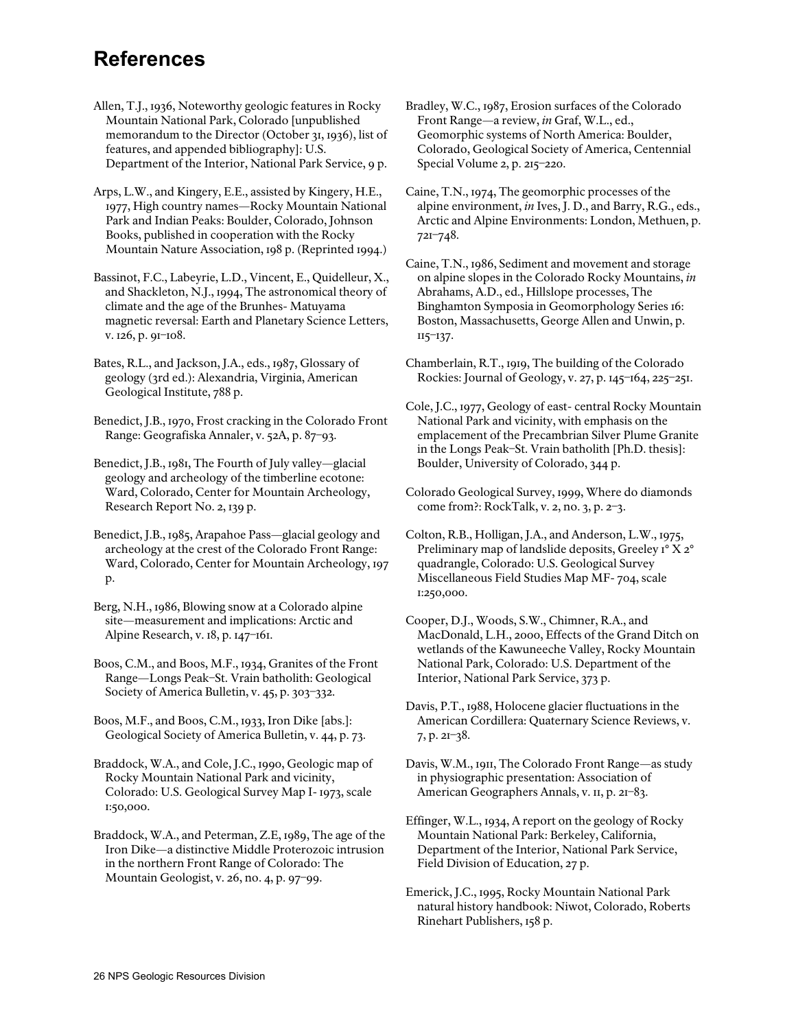# References

Allen, T.J., 1936, Noteworthy geologic features in Rocky Mountain National Park, Colorado [unpublished memorandum to the Director (October 31, 1936), list of features, and appended bibliography]: U.S. Department of the Interior, National Park Service, 9 p.

Arps, L.W., and Kingery, E.E., assisted by Kingery, H.E., 1977, High country names—Rocky Mountain National Park and Indian Peaks: Boulder, Colorado, Johnson Books, published in cooperation with the Rocky Mountain Nature Association, 198 p. (Reprinted 1994.)

Bassinot, F.C., Labeyrie, L.D., Vincent, E., Quidelleur, X., and Shackleton, N.J., 1994, The astronomical theory of climate and the age of the Brunhes- Matuyama magnetic reversal: Earth and Planetary Science Letters, v. 126, p. 91–108.

Bates, R.L., and Jackson, J.A., eds., 1987, Glossary of geology (3rd ed.): Alexandria, Virginia, American Geological Institute, 788 p.

Benedict, J.B., 1970, Frost cracking in the Colorado Front Range: Geografiska Annaler, v. 52A, p. 87–93.

Benedict, J.B., 1981, The Fourth of July valley—glacial geology and archeology of the timberline ecotone: Ward, Colorado, Center for Mountain Archeology, Research Report No. 2, 139 p.

Benedict, J.B., 1985, Arapahoe Pass—glacial geology and archeology at the crest of the Colorado Front Range: Ward, Colorado, Center for Mountain Archeology, 197 p.

Berg, N.H., 1986, Blowing snow at a Colorado alpine site—measurement and implications: Arctic and Alpine Research, v. 18, p. 147–161.

Boos, C.M., and Boos, M.F., 1934, Granites of the Front Range—Longs Peak–St. Vrain batholith: Geological Society of America Bulletin, v. 45, p. 303–332.

Boos, M.F., and Boos, C.M., 1933, Iron Dike [abs.]: Geological Society of America Bulletin, v. 44, p. 73.

Braddock, W.A., and Cole, J.C., 1990, Geologic map of Rocky Mountain National Park and vicinity, Colorado: U.S. Geological Survey Map I- 1973, scale 1:50,000.

Braddock, W.A., and Peterman, Z.E, 1989, The age of the Iron Dike—a distinctive Middle Proterozoic intrusion in the northern Front Range of Colorado: The Mountain Geologist, v. 26, no. 4, p. 97–99.

Bradley, W.C., 1987, Erosion surfaces of the Colorado Front Range—a review, *in* Graf, W.L., ed., Geomorphic systems of North America: Boulder, Colorado, Geological Society of America, Centennial Special Volume 2, p. 215–220.

Caine, T.N., 1974, The geomorphic processes of the alpine environment, *in* Ives, J. D., and Barry, R.G., eds., Arctic and Alpine Environments: London, Methuen, p. 721–748.

Caine, T.N., 1986, Sediment and movement and storage on alpine slopes in the Colorado Rocky Mountains, *in* Abrahams, A.D., ed., Hillslope processes, The Binghamton Symposia in Geomorphology Series 16: Boston, Massachusetts, George Allen and Unwin, p. 115–137.

Chamberlain, R.T., 1919, The building of the Colorado Rockies: Journal of Geology, v. 27, p. 145–164, 225–251.

Cole, J.C., 1977, Geology of east- central Rocky Mountain National Park and vicinity, with emphasis on the emplacement of the Precambrian Silver Plume Granite in the Longs Peak–St. Vrain batholith [Ph.D. thesis]: Boulder, University of Colorado, 344 p.

Colorado Geological Survey, 1999, Where do diamonds come from?: RockTalk, v. 2, no. 3, p. 2–3.

Colton, R.B., Holligan, J.A., and Anderson, L.W., 1975, Preliminary map of landslide deposits, Greeley 1° X 2° quadrangle, Colorado: U.S. Geological Survey Miscellaneous Field Studies Map MF- 704, scale 1:250,000.

Cooper, D.J., Woods, S.W., Chimner, R.A., and MacDonald, L.H., 2000, Effects of the Grand Ditch on wetlands of the Kawuneeche Valley, Rocky Mountain National Park, Colorado: U.S. Department of the Interior, National Park Service, 373 p.

Davis, P.T., 1988, Holocene glacier fluctuations in the American Cordillera: Quaternary Science Reviews, v. 7, p. 21–38.

Davis, W.M., 1911, The Colorado Front Range—as study in physiographic presentation: Association of American Geographers Annals, v. 11, p. 21–83.

Effinger, W.L., 1934, A report on the geology of Rocky Mountain National Park: Berkeley, California, Department of the Interior, National Park Service, Field Division of Education, 27 p.

Emerick, J.C., 1995, Rocky Mountain National Park natural history handbook: Niwot, Colorado, Roberts Rinehart Publishers, 158 p.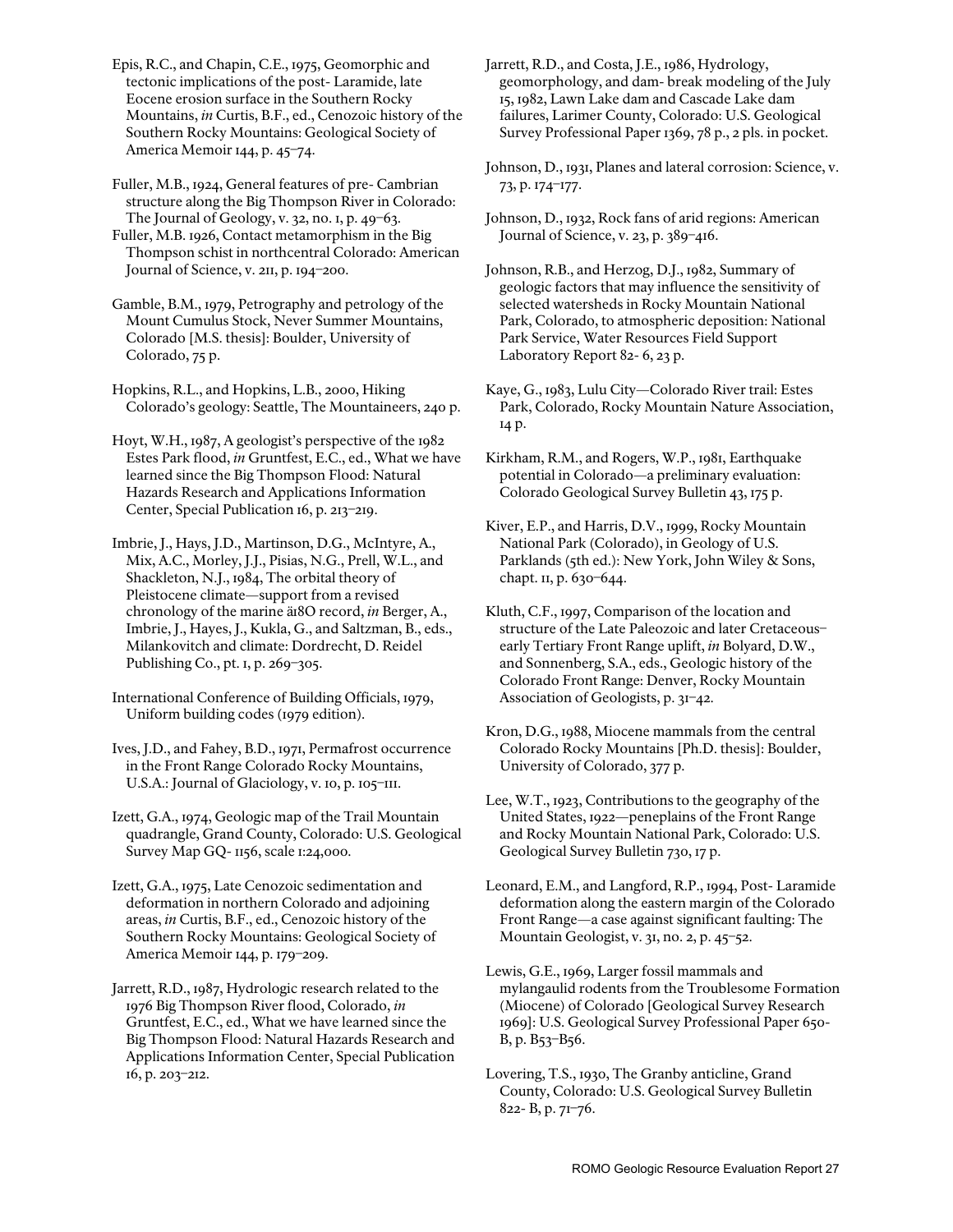Epis, R.C., and Chapin, C.E., 1975, Geomorphic and tectonic implications of the post- Laramide, late Eocene erosion surface in the Southern Rocky Mountains, *in* Curtis, B.F., ed., Cenozoic history of the Southern Rocky Mountains: Geological Society of America Memoir 144, p. 45–74.

Fuller, M.B., 1924, General features of pre- Cambrian structure along the Big Thompson River in Colorado: The Journal of Geology, v. 32, no. 1, p. 49–63.

Fuller, M.B. 1926, Contact metamorphism in the Big Thompson schist in northcentral Colorado: American Journal of Science, v. 211, p. 194–200.

Gamble, B.M., 1979, Petrography and petrology of the Mount Cumulus Stock, Never Summer Mountains, Colorado [M.S. thesis]: Boulder, University of Colorado, 75 p.

Hopkins, R.L., and Hopkins, L.B., 2000, Hiking Colorado's geology: Seattle, The Mountaineers, 240 p.

Hoyt, W.H., 1987, A geologist's perspective of the 1982 Estes Park flood, *in* Gruntfest, E.C., ed., What we have learned since the Big Thompson Flood: Natural Hazards Research and Applications Information Center, Special Publication 16, p. 213–219.

Imbrie, J., Hays, J.D., Martinson, D.G., McIntyre, A., Mix, A.C., Morley, J.J., Pisias, N.G., Prell, W.L., and Shackleton, N.J., 1984, The orbital theory of Pleistocene climate—support from a revised chronology of the marine ä18O record, *in* Berger, A., Imbrie, J., Hayes, J., Kukla, G., and Saltzman, B., eds., Milankovitch and climate: Dordrecht, D. Reidel Publishing Co., pt. 1, p. 269–305.

International Conference of Building Officials, 1979, Uniform building codes (1979 edition).

Ives, J.D., and Fahey, B.D., 1971, Permafrost occurrence in the Front Range Colorado Rocky Mountains, U.S.A.: Journal of Glaciology, v. 10, p. 105–111.

Izett, G.A., 1974, Geologic map of the Trail Mountain quadrangle, Grand County, Colorado: U.S. Geological Survey Map GQ- 1156, scale 1:24,000.

Izett, G.A., 1975, Late Cenozoic sedimentation and deformation in northern Colorado and adjoining areas, *in* Curtis, B.F., ed., Cenozoic history of the Southern Rocky Mountains: Geological Society of America Memoir 144, p. 179–209.

Jarrett, R.D., 1987, Hydrologic research related to the 1976 Big Thompson River flood, Colorado, *in* Gruntfest, E.C., ed., What we have learned since the Big Thompson Flood: Natural Hazards Research and Applications Information Center, Special Publication 16, p. 203–212.

Jarrett, R.D., and Costa, J.E., 1986, Hydrology, geomorphology, and dam- break modeling of the July 15, 1982, Lawn Lake dam and Cascade Lake dam failures, Larimer County, Colorado: U.S. Geological Survey Professional Paper 1369, 78 p., 2 pls. in pocket.

Johnson, D., 1931, Planes and lateral corrosion: Science, v. 73, p. 174–177.

Johnson, D., 1932, Rock fans of arid regions: American Journal of Science, v. 23, p. 389–416.

Johnson, R.B., and Herzog, D.J., 1982, Summary of geologic factors that may influence the sensitivity of selected watersheds in Rocky Mountain National Park, Colorado, to atmospheric deposition: National Park Service, Water Resources Field Support Laboratory Report 82- 6, 23 p.

Kaye, G., 1983, Lulu City—Colorado River trail: Estes Park, Colorado, Rocky Mountain Nature Association, 14 p.

Kirkham, R.M., and Rogers, W.P., 1981, Earthquake potential in Colorado—a preliminary evaluation: Colorado Geological Survey Bulletin 43, 175 p.

Kiver, E.P., and Harris, D.V., 1999, Rocky Mountain National Park (Colorado), in Geology of U.S. Parklands (5th ed.): New York, John Wiley & Sons, chapt. 11, p. 630–644.

Kluth, C.F., 1997, Comparison of the location and structure of the Late Paleozoic and later Cretaceous–early Tertiary Front Range uplift, *in* Bolyard, D.W., and Sonnenberg, S.A., eds., Geologic history of the Colorado Front Range: Denver, Rocky Mountain Association of Geologists, p. 31–42.

Kron, D.G., 1988, Miocene mammals from the central Colorado Rocky Mountains [Ph.D. thesis]: Boulder, University of Colorado, 377 p.

Lee, W.T., 1923, Contributions to the geography of the United States, 1922—peneplains of the Front Range and Rocky Mountain National Park, Colorado: U.S. Geological Survey Bulletin 730, 17 p.

Leonard, E.M., and Langford, R.P., 1994, Post- Laramide deformation along the eastern margin of the Colorado Front Range—a case against significant faulting: The Mountain Geologist, v. 31, no. 2, p. 45–52.

Lewis, G.E., 1969, Larger fossil mammals and mylangaulid rodents from the Troublesome Formation (Miocene) of Colorado [Geological Survey Research 1969]: U.S. Geological Survey Professional Paper 650- B, p. B53–B56.

Lovering, T.S., 1930, The Granby anticline, Grand County, Colorado: U.S. Geological Survey Bulletin 822- B, p. 71–76.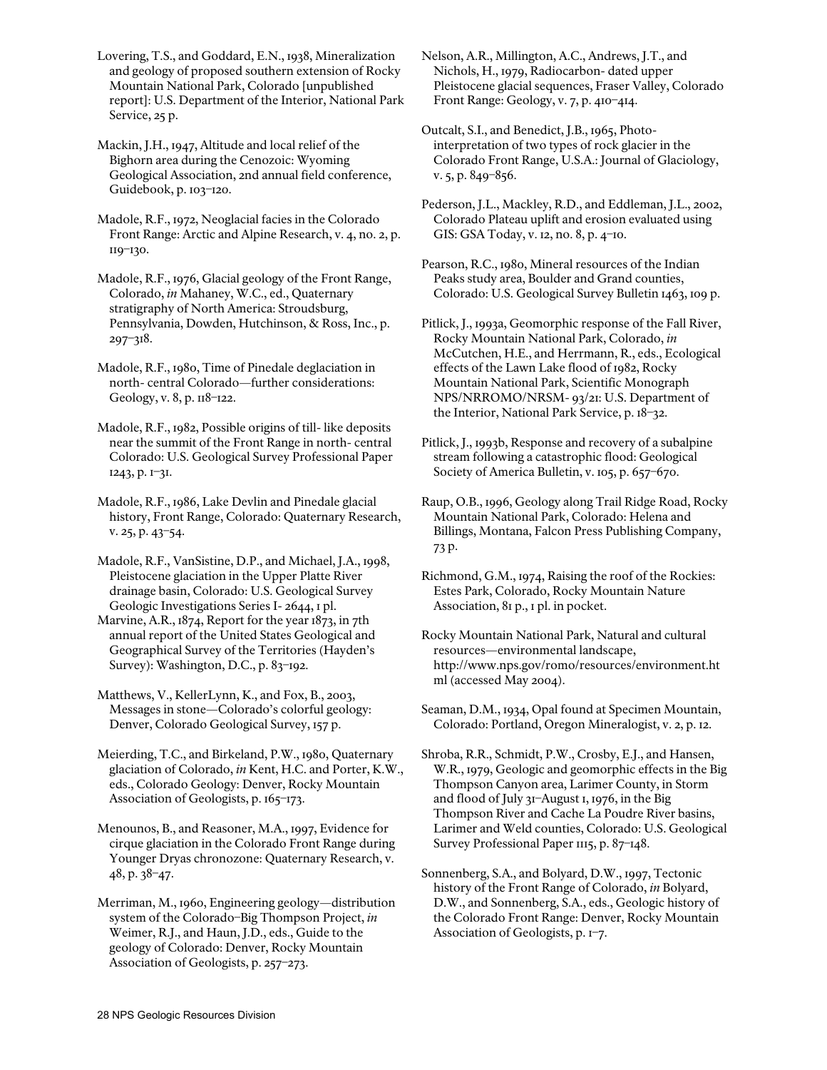Lovering, T.S., and Goddard, E.N., 1938, Mineralization and geology of proposed southern extension of Rocky Mountain National Park, Colorado [unpublished report]: U.S. Department of the Interior, National Park Service, 25 p.

Mackin, J.H., 1947, Altitude and local relief of the Bighorn area during the Cenozoic: Wyoming Geological Association, 2nd annual field conference, Guidebook, p. 103–120.

Madole, R.F., 1972, Neoglacial facies in the Colorado Front Range: Arctic and Alpine Research, v. 4, no. 2, p. 119–130.

Madole, R.F., 1976, Glacial geology of the Front Range, Colorado, *in* Mahaney, W.C., ed., Quaternary stratigraphy of North America: Stroudsburg, Pennsylvania, Dowden, Hutchinson, & Ross, Inc., p. 297–318.

Madole, R.F., 1980, Time of Pinedale deglaciation in north- central Colorado—further considerations: Geology, v. 8, p. 118–122.

Madole, R.F., 1982, Possible origins of till- like deposits near the summit of the Front Range in north- central Colorado: U.S. Geological Survey Professional Paper 1243, p. 1–31.

Madole, R.F., 1986, Lake Devlin and Pinedale glacial history, Front Range, Colorado: Quaternary Research, v. 25, p. 43–54.

Madole, R.F., VanSistine, D.P., and Michael, J.A., 1998, Pleistocene glaciation in the Upper Platte River drainage basin, Colorado: U.S. Geological Survey Geologic Investigations Series I- 2644, 1 pl.

Marvine, A.R., 1874, Report for the year 1873, in 7th annual report of the United States Geological and Geographical Survey of the Territories (Hayden's Survey): Washington, D.C., p. 83–192.

Matthews, V., KellerLynn, K., and Fox, B., 2003, Messages in stone—Colorado's colorful geology: Denver, Colorado Geological Survey, 157 p.

Meierding, T.C., and Birkeland, P.W., 1980, Quaternary glaciation of Colorado, *in* Kent, H.C. and Porter, K.W., eds., Colorado Geology: Denver, Rocky Mountain Association of Geologists, p. 165–173.

Menounos, B., and Reasoner, M.A., 1997, Evidence for cirque glaciation in the Colorado Front Range during Younger Dryas chronozone: Quaternary Research, v. 48, p. 38–47.

Merriman, M., 1960, Engineering geology—distribution system of the Colorado–Big Thompson Project, *in* Weimer, R.J., and Haun, J.D., eds., Guide to the geology of Colorado: Denver, Rocky Mountain Association of Geologists, p. 257–273.

Nelson, A.R., Millington, A.C., Andrews, J.T., and Nichols, H., 1979, Radiocarbon- dated upper Pleistocene glacial sequences, Fraser Valley, Colorado Front Range: Geology, v. 7, p. 410–414.

Outcalt, S.I., and Benedict, J.B., 1965, Photo- interpretation of two types of rock glacier in the Colorado Front Range, U.S.A.: Journal of Glaciology, v. 5, p. 849–856.

Pederson, J.L., Mackley, R.D., and Eddleman, J.L., 2002, Colorado Plateau uplift and erosion evaluated using GIS: GSA Today, v. 12, no. 8, p. 4–10.

Pearson, R.C., 1980, Mineral resources of the Indian Peaks study area, Boulder and Grand counties, Colorado: U.S. Geological Survey Bulletin 1463, 109 p.

Pitlick, J., 1993a, Geomorphic response of the Fall River, Rocky Mountain National Park, Colorado, *in* McCutchen, H.E., and Herrmann, R., eds., Ecological effects of the Lawn Lake flood of 1982, Rocky Mountain National Park, Scientific Monograph NPS/NRROMO/NRSM- 93/21: U.S. Department of the Interior, National Park Service, p. 18–32.

Pitlick, J., 1993b, Response and recovery of a subalpine stream following a catastrophic flood: Geological Society of America Bulletin, v. 105, p. 657–670.

Raup, O.B., 1996, Geology along Trail Ridge Road, Rocky Mountain National Park, Colorado: Helena and Billings, Montana, Falcon Press Publishing Company, 73 p.

Richmond, G.M., 1974, Raising the roof of the Rockies: Estes Park, Colorado, Rocky Mountain Nature Association, 81 p., 1 pl. in pocket.

Rocky Mountain National Park, Natural and cultural resources—environmental landscape, http://www.nps.gov/romo/resources/environment.html (accessed May 2004).

Seaman, D.M., 1934, Opal found at Specimen Mountain, Colorado: Portland, Oregon Mineralogist, v. 2, p. 12.

Shroba, R.R., Schmidt, P.W., Crosby, E.J., and Hansen, W.R., 1979, Geologic and geomorphic effects in the Big Thompson Canyon area, Larimer County, in Storm and flood of July 31–August 1, 1976, in the Big Thompson River and Cache La Poudre River basins, Larimer and Weld counties, Colorado: U.S. Geological Survey Professional Paper 1115, p. 87–148.

Sonnenberg, S.A., and Bolyard, D.W., 1997, Tectonic history of the Front Range of Colorado, *in* Bolyard, D.W., and Sonnenberg, S.A., eds., Geologic history of the Colorado Front Range: Denver, Rocky Mountain Association of Geologists, p. 1–7.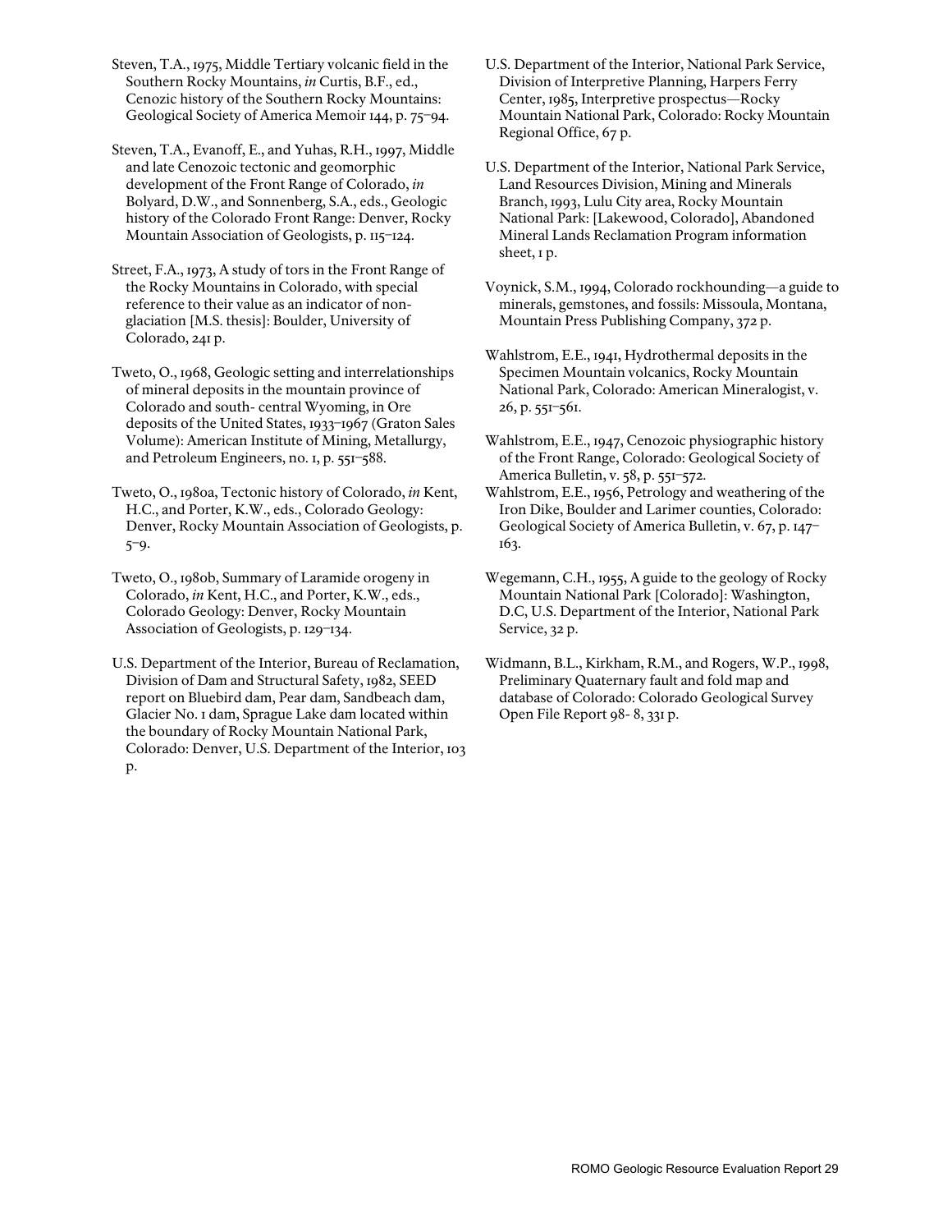Steven, T.A., 1975, Middle Tertiary volcanic field in the Southern Rocky Mountains, *in* Curtis, B.F., ed., Cenozic history of the Southern Rocky Mountains: Geological Society of America Memoir 144, p. 75–94.

Steven, T.A., Evanoff, E., and Yuhas, R.H., 1997, Middle and late Cenozoic tectonic and geomorphic development of the Front Range of Colorado, *in* Bolyard, D.W., and Sonnenberg, S.A., eds., Geologic history of the Colorado Front Range: Denver, Rocky Mountain Association of Geologists, p. 115–124.

Street, F.A., 1973, A study of tors in the Front Range of the Rocky Mountains in Colorado, with special reference to their value as an indicator of non-glaciation [M.S. thesis]: Boulder, University of Colorado, 241 p.

Tweto, O., 1968, Geologic setting and interrelationships of mineral deposits in the mountain province of Colorado and south- central Wyoming, in Ore deposits of the United States, 1933–1967 (Graton Sales Volume): American Institute of Mining, Metallurgy, and Petroleum Engineers, no. 1, p. 551–588.

Tweto, O., 1980a, Tectonic history of Colorado, *in* Kent, H.C., and Porter, K.W., eds., Colorado Geology: Denver, Rocky Mountain Association of Geologists, p. 5–9.

Tweto, O., 1980b, Summary of Laramide orogeny in Colorado, *in* Kent, H.C., and Porter, K.W., eds., Colorado Geology: Denver, Rocky Mountain Association of Geologists, p. 129–134.

U.S. Department of the Interior, Bureau of Reclamation, Division of Dam and Structural Safety, 1982, SEED report on Bluebird dam, Pear dam, Sandbeach dam, Glacier No. 1 dam, Sprague Lake dam located within the boundary of Rocky Mountain National Park, Colorado: Denver, U.S. Department of the Interior, 103 p.

U.S. Department of the Interior, National Park Service, Division of Interpretive Planning, Harpers Ferry Center, 1985, Interpretive prospectus—Rocky Mountain National Park, Colorado: Rocky Mountain Regional Office, 67 p.

U.S. Department of the Interior, National Park Service, Land Resources Division, Mining and Minerals Branch, 1993, Lulu City area, Rocky Mountain National Park: [Lakewood, Colorado], Abandoned Mineral Lands Reclamation Program information sheet, 1 p.

Voynick, S.M., 1994, Colorado rockhounding—a guide to minerals, gemstones, and fossils: Missoula, Montana, Mountain Press Publishing Company, 372 p.

Wahlstrom, E.E., 1941, Hydrothermal deposits in the Specimen Mountain volcanics, Rocky Mountain National Park, Colorado: American Mineralogist, v. 26, p. 551–561.

Wahlstrom, E.E., 1947, Cenozoic physiographic history of the Front Range, Colorado: Geological Society of America Bulletin, v. 58, p. 551–572.

Wahlstrom, E.E., 1956, Petrology and weathering of the Iron Dike, Boulder and Larimer counties, Colorado: Geological Society of America Bulletin, v. 67, p. 147–163.

Wegemann, C.H., 1955, A guide to the geology of Rocky Mountain National Park [Colorado]: Washington, D.C, U.S. Department of the Interior, National Park Service, 32 p.

Widmann, B.L., Kirkham, R.M., and Rogers, W.P., 1998, Preliminary Quaternary fault and fold map and database of Colorado: Colorado Geological Survey Open File Report 98- 8, 331 p.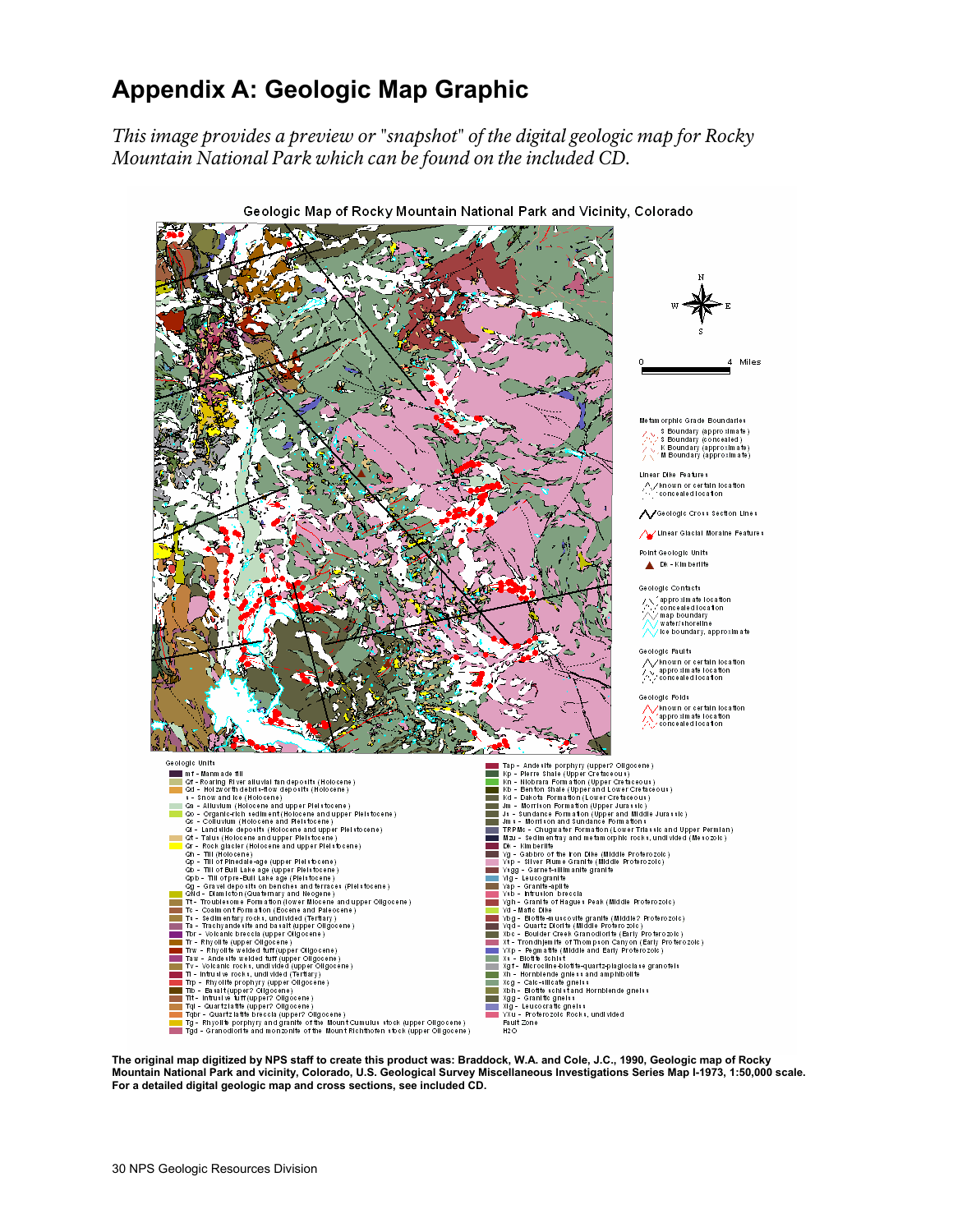# Appendix A: Geologic Map Graphic

*This image provides a preview or "snapshot" of the digital geologic map for Rocky Mountain National Park which can be found on the included CD.*

Geologic Map of Rocky Mountain National Park and Vicinity, Colorado

**Metamorphic Grade Boundaries**
- S Boundary (approximate)
- S Boundary (concealed)
- K Boundary (approximate)
- M Boundary (approximate)

**Linear Dike Features**
- known or certain location
- concealed location

Geologic Cross Section Lines

Linear Glacial Moraine Features

**Point Geologic Units**
- Dk - Kimberlite

**Geologic Contacts**
- approximate location
- concealed location
- map boundary
- water/shoreline
- ice boundary, approximate

**Geologic Faults**
- known or certain location
- approximate location
- concealed location

**Geologic Folds**
- known or certain location
- approximate location
- concealed location

**Geologic Units**
- mf - Manmade fill
- Qf - Roaring River alluvial fan deposits (Holocene)
- Qd - Holzworth debris-flow deposits (Holocene)
- i - Snow and ice (Holocene)
- Qa - Alluvium (Holocene and upper Pleistocene)
- Qo - Organic-rich sediment (Holocene and upper Pleistocene)
- Qc - Colluvium (Holocene and Pleistocene)
- Ql - Landslide deposits (Holocene and upper Pleistocene)
- Qt - Talus (Holocene and upper Pleistocene)
- Qr - Rock glacier (Holocene and upper Pleistocene)
- Qh - Till (Holocene)
- Qp - Till of Pinedale-age (upper Pleistocene)
- Qb - Till of Bull Lake age (upper Pleistocene)
- Qpb - Till of pre-Bull Lake age (Pleistocene)
- Qg - Gravel deposits on benches and terraces (Pleistocene)
- QNd - Diamicton (Quaternary and Neogene)
- Tt - Troublesome Formation (lower Miocene and upper Oligocene)
- Tc - Coalmont Formation (Eocene and Paleocene)
- Ts - Sedimentary rocks, undivided (Tertiary)
- Ta - Trachyandesite and basalt (upper Oligocene)
- Tbr - Volcanic breccia (upper Oligocene)
- Tr - Rhyolite (upper Oligocene)
- Trw - Rhyolite welded tuff (upper Oligocene)
- Taw - Andesite welded tuff (upper Oligocene)
- Tv - Volcanic rocks, undivided (upper Oligocene)
- Ti - Intrusive rocks, undivided (Tertiary)
- Trp - Rhyolite prophyry (upper Oligocene)
- Tib - Basalt (upper? Oligocene)
- Tit - Intrusive tuff (upper? Oligocene)
- Tql - Quartz latite (upper? Oligocene)
- Tqbr - Quartz latite breccia (upper? Oligocene)
- Tg - Rhyolite porphyry and granite of the Mount Cumulus stock (upper Oligocene)
- Tgd - Granodiorite and monzonite of the Mount Richthofen stock (upper Oligocene)
- Tap - Andesite porphyry (upper? Oligocene)
- Kp - Pierre Shale (Upper Cretaceous)
- Kn - Niobrara Formation (Upper Cretaceous)
- Kb - Benton Shale (Upper and Lower Cretaceous)
- Kd - Dakota Formation (Lower Cretaceous)
- Jm - Morrison Formation (Upper Jurassic)
- Js - Sundance Formation (Upper and Middle Jurassic)
- Jms - Morrison and Sundance Formations
- TRPMc - Chugwater Formation (Lower Triassic and Upper Permian)
- Mzu - Sedimentray and metamorphic rocks, undivided (Mesozoic)
- Dk - Kimberlite
- Yg - Gabbro of the Iron Dike (Middle Proterozoic)
- Ysp - Silver Plume Granite (Middle Proterozoic)
- Ysgg - Garnet-sillimanite granite
- Ylg - Leucogranite
- Yap - Granite-aplite
- Ysb - Intrusion breccia
- Ygh - Granite of Hagues Peak (Middle Proterozoic)
- Yd - Mafic Dike
- Ybg - Biotite-muscovite granite (Middle? Proterozoic)
- Yqd - Quartz Diorite (Middle Proterozoic)
- Xbc - Boulder Creek Granodiorite (Early Proterozoic)
- Xt - Trondhjemite of Thompson Canyon (Early Proterozoic)
- YXp - Pegmatite (Middle and Early Proterozoic)
- Xs - Biotite Schist
- Xgf - Microcline-biotite-quartz-plagioclase granofels
- Xh - Hornblende gneiss and amphibolite
- Xcg - Calc-silicate gneiss
- Xbh - Biotite schist and Hornblende gneiss
- Xgg - Granitic gneiss
- Xlg - Leucocratic gneiss
- YXu - Proterozoic Rocks, undivided
- Fault Zone
- H2O

**The original map digitized by NPS staff to create this product was: Braddock, W.A. and Cole, J.C., 1990, Geologic map of Rocky Mountain National Park and vicinity, Colorado, U.S. Geological Survey Miscellaneous Investigations Series Map I-1973, 1:50,000 scale. For a detailed digital geologic map and cross sections, see included CD.**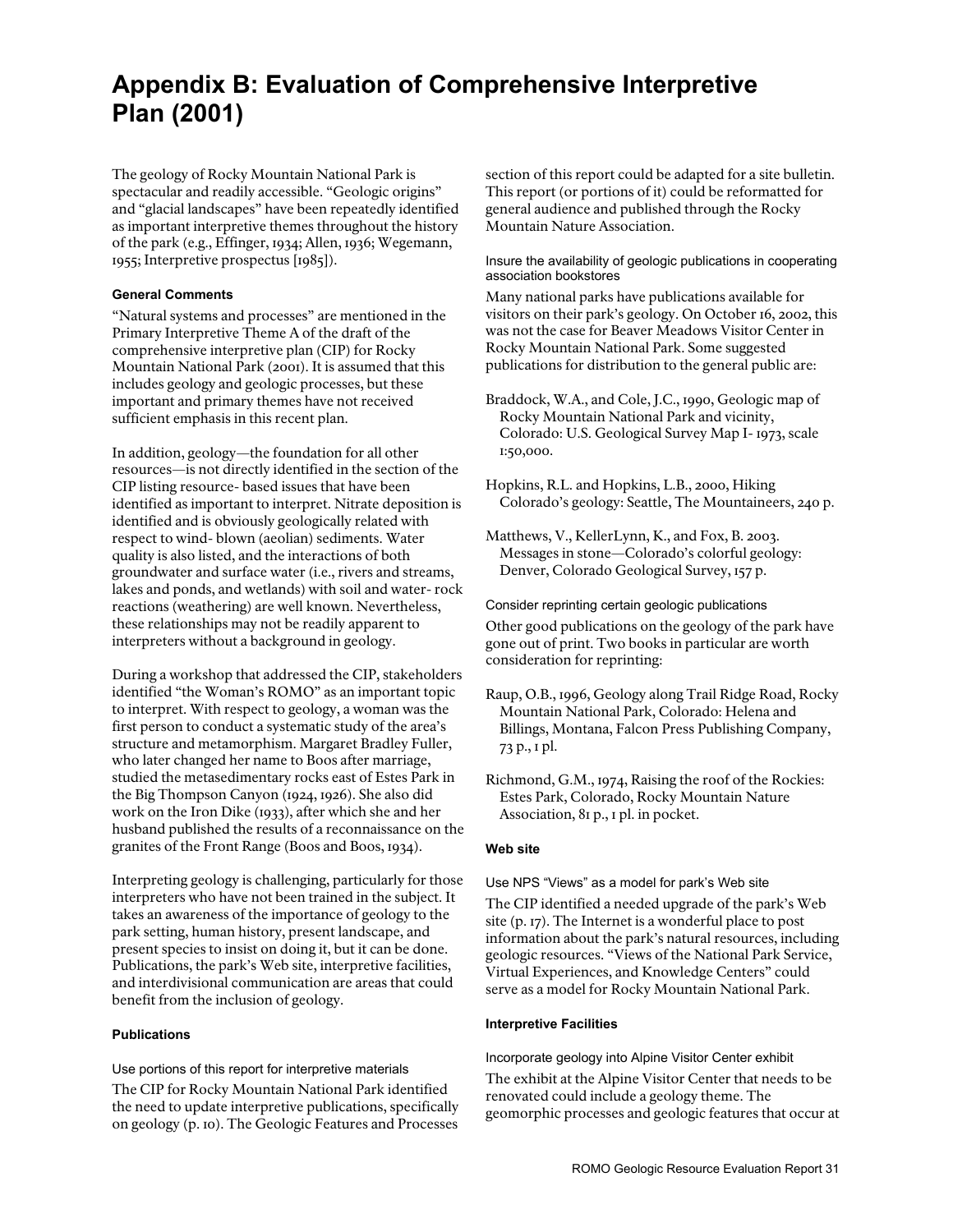# Appendix B: Evaluation of Comprehensive Interpretive Plan (2001)

The geology of Rocky Mountain National Park is spectacular and readily accessible. "Geologic origins" and "glacial landscapes" have been repeatedly identified as important interpretive themes throughout the history of the park (e.g., Effinger, 1934; Allen, 1936; Wegemann, 1955; Interpretive prospectus [1985]).

#### General Comments

"Natural systems and processes" are mentioned in the Primary Interpretive Theme A of the draft of the comprehensive interpretive plan (CIP) for Rocky Mountain National Park (2001). It is assumed that this includes geology and geologic processes, but these important and primary themes have not received sufficient emphasis in this recent plan.

In addition, geology—the foundation for all other resources—is not directly identified in the section of the CIP listing resource- based issues that have been identified as important to interpret. Nitrate deposition is identified and is obviously geologically related with respect to wind- blown (aeolian) sediments. Water quality is also listed, and the interactions of both groundwater and surface water (i.e., rivers and streams, lakes and ponds, and wetlands) with soil and water- rock reactions (weathering) are well known. Nevertheless, these relationships may not be readily apparent to interpreters without a background in geology.

During a workshop that addressed the CIP, stakeholders identified "the Woman's ROMO" as an important topic to interpret. With respect to geology, a woman was the first person to conduct a systematic study of the area's structure and metamorphism. Margaret Bradley Fuller, who later changed her name to Boos after marriage, studied the metasedimentary rocks east of Estes Park in the Big Thompson Canyon (1924, 1926). She also did work on the Iron Dike (1933), after which she and her husband published the results of a reconnaissance on the granites of the Front Range (Boos and Boos, 1934).

Interpreting geology is challenging, particularly for those interpreters who have not been trained in the subject. It takes an awareness of the importance of geology to the park setting, human history, present landscape, and present species to insist on doing it, but it can be done. Publications, the park's Web site, interpretive facilities, and interdivisional communication are areas that could benefit from the inclusion of geology.

#### Publications

##### Use portions of this report for interpretive materials

The CIP for Rocky Mountain National Park identified the need to update interpretive publications, specifically on geology (p. 10). The Geologic Features and Processes section of this report could be adapted for a site bulletin. This report (or portions of it) could be reformatted for general audience and published through the Rocky Mountain Nature Association.

##### Insure the availability of geologic publications in cooperating association bookstores

Many national parks have publications available for visitors on their park's geology. On October 16, 2002, this was not the case for Beaver Meadows Visitor Center in Rocky Mountain National Park. Some suggested publications for distribution to the general public are:

Braddock, W.A., and Cole, J.C., 1990, Geologic map of Rocky Mountain National Park and vicinity, Colorado: U.S. Geological Survey Map I- 1973, scale 1:50,000.

Hopkins, R.L. and Hopkins, L.B., 2000, Hiking Colorado's geology: Seattle, The Mountaineers, 240 p.

Matthews, V., KellerLynn, K., and Fox, B. 2003. Messages in stone—Colorado's colorful geology: Denver, Colorado Geological Survey, 157 p.

##### Consider reprinting certain geologic publications

Other good publications on the geology of the park have gone out of print. Two books in particular are worth consideration for reprinting:

Raup, O.B., 1996, Geology along Trail Ridge Road, Rocky Mountain National Park, Colorado: Helena and Billings, Montana, Falcon Press Publishing Company, 73 p., 1 pl.

Richmond, G.M., 1974, Raising the roof of the Rockies: Estes Park, Colorado, Rocky Mountain Nature Association, 81 p., 1 pl. in pocket.

#### Web site

##### Use NPS "Views" as a model for park's Web site

The CIP identified a needed upgrade of the park's Web site (p. 17). The Internet is a wonderful place to post information about the park's natural resources, including geologic resources. "Views of the National Park Service, Virtual Experiences, and Knowledge Centers" could serve as a model for Rocky Mountain National Park.

#### Interpretive Facilities

##### Incorporate geology into Alpine Visitor Center exhibit

The exhibit at the Alpine Visitor Center that needs to be renovated could include a geology theme. The geomorphic processes and geologic features that occur at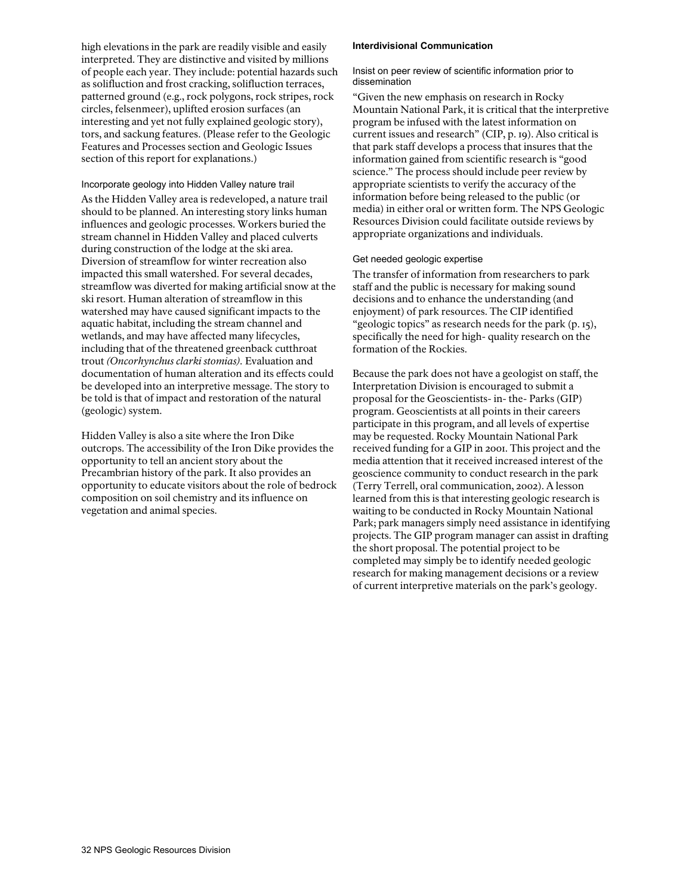high elevations in the park are readily visible and easily interpreted. They are distinctive and visited by millions of people each year. They include: potential hazards such as solifluction and frost cracking, solifluction terraces, patterned ground (e.g., rock polygons, rock stripes, rock circles, felsenmeer), uplifted erosion surfaces (an interesting and yet not fully explained geologic story), tors, and sackung features. (Please refer to the Geologic Features and Processes section and Geologic Issues section of this report for explanations.)

#### Incorporate geology into Hidden Valley nature trail

As the Hidden Valley area is redeveloped, a nature trail should to be planned. An interesting story links human influences and geologic processes. Workers buried the stream channel in Hidden Valley and placed culverts during construction of the lodge at the ski area. Diversion of streamflow for winter recreation also impacted this small watershed. For several decades, streamflow was diverted for making artificial snow at the ski resort. Human alteration of streamflow in this watershed may have caused significant impacts to the aquatic habitat, including the stream channel and wetlands, and may have affected many lifecycles, including that of the threatened greenback cutthroat trout *(Oncorhynchus clarki stomias)*. Evaluation and documentation of human alteration and its effects could be developed into an interpretive message. The story to be told is that of impact and restoration of the natural (geologic) system.

Hidden Valley is also a site where the Iron Dike outcrops. The accessibility of the Iron Dike provides the opportunity to tell an ancient story about the Precambrian history of the park. It also provides an opportunity to educate visitors about the role of bedrock composition on soil chemistry and its influence on vegetation and animal species.

### Interdivisional Communication

#### Insist on peer review of scientific information prior to dissemination

"Given the new emphasis on research in Rocky Mountain National Park, it is critical that the interpretive program be infused with the latest information on current issues and research" (CIP, p. 19). Also critical is that park staff develops a process that insures that the information gained from scientific research is "good science." The process should include peer review by appropriate scientists to verify the accuracy of the information before being released to the public (or media) in either oral or written form. The NPS Geologic Resources Division could facilitate outside reviews by appropriate organizations and individuals.

#### Get needed geologic expertise

The transfer of information from researchers to park staff and the public is necessary for making sound decisions and to enhance the understanding (and enjoyment) of park resources. The CIP identified "geologic topics" as research needs for the park (p. 15), specifically the need for high- quality research on the formation of the Rockies.

Because the park does not have a geologist on staff, the Interpretation Division is encouraged to submit a proposal for the Geoscientists- in- the- Parks (GIP) program. Geoscientists at all points in their careers participate in this program, and all levels of expertise may be requested. Rocky Mountain National Park received funding for a GIP in 2001. This project and the media attention that it received increased interest of the geoscience community to conduct research in the park (Terry Terrell, oral communication, 2002). A lesson learned from this is that interesting geologic research is waiting to be conducted in Rocky Mountain National Park; park managers simply need assistance in identifying projects. The GIP program manager can assist in drafting the short proposal. The potential project to be completed may simply be to identify needed geologic research for making management decisions or a review of current interpretive materials on the park's geology.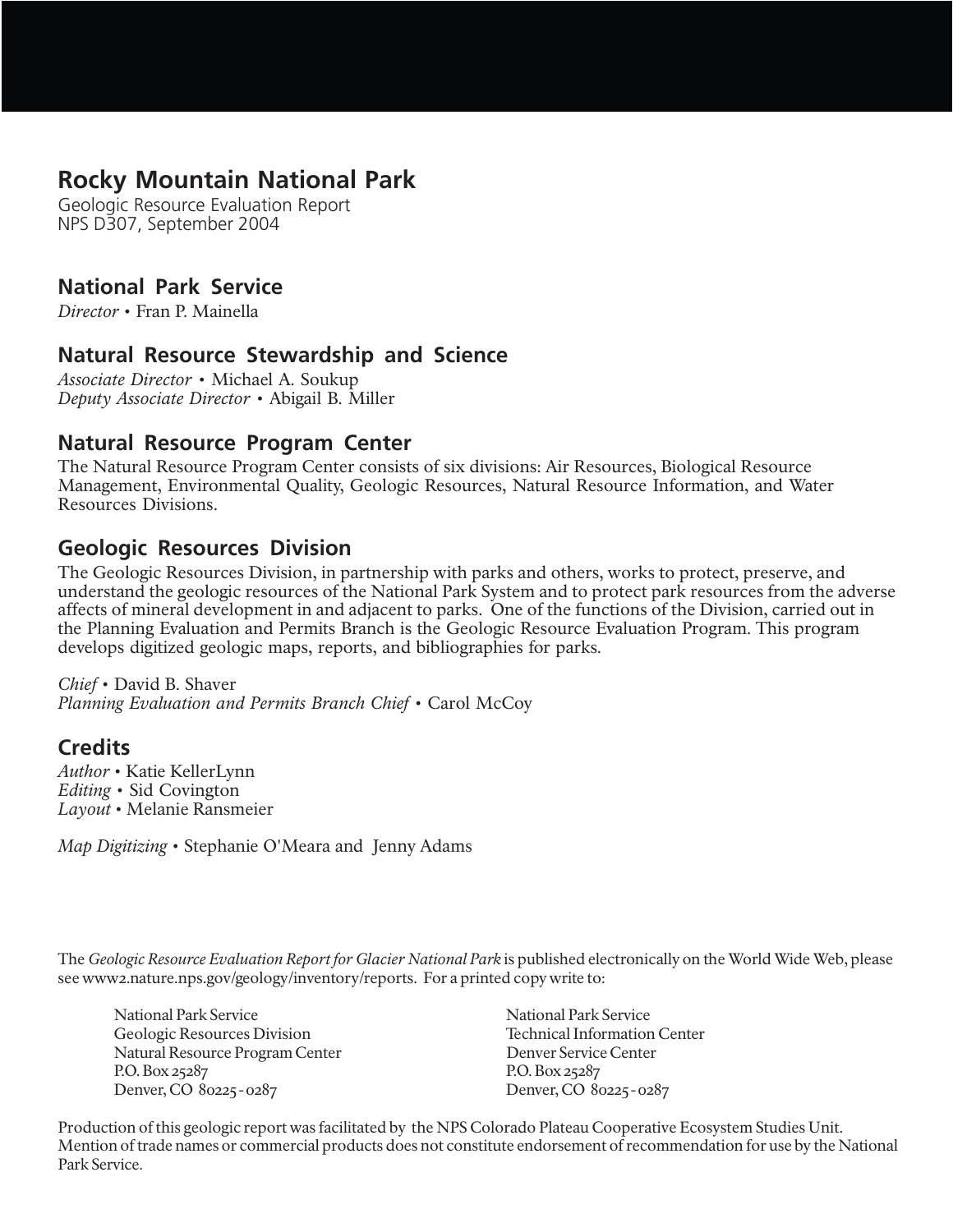# Rocky Mountain National Park

Geologic Resource Evaluation Report
NPS D307, September 2004

## National Park Service

*Director* • Fran P. Mainella

## Natural Resource Stewardship and Science

*Associate Director* • Michael A. Soukup
*Deputy Associate Director* • Abigail B. Miller

## Natural Resource Program Center

The Natural Resource Program Center consists of six divisions: Air Resources, Biological Resource Management, Environmental Quality, Geologic Resources, Natural Resource Information, and Water Resources Divisions.

## Geologic Resources Division

The Geologic Resources Division, in partnership with parks and others, works to protect, preserve, and understand the geologic resources of the National Park System and to protect park resources from the adverse affects of mineral development in and adjacent to parks. One of the functions of the Division, carried out in the Planning Evaluation and Permits Branch is the Geologic Resource Evaluation Program. This program develops digitized geologic maps, reports, and bibliographies for parks.

*Chief* • David B. Shaver
*Planning Evaluation and Permits Branch Chief* • Carol McCoy

## Credits

*Author* • Katie KellerLynn
*Editing* • Sid Covington
*Layout* • Melanie Ransmeier

*Map Digitizing* • Stephanie O'Meara and Jenny Adams

The *Geologic Resource Evaluation Report for Glacier National Park* is published electronically on the World Wide Web, please see www2.nature.nps.gov/geology/inventory/reports. For a printed copy write to:

National Park Service
Geologic Resources Division
Natural Resource Program Center
P.O. Box 25287
Denver, CO 80225-0287

National Park Service
Technical Information Center
Denver Service Center
P.O. Box 25287
Denver, CO 80225-0287

Production of this geologic report was facilitated by the NPS Colorado Plateau Cooperative Ecosystem Studies Unit. Mention of trade names or commercial products does not constitute endorsement of recommendation for use by the National Park Service.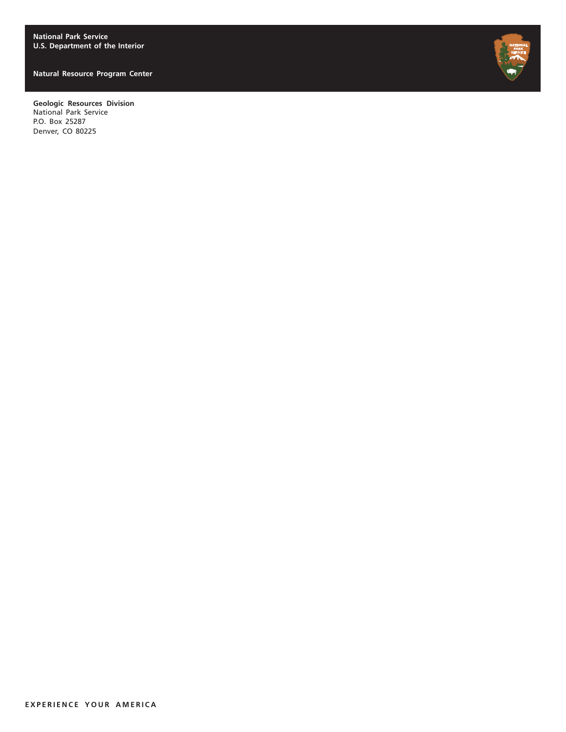**National Park Service**
**U.S. Department of the Interior**

**Natural Resource Program Center**

**Geologic Resources Division**
National Park Service
P.O. Box 25287
Denver, CO 80225

**EXPERIENCE YOUR AMERICA**